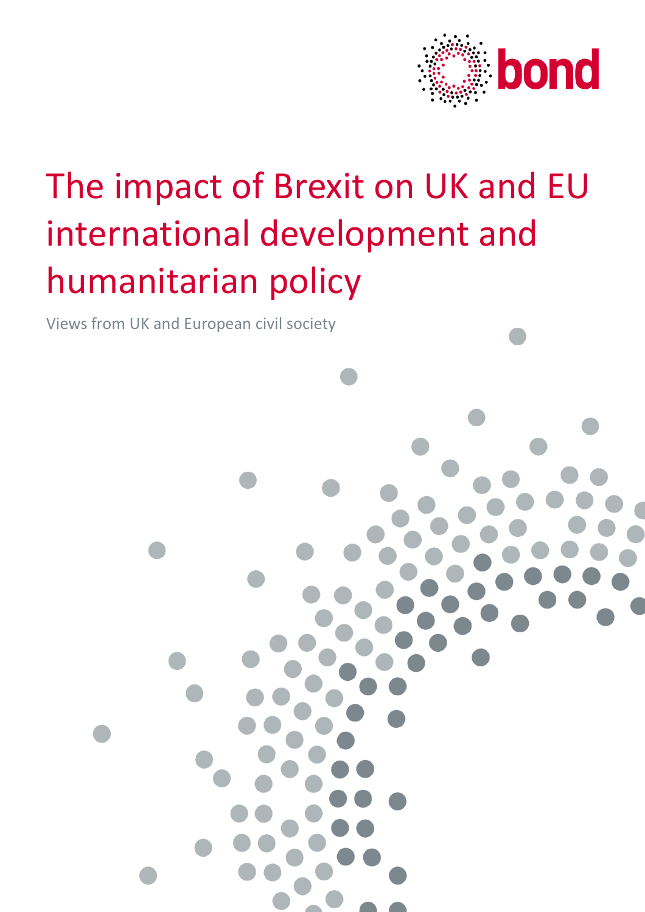bond

# The impact of Brexit on UK and EU international development and humanitarian policy

Views from UK and European civil society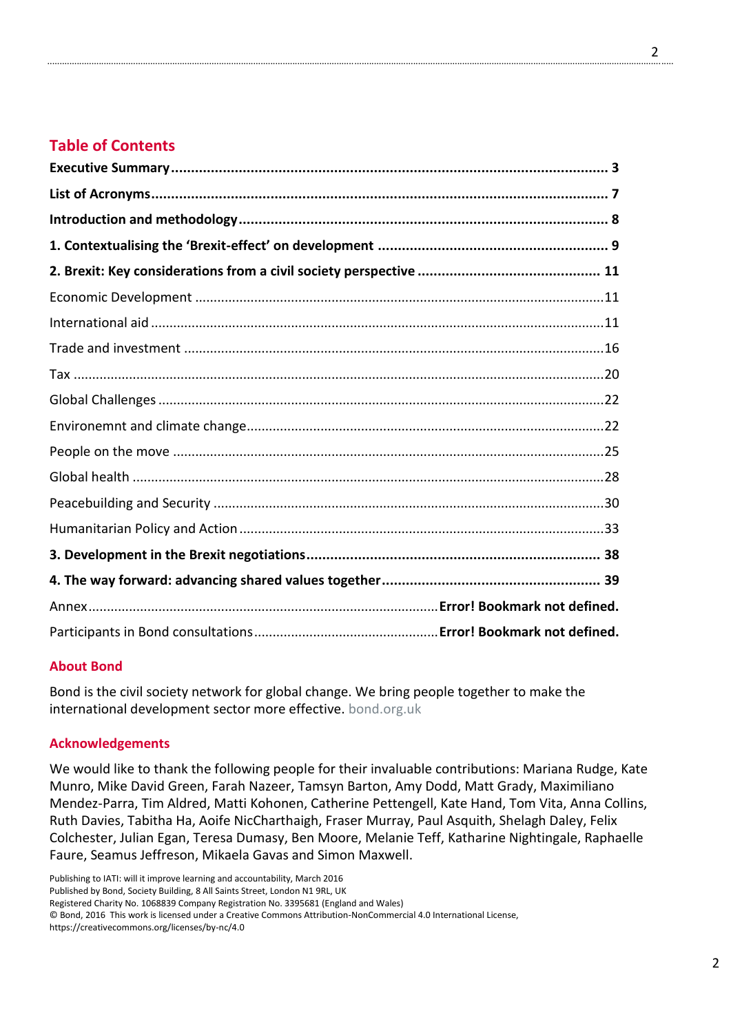## Table of Contents

**Executive Summary** ........................................................................................................ **3**

**List of Acronyms** ............................................................................................................ **7**

**Introduction and methodology** ....................................................................................... **8**

**1. Contextualising the 'Brexit-effect' on development** .................................................. **9**

**2. Brexit: Key considerations from a civil society perspective** ..................................... **11**

Economic Development .....................................................................................................11

International aid .................................................................................................................11

Trade and investment ........................................................................................................16

Tax .....................................................................................................................................20

Global Challenges ..............................................................................................................22

Environemnt and climate change........................................................................................22

People on the move ...........................................................................................................25

Global health ......................................................................................................................28

Peacebuilding and Security ................................................................................................30

Humanitarian Policy and Action .........................................................................................33

**3. Development in the Brexit negotiations** .................................................................. **38**

**4. The way forward: advancing shared values together** ............................................. **39**

Annex ........................................................................................ **Error! Bookmark not defined.**

Participants in Bond consultations ............................................ **Error! Bookmark not defined.**

### About Bond

Bond is the civil society network for global change. We bring people together to make the international development sector more effective. bond.org.uk

### Acknowledgements

We would like to thank the following people for their invaluable contributions: Mariana Rudge, Kate Munro, Mike David Green, Farah Nazeer, Tamsyn Barton, Amy Dodd, Matt Grady, Maximiliano Mendez-Parra, Tim Aldred, Matti Kohonen, Catherine Pettengell, Kate Hand, Tom Vita, Anna Collins, Ruth Davies, Tabitha Ha, Aoife NicCharthaigh, Fraser Murray, Paul Asquith, Shelagh Daley, Felix Colchester, Julian Egan, Teresa Dumasy, Ben Moore, Melanie Teff, Katharine Nightingale, Raphaelle Faure, Seamus Jeffreson, Mikaela Gavas and Simon Maxwell.

Publishing to IATI: will it improve learning and accountability, March 2016
Published by Bond, Society Building, 8 All Saints Street, London N1 9RL, UK
Registered Charity No. 1068839 Company Registration No. 3395681 (England and Wales)
© Bond, 2016 This work is licensed under a Creative Commons Attribution-NonCommercial 4.0 International License, https://creativecommons.org/licenses/by-nc/4.0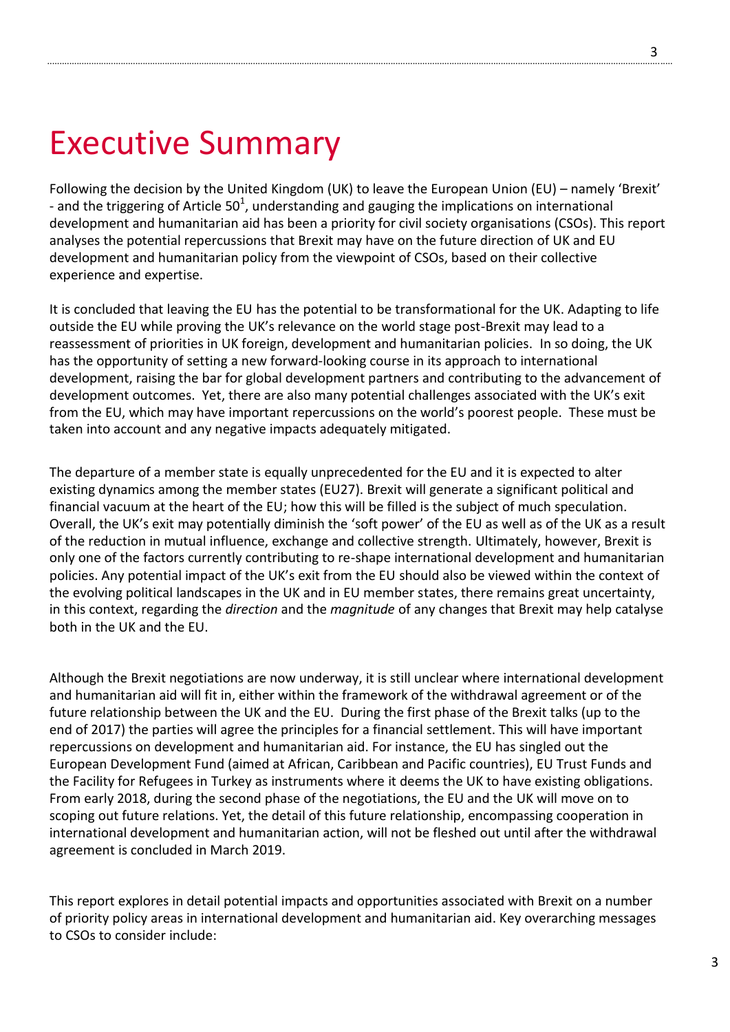# Executive Summary

Following the decision by the United Kingdom (UK) to leave the European Union (EU) – namely 'Brexit' - and the triggering of Article 50[1], understanding and gauging the implications on international development and humanitarian aid has been a priority for civil society organisations (CSOs). This report analyses the potential repercussions that Brexit may have on the future direction of UK and EU development and humanitarian policy from the viewpoint of CSOs, based on their collective experience and expertise.

It is concluded that leaving the EU has the potential to be transformational for the UK. Adapting to life outside the EU while proving the UK's relevance on the world stage post-Brexit may lead to a reassessment of priorities in UK foreign, development and humanitarian policies. In so doing, the UK has the opportunity of setting a new forward-looking course in its approach to international development, raising the bar for global development partners and contributing to the advancement of development outcomes. Yet, there are also many potential challenges associated with the UK's exit from the EU, which may have important repercussions on the world's poorest people. These must be taken into account and any negative impacts adequately mitigated.

The departure of a member state is equally unprecedented for the EU and it is expected to alter existing dynamics among the member states (EU27). Brexit will generate a significant political and financial vacuum at the heart of the EU; how this will be filled is the subject of much speculation. Overall, the UK's exit may potentially diminish the 'soft power' of the EU as well as of the UK as a result of the reduction in mutual influence, exchange and collective strength. Ultimately, however, Brexit is only one of the factors currently contributing to re-shape international development and humanitarian policies. Any potential impact of the UK's exit from the EU should also be viewed within the context of the evolving political landscapes in the UK and in EU member states, there remains great uncertainty, in this context, regarding the *direction* and the *magnitude* of any changes that Brexit may help catalyse both in the UK and the EU.

Although the Brexit negotiations are now underway, it is still unclear where international development and humanitarian aid will fit in, either within the framework of the withdrawal agreement or of the future relationship between the UK and the EU. During the first phase of the Brexit talks (up to the end of 2017) the parties will agree the principles for a financial settlement. This will have important repercussions on development and humanitarian aid. For instance, the EU has singled out the European Development Fund (aimed at African, Caribbean and Pacific countries), EU Trust Funds and the Facility for Refugees in Turkey as instruments where it deems the UK to have existing obligations. From early 2018, during the second phase of the negotiations, the EU and the UK will move on to scoping out future relations. Yet, the detail of this future relationship, encompassing cooperation in international development and humanitarian action, will not be fleshed out until after the withdrawal agreement is concluded in March 2019.

This report explores in detail potential impacts and opportunities associated with Brexit on a number of priority policy areas in international development and humanitarian aid. Key overarching messages to CSOs to consider include: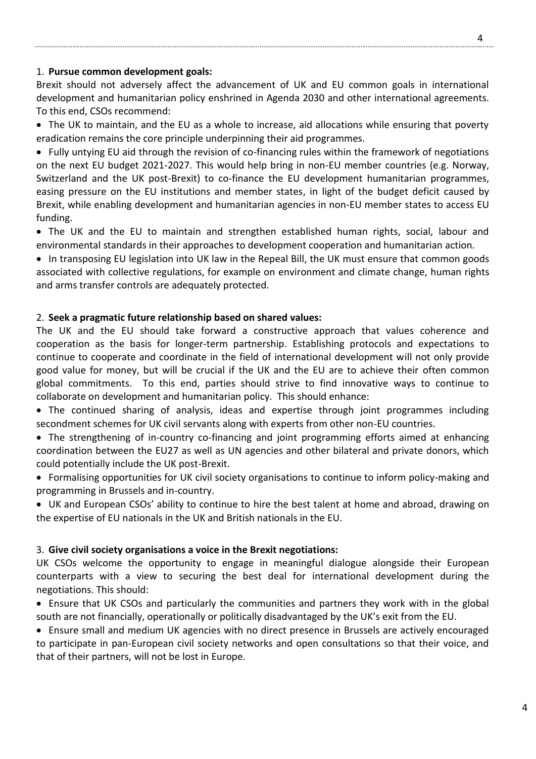1. **Pursue common development goals:**

Brexit should not adversely affect the advancement of UK and EU common goals in international development and humanitarian policy enshrined in Agenda 2030 and other international agreements. To this end, CSOs recommend:

- The UK to maintain, and the EU as a whole to increase, aid allocations while ensuring that poverty eradication remains the core principle underpinning their aid programmes.
- Fully untying EU aid through the revision of co-financing rules within the framework of negotiations on the next EU budget 2021-2027. This would help bring in non-EU member countries (e.g. Norway, Switzerland and the UK post-Brexit) to co-finance the EU development humanitarian programmes, easing pressure on the EU institutions and member states, in light of the budget deficit caused by Brexit, while enabling development and humanitarian agencies in non-EU member states to access EU funding.
- The UK and the EU to maintain and strengthen established human rights, social, labour and environmental standards in their approaches to development cooperation and humanitarian action.
- In transposing EU legislation into UK law in the Repeal Bill, the UK must ensure that common goods associated with collective regulations, for example on environment and climate change, human rights and arms transfer controls are adequately protected.

2. **Seek a pragmatic future relationship based on shared values:**

The UK and the EU should take forward a constructive approach that values coherence and cooperation as the basis for longer-term partnership. Establishing protocols and expectations to continue to cooperate and coordinate in the field of international development will not only provide good value for money, but will be crucial if the UK and the EU are to achieve their often common global commitments. To this end, parties should strive to find innovative ways to continue to collaborate on development and humanitarian policy. This should enhance:

- The continued sharing of analysis, ideas and expertise through joint programmes including secondment schemes for UK civil servants along with experts from other non-EU countries.
- The strengthening of in-country co-financing and joint programming efforts aimed at enhancing coordination between the EU27 as well as UN agencies and other bilateral and private donors, which could potentially include the UK post-Brexit.
- Formalising opportunities for UK civil society organisations to continue to inform policy-making and programming in Brussels and in-country.
- UK and European CSOs' ability to continue to hire the best talent at home and abroad, drawing on the expertise of EU nationals in the UK and British nationals in the EU.

3. **Give civil society organisations a voice in the Brexit negotiations:**

UK CSOs welcome the opportunity to engage in meaningful dialogue alongside their European counterparts with a view to securing the best deal for international development during the negotiations. This should:

- Ensure that UK CSOs and particularly the communities and partners they work with in the global south are not financially, operationally or politically disadvantaged by the UK's exit from the EU.
- Ensure small and medium UK agencies with no direct presence in Brussels are actively encouraged to participate in pan-European civil society networks and open consultations so that their voice, and that of their partners, will not be lost in Europe.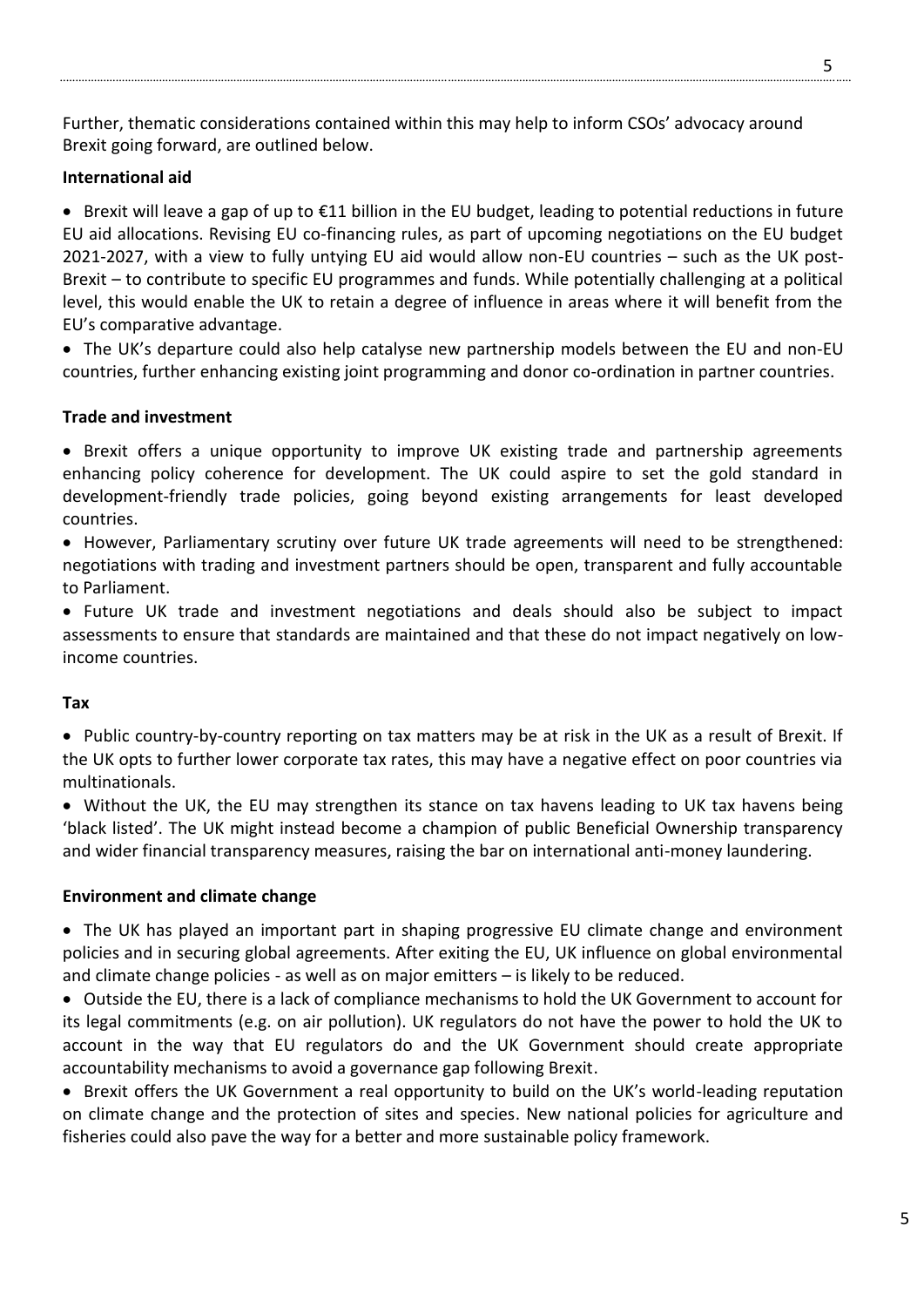Further, thematic considerations contained within this may help to inform CSOs' advocacy around Brexit going forward, are outlined below.

**International aid**

- Brexit will leave a gap of up to €11 billion in the EU budget, leading to potential reductions in future EU aid allocations. Revising EU co-financing rules, as part of upcoming negotiations on the EU budget 2021-2027, with a view to fully untying EU aid would allow non-EU countries – such as the UK post-Brexit – to contribute to specific EU programmes and funds. While potentially challenging at a political level, this would enable the UK to retain a degree of influence in areas where it will benefit from the EU's comparative advantage.
- The UK's departure could also help catalyse new partnership models between the EU and non-EU countries, further enhancing existing joint programming and donor co-ordination in partner countries.

**Trade and investment**

- Brexit offers a unique opportunity to improve UK existing trade and partnership agreements enhancing policy coherence for development. The UK could aspire to set the gold standard in development-friendly trade policies, going beyond existing arrangements for least developed countries.
- However, Parliamentary scrutiny over future UK trade agreements will need to be strengthened: negotiations with trading and investment partners should be open, transparent and fully accountable to Parliament.
- Future UK trade and investment negotiations and deals should also be subject to impact assessments to ensure that standards are maintained and that these do not impact negatively on low-income countries.

**Tax**

- Public country-by-country reporting on tax matters may be at risk in the UK as a result of Brexit. If the UK opts to further lower corporate tax rates, this may have a negative effect on poor countries via multinationals.
- Without the UK, the EU may strengthen its stance on tax havens leading to UK tax havens being 'black listed'. The UK might instead become a champion of public Beneficial Ownership transparency and wider financial transparency measures, raising the bar on international anti-money laundering.

**Environment and climate change**

- The UK has played an important part in shaping progressive EU climate change and environment policies and in securing global agreements. After exiting the EU, UK influence on global environmental and climate change policies - as well as on major emitters – is likely to be reduced.
- Outside the EU, there is a lack of compliance mechanisms to hold the UK Government to account for its legal commitments (e.g. on air pollution). UK regulators do not have the power to hold the UK to account in the way that EU regulators do and the UK Government should create appropriate accountability mechanisms to avoid a governance gap following Brexit.
- Brexit offers the UK Government a real opportunity to build on the UK's world-leading reputation on climate change and the protection of sites and species. New national policies for agriculture and fisheries could also pave the way for a better and more sustainable policy framework.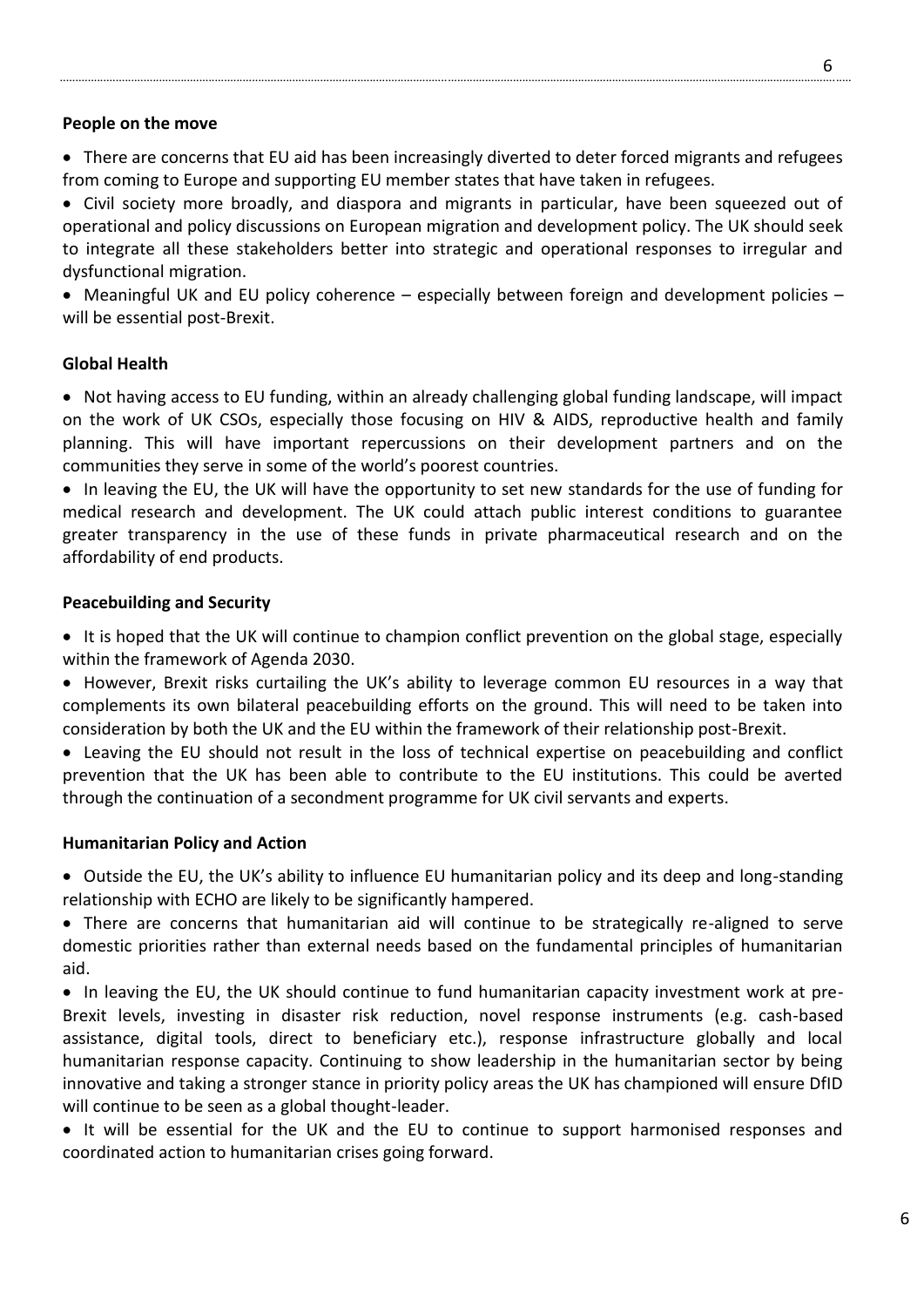**People on the move**

- There are concerns that EU aid has been increasingly diverted to deter forced migrants and refugees from coming to Europe and supporting EU member states that have taken in refugees.
- Civil society more broadly, and diaspora and migrants in particular, have been squeezed out of operational and policy discussions on European migration and development policy. The UK should seek to integrate all these stakeholders better into strategic and operational responses to irregular and dysfunctional migration.
- Meaningful UK and EU policy coherence – especially between foreign and development policies – will be essential post-Brexit.

**Global Health**

- Not having access to EU funding, within an already challenging global funding landscape, will impact on the work of UK CSOs, especially those focusing on HIV & AIDS, reproductive health and family planning. This will have important repercussions on their development partners and on the communities they serve in some of the world's poorest countries.
- In leaving the EU, the UK will have the opportunity to set new standards for the use of funding for medical research and development. The UK could attach public interest conditions to guarantee greater transparency in the use of these funds in private pharmaceutical research and on the affordability of end products.

**Peacebuilding and Security**

- It is hoped that the UK will continue to champion conflict prevention on the global stage, especially within the framework of Agenda 2030.
- However, Brexit risks curtailing the UK's ability to leverage common EU resources in a way that complements its own bilateral peacebuilding efforts on the ground. This will need to be taken into consideration by both the UK and the EU within the framework of their relationship post-Brexit.
- Leaving the EU should not result in the loss of technical expertise on peacebuilding and conflict prevention that the UK has been able to contribute to the EU institutions. This could be averted through the continuation of a secondment programme for UK civil servants and experts.

**Humanitarian Policy and Action**

- Outside the EU, the UK's ability to influence EU humanitarian policy and its deep and long-standing relationship with ECHO are likely to be significantly hampered.
- There are concerns that humanitarian aid will continue to be strategically re-aligned to serve domestic priorities rather than external needs based on the fundamental principles of humanitarian aid.
- In leaving the EU, the UK should continue to fund humanitarian capacity investment work at pre-Brexit levels, investing in disaster risk reduction, novel response instruments (e.g. cash-based assistance, digital tools, direct to beneficiary etc.), response infrastructure globally and local humanitarian response capacity. Continuing to show leadership in the humanitarian sector by being innovative and taking a stronger stance in priority policy areas the UK has championed will ensure DfID will continue to be seen as a global thought-leader.
- It will be essential for the UK and the EU to continue to support harmonised responses and coordinated action to humanitarian crises going forward.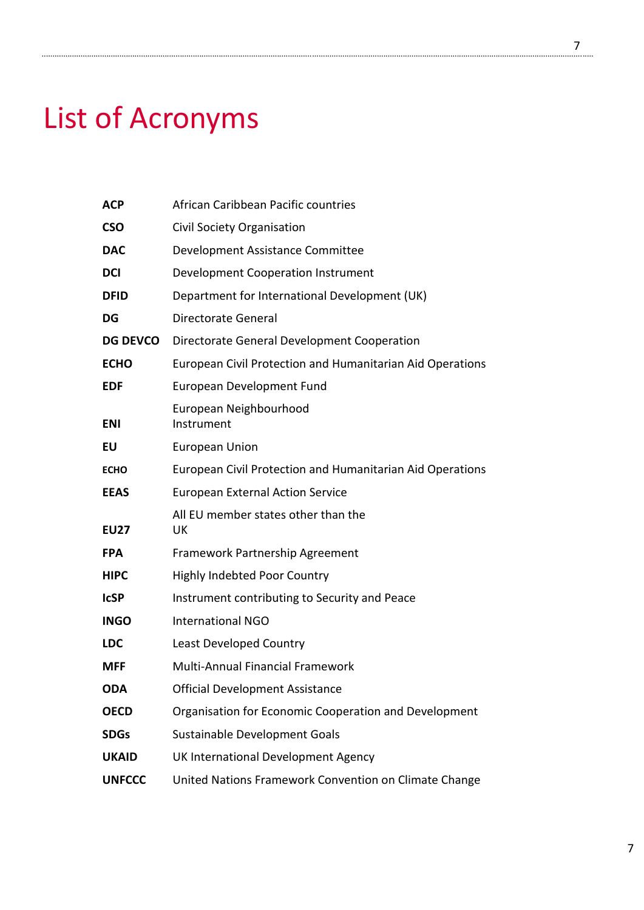# List of Acronyms

| | |
|---|---|
| **ACP** | African Caribbean Pacific countries |
| **CSO** | Civil Society Organisation |
| **DAC** | Development Assistance Committee |
| **DCI** | Development Cooperation Instrument |
| **DFID** | Department for International Development (UK) |
| **DG** | Directorate General |
| **DG DEVCO** | Directorate General Development Cooperation |
| **ECHO** | European Civil Protection and Humanitarian Aid Operations |
| **EDF** | European Development Fund |
| **ENI** | European Neighbourhood Instrument |
| **EU** | European Union |
| **ECHO** | European Civil Protection and Humanitarian Aid Operations |
| **EEAS** | European External Action Service |
| **EU27** | All EU member states other than the UK |
| **FPA** | Framework Partnership Agreement |
| **HIPC** | Highly Indebted Poor Country |
| **IcSP** | Instrument contributing to Security and Peace |
| **INGO** | International NGO |
| **LDC** | Least Developed Country |
| **MFF** | Multi-Annual Financial Framework |
| **ODA** | Official Development Assistance |
| **OECD** | Organisation for Economic Cooperation and Development |
| **SDGs** | Sustainable Development Goals |
| **UKAID** | UK International Development Agency |
| **UNFCCC** | United Nations Framework Convention on Climate Change |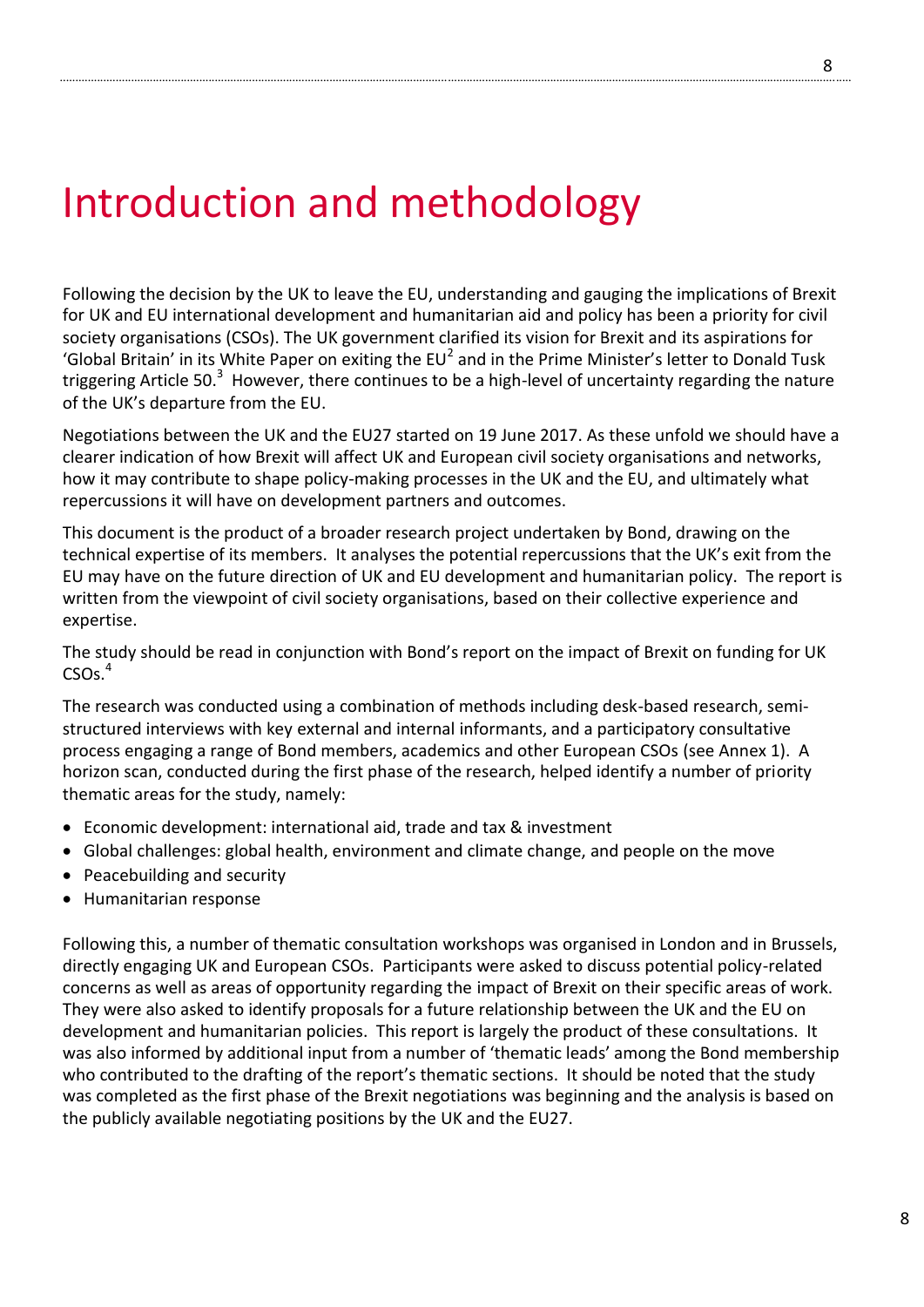# Introduction and methodology

Following the decision by the UK to leave the EU, understanding and gauging the implications of Brexit for UK and EU international development and humanitarian aid and policy has been a priority for civil society organisations (CSOs). The UK government clarified its vision for Brexit and its aspirations for 'Global Britain' in its White Paper on exiting the EU[2] and in the Prime Minister's letter to Donald Tusk triggering Article 50.[3] However, there continues to be a high-level of uncertainty regarding the nature of the UK's departure from the EU.

Negotiations between the UK and the EU27 started on 19 June 2017. As these unfold we should have a clearer indication of how Brexit will affect UK and European civil society organisations and networks, how it may contribute to shape policy-making processes in the UK and the EU, and ultimately what repercussions it will have on development partners and outcomes.

This document is the product of a broader research project undertaken by Bond, drawing on the technical expertise of its members. It analyses the potential repercussions that the UK's exit from the EU may have on the future direction of UK and EU development and humanitarian policy. The report is written from the viewpoint of civil society organisations, based on their collective experience and expertise.

The study should be read in conjunction with Bond's report on the impact of Brexit on funding for UK CSOs.[4]

The research was conducted using a combination of methods including desk-based research, semi-structured interviews with key external and internal informants, and a participatory consultative process engaging a range of Bond members, academics and other European CSOs (see Annex 1). A horizon scan, conducted during the first phase of the research, helped identify a number of priority thematic areas for the study, namely:

- Economic development: international aid, trade and tax & investment
- Global challenges: global health, environment and climate change, and people on the move
- Peacebuilding and security
- Humanitarian response

Following this, a number of thematic consultation workshops was organised in London and in Brussels, directly engaging UK and European CSOs. Participants were asked to discuss potential policy-related concerns as well as areas of opportunity regarding the impact of Brexit on their specific areas of work. They were also asked to identify proposals for a future relationship between the UK and the EU on development and humanitarian policies. This report is largely the product of these consultations. It was also informed by additional input from a number of 'thematic leads' among the Bond membership who contributed to the drafting of the report's thematic sections. It should be noted that the study was completed as the first phase of the Brexit negotiations was beginning and the analysis is based on the publicly available negotiating positions by the UK and the EU27.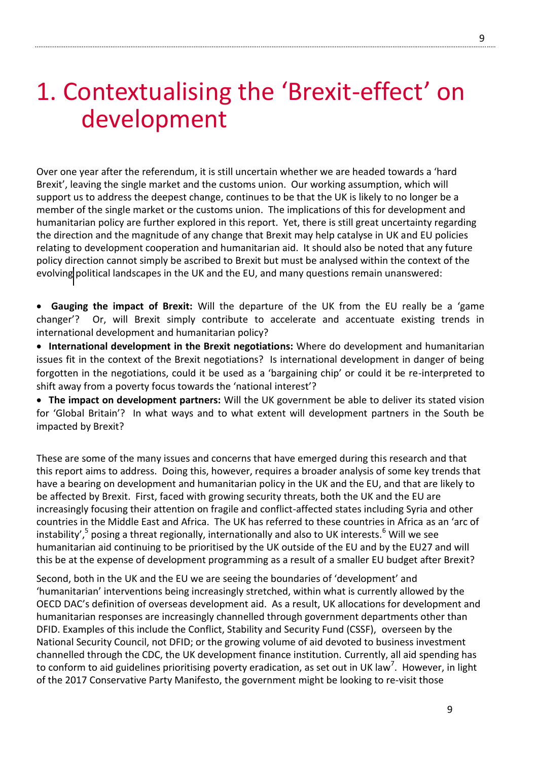# 1. Contextualising the 'Brexit-effect' on development

Over one year after the referendum, it is still uncertain whether we are headed towards a 'hard Brexit', leaving the single market and the customs union. Our working assumption, which will support us to address the deepest change, continues to be that the UK is likely to no longer be a member of the single market or the customs union. The implications of this for development and humanitarian policy are further explored in this report. Yet, there is still great uncertainty regarding the direction and the magnitude of any change that Brexit may help catalyse in UK and EU policies relating to development cooperation and humanitarian aid. It should also be noted that any future policy direction cannot simply be ascribed to Brexit but must be analysed within the context of the evolving political landscapes in the UK and the EU, and many questions remain unanswered:

- **Gauging the impact of Brexit:** Will the departure of the UK from the EU really be a 'game changer'? Or, will Brexit simply contribute to accelerate and accentuate existing trends in international development and humanitarian policy?
- **International development in the Brexit negotiations:** Where do development and humanitarian issues fit in the context of the Brexit negotiations? Is international development in danger of being forgotten in the negotiations, could it be used as a 'bargaining chip' or could it be re-interpreted to shift away from a poverty focus towards the 'national interest'?
- **The impact on development partners:** Will the UK government be able to deliver its stated vision for 'Global Britain'? In what ways and to what extent will development partners in the South be impacted by Brexit?

These are some of the many issues and concerns that have emerged during this research and that this report aims to address. Doing this, however, requires a broader analysis of some key trends that have a bearing on development and humanitarian policy in the UK and the EU, and that are likely to be affected by Brexit. First, faced with growing security threats, both the UK and the EU are increasingly focusing their attention on fragile and conflict-affected states including Syria and other countries in the Middle East and Africa. The UK has referred to these countries in Africa as an 'arc of instability',[5] posing a threat regionally, internationally and also to UK interests.[6] Will we see humanitarian aid continuing to be prioritised by the UK outside of the EU and by the EU27 and will this be at the expense of development programming as a result of a smaller EU budget after Brexit?

Second, both in the UK and the EU we are seeing the boundaries of 'development' and 'humanitarian' interventions being increasingly stretched, within what is currently allowed by the OECD DAC's definition of overseas development aid. As a result, UK allocations for development and humanitarian responses are increasingly channelled through government departments other than DFID. Examples of this include the Conflict, Stability and Security Fund (CSSF), overseen by the National Security Council, not DFID; or the growing volume of aid devoted to business investment channelled through the CDC, the UK development finance institution. Currently, all aid spending has to conform to aid guidelines prioritising poverty eradication, as set out in UK law[7]. However, in light of the 2017 Conservative Party Manifesto, the government might be looking to re-visit those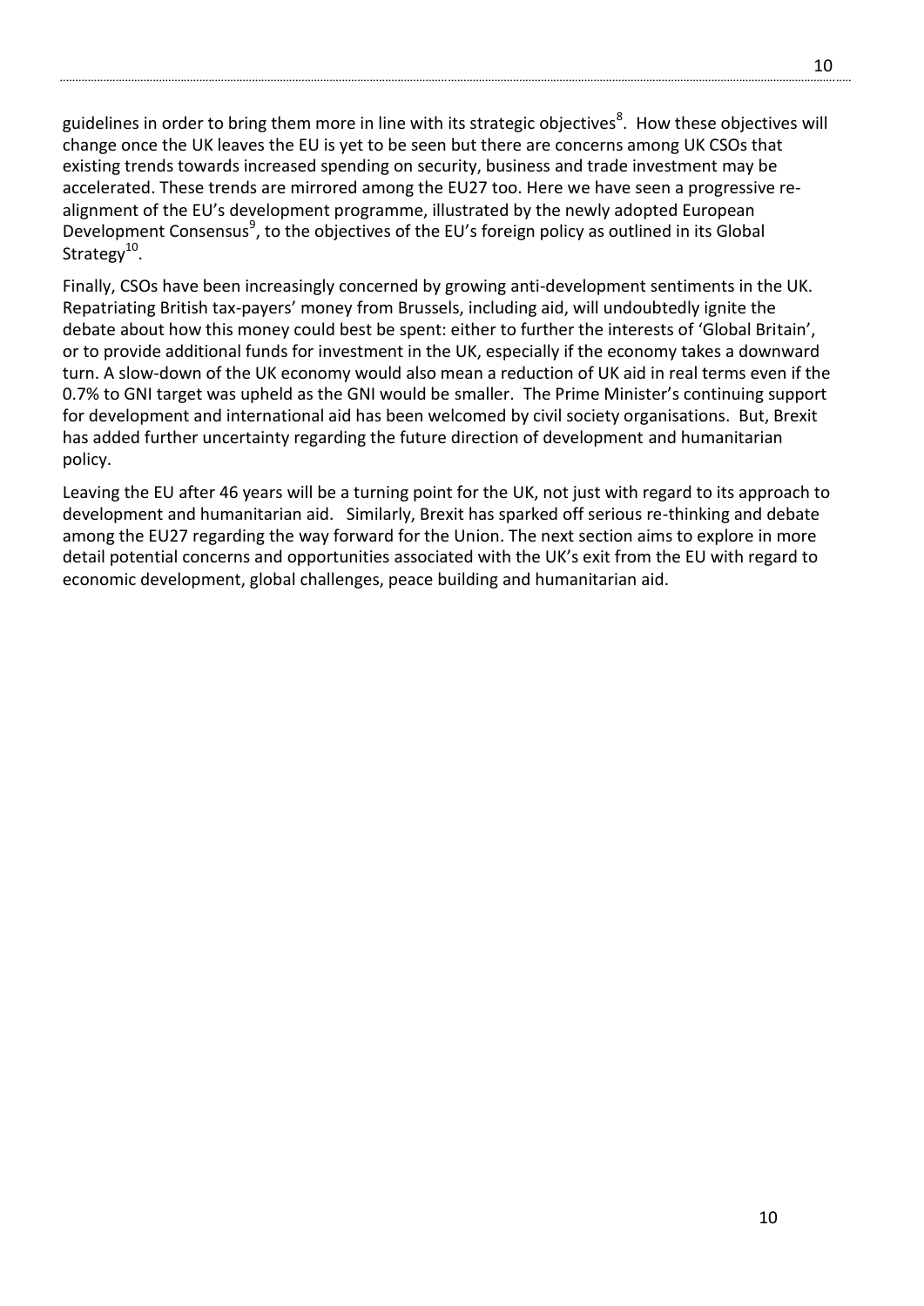guidelines in order to bring them more in line with its strategic objectives[8]. How these objectives will change once the UK leaves the EU is yet to be seen but there are concerns among UK CSOs that existing trends towards increased spending on security, business and trade investment may be accelerated. These trends are mirrored among the EU27 too. Here we have seen a progressive re-alignment of the EU's development programme, illustrated by the newly adopted European Development Consensus[9], to the objectives of the EU's foreign policy as outlined in its Global Strategy[10].

Finally, CSOs have been increasingly concerned by growing anti-development sentiments in the UK. Repatriating British tax-payers' money from Brussels, including aid, will undoubtedly ignite the debate about how this money could best be spent: either to further the interests of 'Global Britain', or to provide additional funds for investment in the UK, especially if the economy takes a downward turn. A slow-down of the UK economy would also mean a reduction of UK aid in real terms even if the 0.7% to GNI target was upheld as the GNI would be smaller. The Prime Minister's continuing support for development and international aid has been welcomed by civil society organisations. But, Brexit has added further uncertainty regarding the future direction of development and humanitarian policy.

Leaving the EU after 46 years will be a turning point for the UK, not just with regard to its approach to development and humanitarian aid. Similarly, Brexit has sparked off serious re-thinking and debate among the EU27 regarding the way forward for the Union. The next section aims to explore in more detail potential concerns and opportunities associated with the UK's exit from the EU with regard to economic development, global challenges, peace building and humanitarian aid.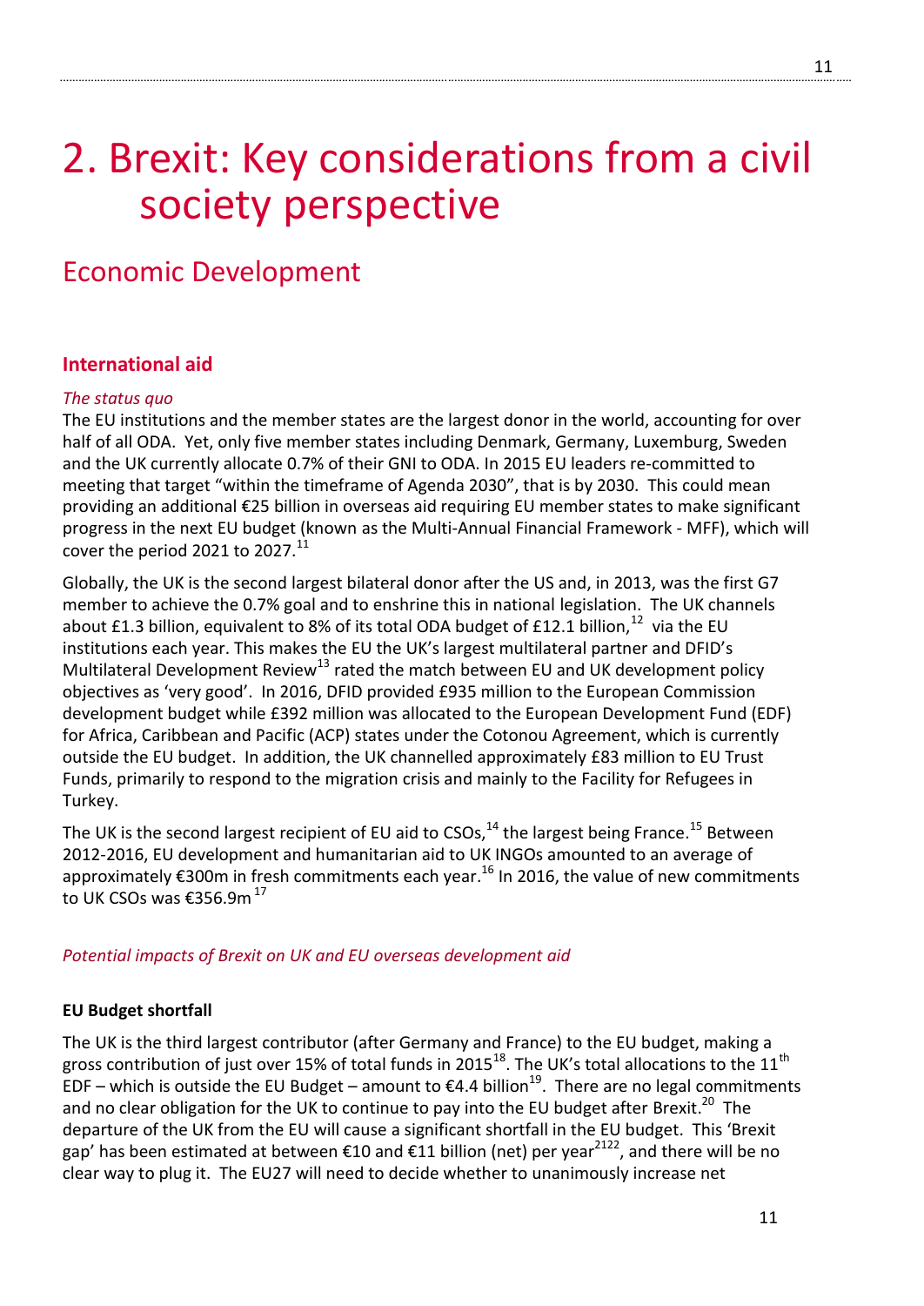# 2. Brexit: Key considerations from a civil society perspective

## Economic Development

### International aid

*The status quo*

The EU institutions and the member states are the largest donor in the world, accounting for over half of all ODA. Yet, only five member states including Denmark, Germany, Luxemburg, Sweden and the UK currently allocate 0.7% of their GNI to ODA. In 2015 EU leaders re-committed to meeting that target "within the timeframe of Agenda 2030", that is by 2030. This could mean providing an additional €25 billion in overseas aid requiring EU member states to make significant progress in the next EU budget (known as the Multi-Annual Financial Framework - MFF), which will cover the period 2021 to 2027.[11]

Globally, the UK is the second largest bilateral donor after the US and, in 2013, was the first G7 member to achieve the 0.7% goal and to enshrine this in national legislation. The UK channels about £1.3 billion, equivalent to 8% of its total ODA budget of £12.1 billion,[12] via the EU institutions each year. This makes the EU the UK's largest multilateral partner and DFID's Multilateral Development Review[13] rated the match between EU and UK development policy objectives as 'very good'. In 2016, DFID provided £935 million to the European Commission development budget while £392 million was allocated to the European Development Fund (EDF) for Africa, Caribbean and Pacific (ACP) states under the Cotonou Agreement, which is currently outside the EU budget. In addition, the UK channelled approximately £83 million to EU Trust Funds, primarily to respond to the migration crisis and mainly to the Facility for Refugees in Turkey.

The UK is the second largest recipient of EU aid to CSOs,[14] the largest being France.[15] Between 2012-2016, EU development and humanitarian aid to UK INGOs amounted to an average of approximately €300m in fresh commitments each year.[16] In 2016, the value of new commitments to UK CSOs was €356.9m[17]

*Potential impacts of Brexit on UK and EU overseas development aid*

**EU Budget shortfall**

The UK is the third largest contributor (after Germany and France) to the EU budget, making a gross contribution of just over 15% of total funds in 2015[18]. The UK's total allocations to the 11[th] EDF – which is outside the EU Budget – amount to €4.4 billion[19]. There are no legal commitments and no clear obligation for the UK to continue to pay into the EU budget after Brexit.[20] The departure of the UK from the EU will cause a significant shortfall in the EU budget. This 'Brexit gap' has been estimated at between €10 and €11 billion (net) per year[21][22], and there will be no clear way to plug it. The EU27 will need to decide whether to unanimously increase net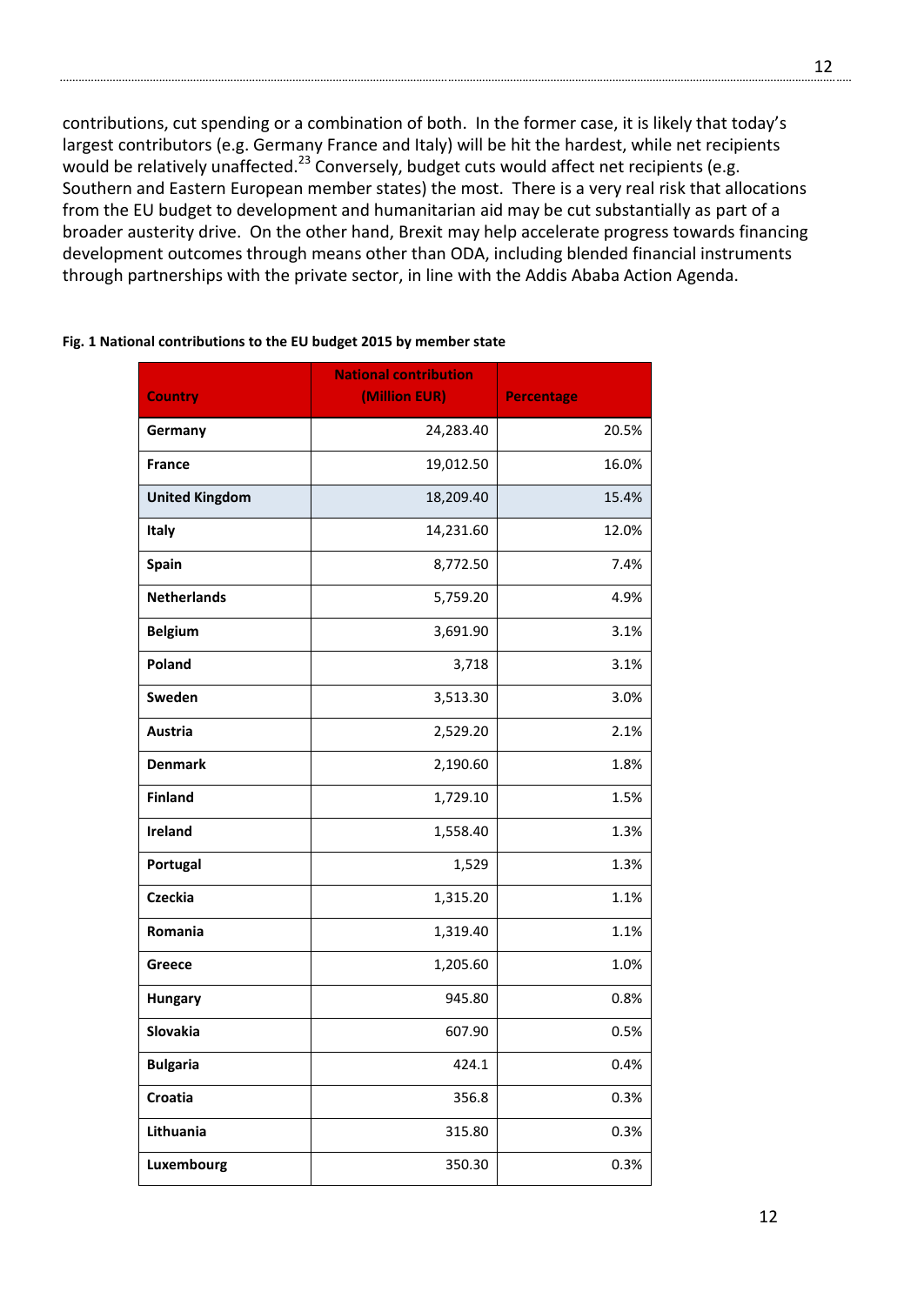contributions, cut spending or a combination of both. In the former case, it is likely that today's largest contributors (e.g. Germany France and Italy) will be hit the hardest, while net recipients would be relatively unaffected.[23] Conversely, budget cuts would affect net recipients (e.g. Southern and Eastern European member states) the most. There is a very real risk that allocations from the EU budget to development and humanitarian aid may be cut substantially as part of a broader austerity drive. On the other hand, Brexit may help accelerate progress towards financing development outcomes through means other than ODA, including blended financial instruments through partnerships with the private sector, in line with the Addis Ababa Action Agenda.

**Fig. 1 National contributions to the EU budget 2015 by member state**

| Country | National contribution (Million EUR) | Percentage |
|---|---|---|
| Germany | 24,283.40 | 20.5% |
| France | 19,012.50 | 16.0% |
| United Kingdom | 18,209.40 | 15.4% |
| Italy | 14,231.60 | 12.0% |
| Spain | 8,772.50 | 7.4% |
| Netherlands | 5,759.20 | 4.9% |
| Belgium | 3,691.90 | 3.1% |
| Poland | 3,718 | 3.1% |
| Sweden | 3,513.30 | 3.0% |
| Austria | 2,529.20 | 2.1% |
| Denmark | 2,190.60 | 1.8% |
| Finland | 1,729.10 | 1.5% |
| Ireland | 1,558.40 | 1.3% |
| Portugal | 1,529 | 1.3% |
| Czeckia | 1,315.20 | 1.1% |
| Romania | 1,319.40 | 1.1% |
| Greece | 1,205.60 | 1.0% |
| Hungary | 945.80 | 0.8% |
| Slovakia | 607.90 | 0.5% |
| Bulgaria | 424.1 | 0.4% |
| Croatia | 356.8 | 0.3% |
| Lithuania | 315.80 | 0.3% |
| Luxembourg | 350.30 | 0.3% |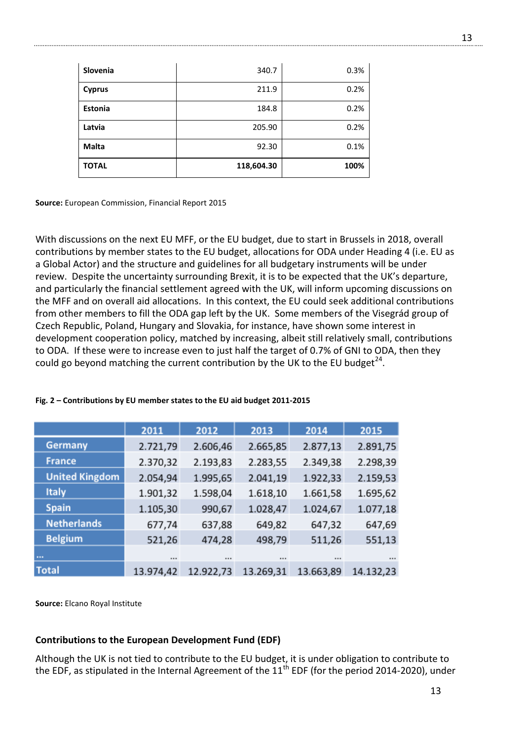| Slovenia | 340.7 | 0.3% |
|---|---|---|
| Cyprus | 211.9 | 0.2% |
| Estonia | 184.8 | 0.2% |
| Latvia | 205.90 | 0.2% |
| Malta | 92.30 | 0.1% |
| **TOTAL** | **118,604.30** | **100%** |

**Source:** European Commission, Financial Report 2015

With discussions on the next EU MFF, or the EU budget, due to start in Brussels in 2018, overall contributions by member states to the EU budget, allocations for ODA under Heading 4 (i.e. EU as a Global Actor) and the structure and guidelines for all budgetary instruments will be under review. Despite the uncertainty surrounding Brexit, it is to be expected that the UK's departure, and particularly the financial settlement agreed with the UK, will inform upcoming discussions on the MFF and on overall aid allocations. In this context, the EU could seek additional contributions from other members to fill the ODA gap left by the UK. Some members of the Visegrád group of Czech Republic, Poland, Hungary and Slovakia, for instance, have shown some interest in development cooperation policy, matched by increasing, albeit still relatively small, contributions to ODA. If these were to increase even to just half the target of 0.7% of GNI to ODA, then they could go beyond matching the current contribution by the UK to the EU budget[24].

**Fig. 2 – Contributions by EU member states to the EU aid budget 2011-2015**

| | 2011 | 2012 | 2013 | 2014 | 2015 |
|---|---|---|---|---|---|
| Germany | 2.721,79 | 2.606,46 | 2.665,85 | 2.877,13 | 2.891,75 |
| France | 2.370,32 | 2.193,83 | 2.283,55 | 2.349,38 | 2.298,39 |
| United Kingdom | 2.054,94 | 1.995,65 | 2.041,19 | 1.922,33 | 2.159,53 |
| Italy | 1.901,32 | 1.598,04 | 1.618,10 | 1.661,58 | 1.695,62 |
| Spain | 1.105,30 | 990,67 | 1.028,47 | 1.024,67 | 1.077,18 |
| Netherlands | 677,74 | 637,88 | 649,82 | 647,32 | 647,69 |
| Belgium | 521,26 | 474,28 | 498,79 | 511,26 | 551,13 |
| ... | ... | ... | ... | ... | ... |
| Total | 13.974,42 | 12.922,73 | 13.269,31 | 13.663,89 | 14.132,23 |

**Source:** Elcano Royal Institute

**Contributions to the European Development Fund (EDF)**

Although the UK is not tied to contribute to the EU budget, it is under obligation to contribute to the EDF, as stipulated in the Internal Agreement of the 11th EDF (for the period 2014-2020), under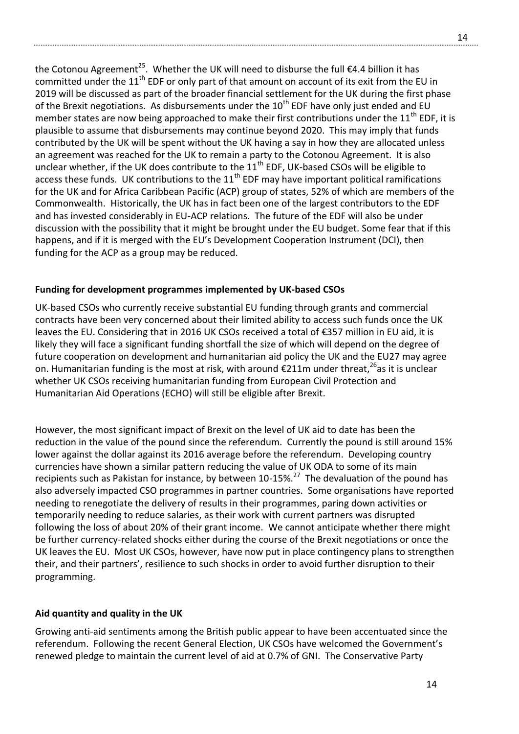the Cotonou Agreement[25]. Whether the UK will need to disburse the full €4.4 billion it has committed under the 11th EDF or only part of that amount on account of its exit from the EU in 2019 will be discussed as part of the broader financial settlement for the UK during the first phase of the Brexit negotiations. As disbursements under the 10th EDF have only just ended and EU member states are now being approached to make their first contributions under the 11th EDF, it is plausible to assume that disbursements may continue beyond 2020. This may imply that funds contributed by the UK will be spent without the UK having a say in how they are allocated unless an agreement was reached for the UK to remain a party to the Cotonou Agreement. It is also unclear whether, if the UK does contribute to the 11th EDF, UK-based CSOs will be eligible to access these funds. UK contributions to the 11th EDF may have important political ramifications for the UK and for Africa Caribbean Pacific (ACP) group of states, 52% of which are members of the Commonwealth. Historically, the UK has in fact been one of the largest contributors to the EDF and has invested considerably in EU-ACP relations. The future of the EDF will also be under discussion with the possibility that it might be brought under the EU budget. Some fear that if this happens, and if it is merged with the EU's Development Cooperation Instrument (DCI), then funding for the ACP as a group may be reduced.

**Funding for development programmes implemented by UK-based CSOs**

UK-based CSOs who currently receive substantial EU funding through grants and commercial contracts have been very concerned about their limited ability to access such funds once the UK leaves the EU. Considering that in 2016 UK CSOs received a total of €357 million in EU aid, it is likely they will face a significant funding shortfall the size of which will depend on the degree of future cooperation on development and humanitarian aid policy the UK and the EU27 may agree on. Humanitarian funding is the most at risk, with around €211m under threat,[26]as it is unclear whether UK CSOs receiving humanitarian funding from European Civil Protection and Humanitarian Aid Operations (ECHO) will still be eligible after Brexit.

However, the most significant impact of Brexit on the level of UK aid to date has been the reduction in the value of the pound since the referendum. Currently the pound is still around 15% lower against the dollar against its 2016 average before the referendum. Developing country currencies have shown a similar pattern reducing the value of UK ODA to some of its main recipients such as Pakistan for instance, by between 10-15%.[27] The devaluation of the pound has also adversely impacted CSO programmes in partner countries. Some organisations have reported needing to renegotiate the delivery of results in their programmes, paring down activities or temporarily needing to reduce salaries, as their work with current partners was disrupted following the loss of about 20% of their grant income. We cannot anticipate whether there might be further currency-related shocks either during the course of the Brexit negotiations or once the UK leaves the EU. Most UK CSOs, however, have now put in place contingency plans to strengthen their, and their partners', resilience to such shocks in order to avoid further disruption to their programming.

**Aid quantity and quality in the UK**

Growing anti-aid sentiments among the British public appear to have been accentuated since the referendum. Following the recent General Election, UK CSOs have welcomed the Government's renewed pledge to maintain the current level of aid at 0.7% of GNI. The Conservative Party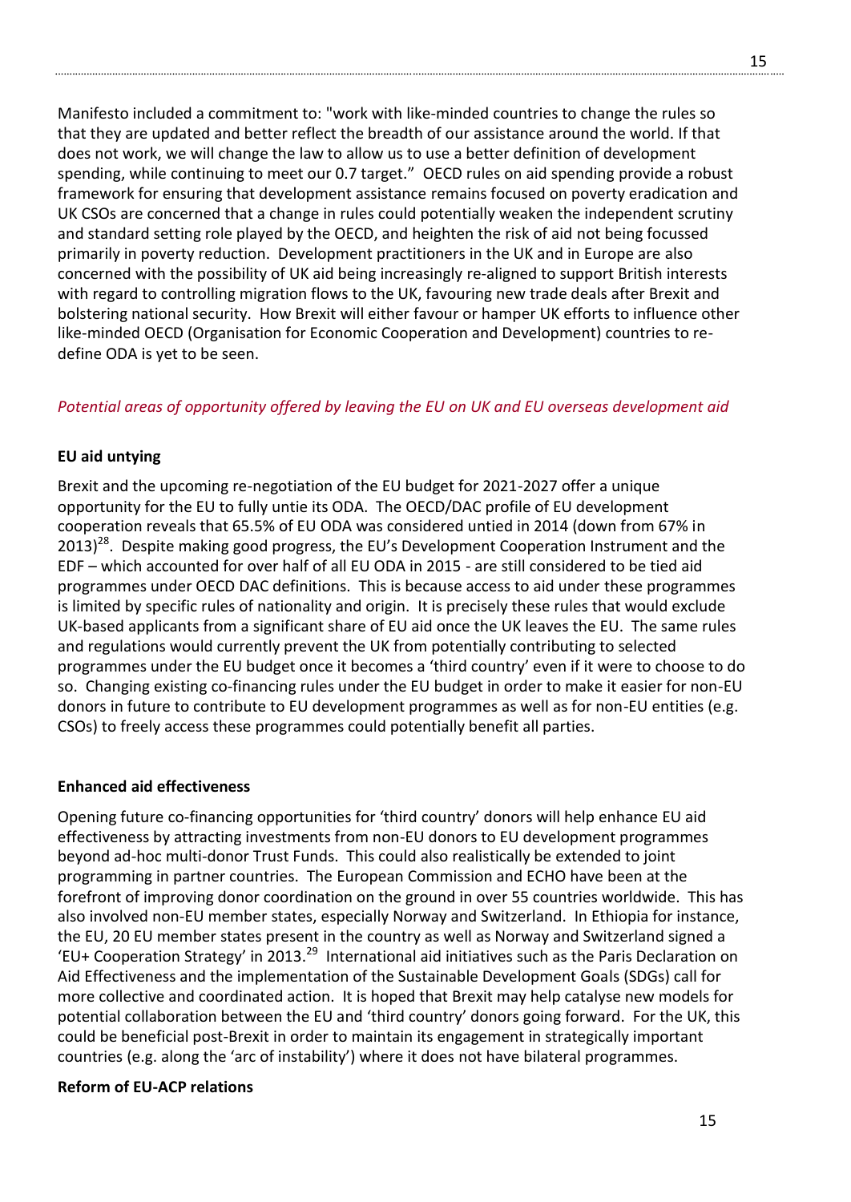Manifesto included a commitment to: "work with like-minded countries to change the rules so that they are updated and better reflect the breadth of our assistance around the world. If that does not work, we will change the law to allow us to use a better definition of development spending, while continuing to meet our 0.7 target." OECD rules on aid spending provide a robust framework for ensuring that development assistance remains focused on poverty eradication and UK CSOs are concerned that a change in rules could potentially weaken the independent scrutiny and standard setting role played by the OECD, and heighten the risk of aid not being focussed primarily in poverty reduction. Development practitioners in the UK and in Europe are also concerned with the possibility of UK aid being increasingly re-aligned to support British interests with regard to controlling migration flows to the UK, favouring new trade deals after Brexit and bolstering national security. How Brexit will either favour or hamper UK efforts to influence other like-minded OECD (Organisation for Economic Cooperation and Development) countries to re-define ODA is yet to be seen.

*Potential areas of opportunity offered by leaving the EU on UK and EU overseas development aid*

**EU aid untying**

Brexit and the upcoming re-negotiation of the EU budget for 2021-2027 offer a unique opportunity for the EU to fully untie its ODA. The OECD/DAC profile of EU development cooperation reveals that 65.5% of EU ODA was considered untied in 2014 (down from 67% in 2013)[28]. Despite making good progress, the EU's Development Cooperation Instrument and the EDF – which accounted for over half of all EU ODA in 2015 - are still considered to be tied aid programmes under OECD DAC definitions. This is because access to aid under these programmes is limited by specific rules of nationality and origin. It is precisely these rules that would exclude UK-based applicants from a significant share of EU aid once the UK leaves the EU. The same rules and regulations would currently prevent the UK from potentially contributing to selected programmes under the EU budget once it becomes a 'third country' even if it were to choose to do so. Changing existing co-financing rules under the EU budget in order to make it easier for non-EU donors in future to contribute to EU development programmes as well as for non-EU entities (e.g. CSOs) to freely access these programmes could potentially benefit all parties.

**Enhanced aid effectiveness**

Opening future co-financing opportunities for 'third country' donors will help enhance EU aid effectiveness by attracting investments from non-EU donors to EU development programmes beyond ad-hoc multi-donor Trust Funds. This could also realistically be extended to joint programming in partner countries. The European Commission and ECHO have been at the forefront of improving donor coordination on the ground in over 55 countries worldwide. This has also involved non-EU member states, especially Norway and Switzerland. In Ethiopia for instance, the EU, 20 EU member states present in the country as well as Norway and Switzerland signed a 'EU+ Cooperation Strategy' in 2013.[29] International aid initiatives such as the Paris Declaration on Aid Effectiveness and the implementation of the Sustainable Development Goals (SDGs) call for more collective and coordinated action. It is hoped that Brexit may help catalyse new models for potential collaboration between the EU and 'third country' donors going forward. For the UK, this could be beneficial post-Brexit in order to maintain its engagement in strategically important countries (e.g. along the 'arc of instability') where it does not have bilateral programmes.

**Reform of EU-ACP relations**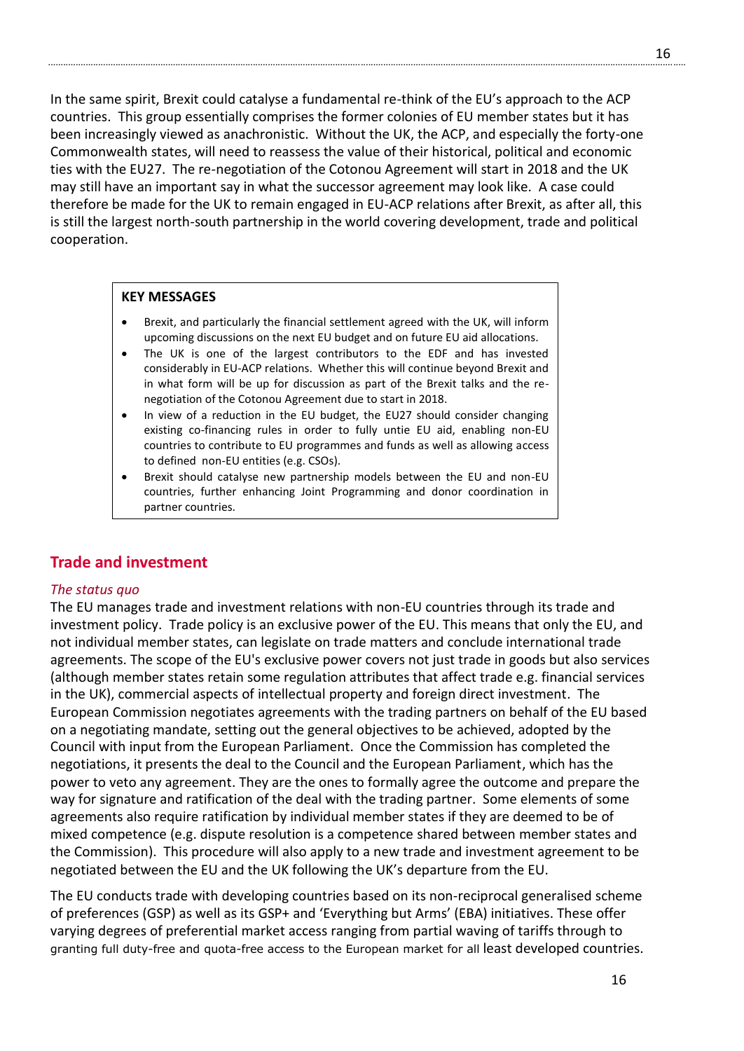In the same spirit, Brexit could catalyse a fundamental re-think of the EU's approach to the ACP countries. This group essentially comprises the former colonies of EU member states but it has been increasingly viewed as anachronistic. Without the UK, the ACP, and especially the forty-one Commonwealth states, will need to reassess the value of their historical, political and economic ties with the EU27. The re-negotiation of the Cotonou Agreement will start in 2018 and the UK may still have an important say in what the successor agreement may look like. A case could therefore be made for the UK to remain engaged in EU-ACP relations after Brexit, as after all, this is still the largest north-south partnership in the world covering development, trade and political cooperation.

**KEY MESSAGES**

- Brexit, and particularly the financial settlement agreed with the UK, will inform upcoming discussions on the next EU budget and on future EU aid allocations.
- The UK is one of the largest contributors to the EDF and has invested considerably in EU-ACP relations. Whether this will continue beyond Brexit and in what form will be up for discussion as part of the Brexit talks and the re-negotiation of the Cotonou Agreement due to start in 2018.
- In view of a reduction in the EU budget, the EU27 should consider changing existing co-financing rules in order to fully untie EU aid, enabling non-EU countries to contribute to EU programmes and funds as well as allowing access to defined non-EU entities (e.g. CSOs).
- Brexit should catalyse new partnership models between the EU and non-EU countries, further enhancing Joint Programming and donor coordination in partner countries.

## Trade and investment

*The status quo*

The EU manages trade and investment relations with non-EU countries through its trade and investment policy. Trade policy is an exclusive power of the EU. This means that only the EU, and not individual member states, can legislate on trade matters and conclude international trade agreements. The scope of the EU's exclusive power covers not just trade in goods but also services (although member states retain some regulation attributes that affect trade e.g. financial services in the UK), commercial aspects of intellectual property and foreign direct investment. The European Commission negotiates agreements with the trading partners on behalf of the EU based on a negotiating mandate, setting out the general objectives to be achieved, adopted by the Council with input from the European Parliament. Once the Commission has completed the negotiations, it presents the deal to the Council and the European Parliament, which has the power to veto any agreement. They are the ones to formally agree the outcome and prepare the way for signature and ratification of the deal with the trading partner. Some elements of some agreements also require ratification by individual member states if they are deemed to be of mixed competence (e.g. dispute resolution is a competence shared between member states and the Commission). This procedure will also apply to a new trade and investment agreement to be negotiated between the EU and the UK following the UK's departure from the EU.

The EU conducts trade with developing countries based on its non-reciprocal generalised scheme of preferences (GSP) as well as its GSP+ and 'Everything but Arms' (EBA) initiatives. These offer varying degrees of preferential market access ranging from partial waving of tariffs through to granting full duty-free and quota-free access to the European market for all least developed countries.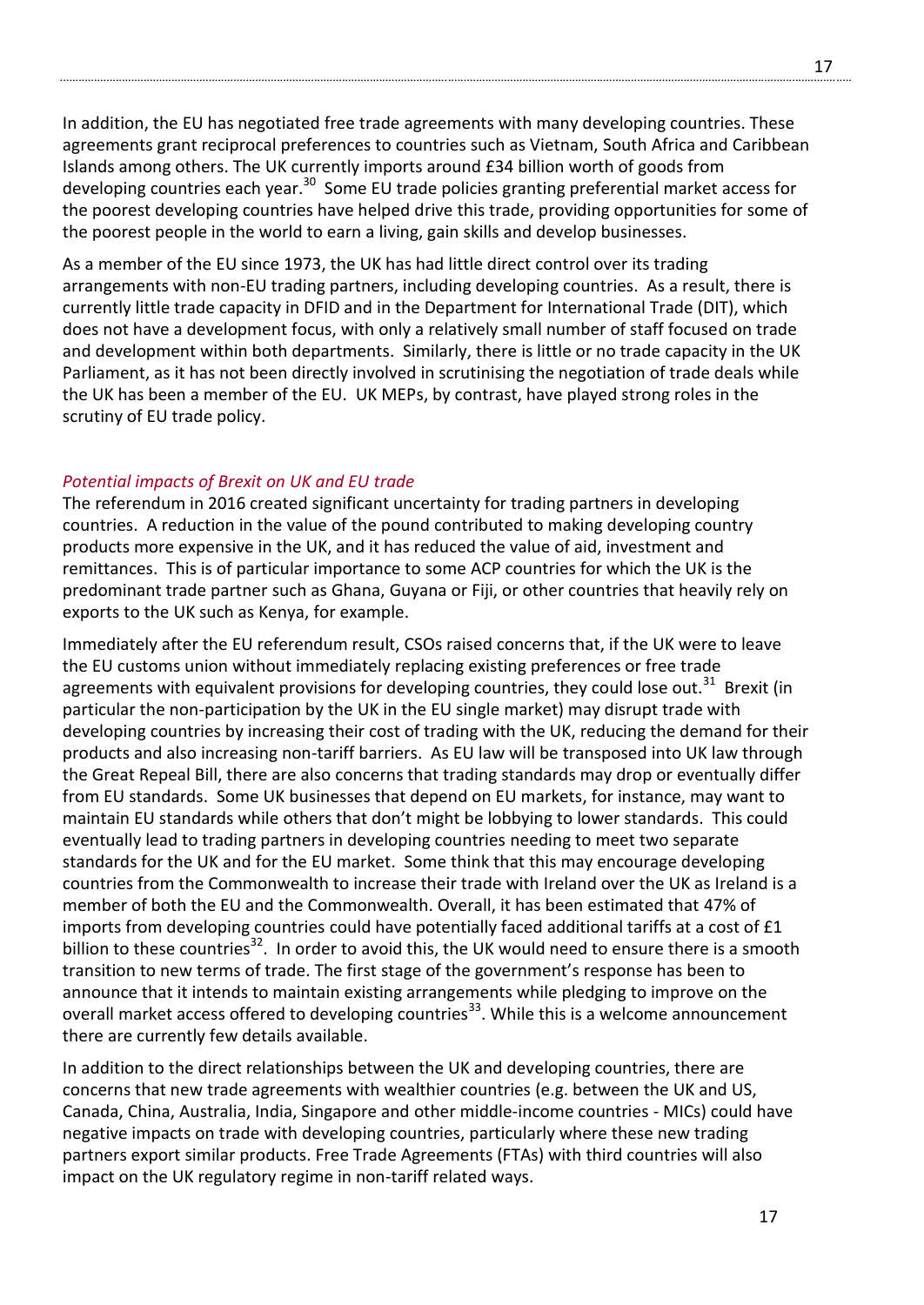In addition, the EU has negotiated free trade agreements with many developing countries. These agreements grant reciprocal preferences to countries such as Vietnam, South Africa and Caribbean Islands among others. The UK currently imports around £34 billion worth of goods from developing countries each year.[30] Some EU trade policies granting preferential market access for the poorest developing countries have helped drive this trade, providing opportunities for some of the poorest people in the world to earn a living, gain skills and develop businesses.

As a member of the EU since 1973, the UK has had little direct control over its trading arrangements with non-EU trading partners, including developing countries. As a result, there is currently little trade capacity in DFID and in the Department for International Trade (DIT), which does not have a development focus, with only a relatively small number of staff focused on trade and development within both departments. Similarly, there is little or no trade capacity in the UK Parliament, as it has not been directly involved in scrutinising the negotiation of trade deals while the UK has been a member of the EU. UK MEPs, by contrast, have played strong roles in the scrutiny of EU trade policy.

*Potential impacts of Brexit on UK and EU trade*

The referendum in 2016 created significant uncertainty for trading partners in developing countries. A reduction in the value of the pound contributed to making developing country products more expensive in the UK, and it has reduced the value of aid, investment and remittances. This is of particular importance to some ACP countries for which the UK is the predominant trade partner such as Ghana, Guyana or Fiji, or other countries that heavily rely on exports to the UK such as Kenya, for example.

Immediately after the EU referendum result, CSOs raised concerns that, if the UK were to leave the EU customs union without immediately replacing existing preferences or free trade agreements with equivalent provisions for developing countries, they could lose out.[31] Brexit (in particular the non-participation by the UK in the EU single market) may disrupt trade with developing countries by increasing their cost of trading with the UK, reducing the demand for their products and also increasing non-tariff barriers. As EU law will be transposed into UK law through the Great Repeal Bill, there are also concerns that trading standards may drop or eventually differ from EU standards. Some UK businesses that depend on EU markets, for instance, may want to maintain EU standards while others that don't might be lobbying to lower standards. This could eventually lead to trading partners in developing countries needing to meet two separate standards for the UK and for the EU market. Some think that this may encourage developing countries from the Commonwealth to increase their trade with Ireland over the UK as Ireland is a member of both the EU and the Commonwealth. Overall, it has been estimated that 47% of imports from developing countries could have potentially faced additional tariffs at a cost of £1 billion to these countries[32]. In order to avoid this, the UK would need to ensure there is a smooth transition to new terms of trade. The first stage of the government's response has been to announce that it intends to maintain existing arrangements while pledging to improve on the overall market access offered to developing countries[33]. While this is a welcome announcement there are currently few details available.

In addition to the direct relationships between the UK and developing countries, there are concerns that new trade agreements with wealthier countries (e.g. between the UK and US, Canada, China, Australia, India, Singapore and other middle-income countries - MICs) could have negative impacts on trade with developing countries, particularly where these new trading partners export similar products. Free Trade Agreements (FTAs) with third countries will also impact on the UK regulatory regime in non-tariff related ways.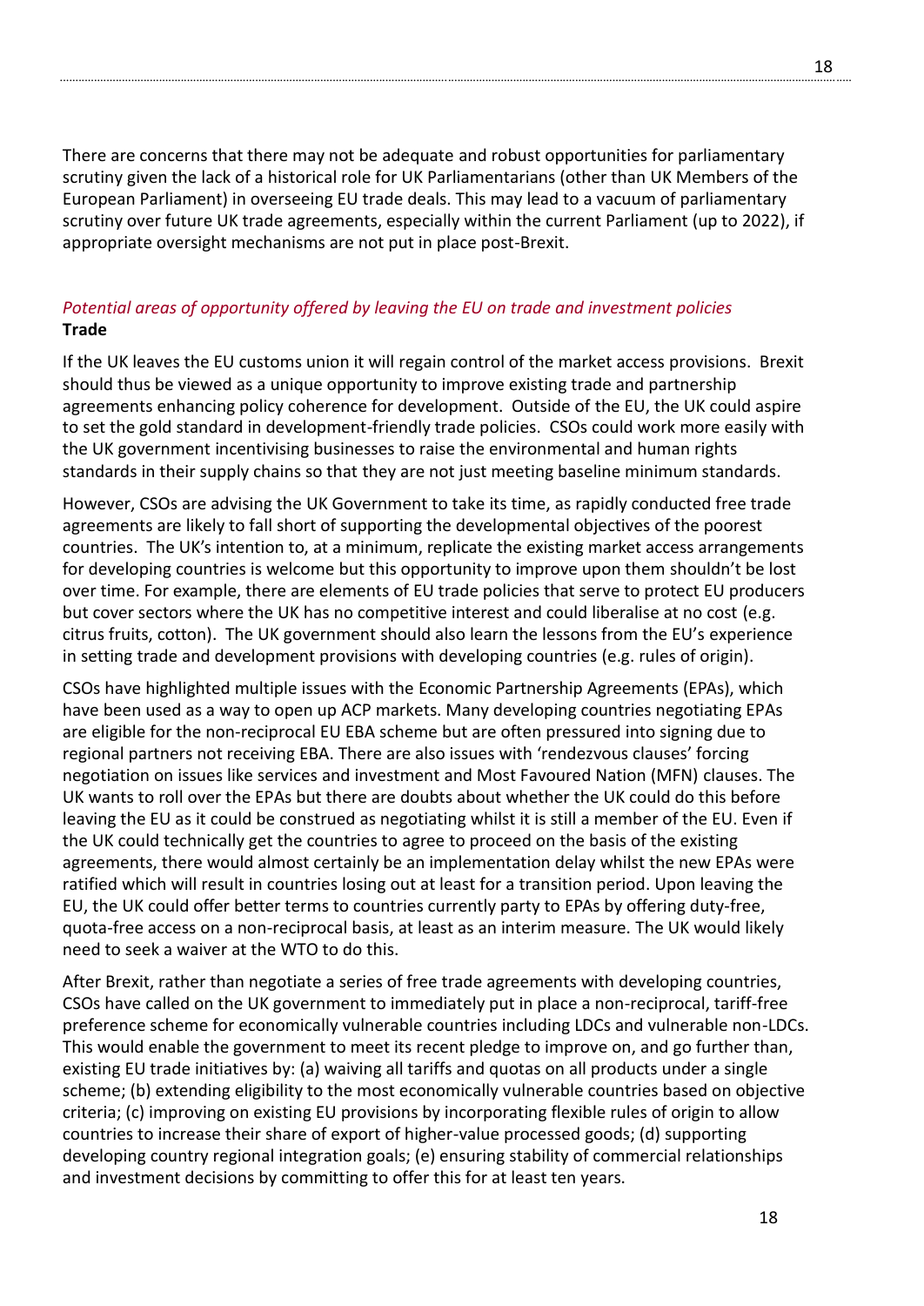There are concerns that there may not be adequate and robust opportunities for parliamentary scrutiny given the lack of a historical role for UK Parliamentarians (other than UK Members of the European Parliament) in overseeing EU trade deals. This may lead to a vacuum of parliamentary scrutiny over future UK trade agreements, especially within the current Parliament (up to 2022), if appropriate oversight mechanisms are not put in place post-Brexit.

### *Potential areas of opportunity offered by leaving the EU on trade and investment policies*

**Trade**

If the UK leaves the EU customs union it will regain control of the market access provisions. Brexit should thus be viewed as a unique opportunity to improve existing trade and partnership agreements enhancing policy coherence for development. Outside of the EU, the UK could aspire to set the gold standard in development-friendly trade policies. CSOs could work more easily with the UK government incentivising businesses to raise the environmental and human rights standards in their supply chains so that they are not just meeting baseline minimum standards.

However, CSOs are advising the UK Government to take its time, as rapidly conducted free trade agreements are likely to fall short of supporting the developmental objectives of the poorest countries. The UK's intention to, at a minimum, replicate the existing market access arrangements for developing countries is welcome but this opportunity to improve upon them shouldn't be lost over time. For example, there are elements of EU trade policies that serve to protect EU producers but cover sectors where the UK has no competitive interest and could liberalise at no cost (e.g. citrus fruits, cotton). The UK government should also learn the lessons from the EU's experience in setting trade and development provisions with developing countries (e.g. rules of origin).

CSOs have highlighted multiple issues with the Economic Partnership Agreements (EPAs), which have been used as a way to open up ACP markets. Many developing countries negotiating EPAs are eligible for the non-reciprocal EU EBA scheme but are often pressured into signing due to regional partners not receiving EBA. There are also issues with 'rendezvous clauses' forcing negotiation on issues like services and investment and Most Favoured Nation (MFN) clauses. The UK wants to roll over the EPAs but there are doubts about whether the UK could do this before leaving the EU as it could be construed as negotiating whilst it is still a member of the EU. Even if the UK could technically get the countries to agree to proceed on the basis of the existing agreements, there would almost certainly be an implementation delay whilst the new EPAs were ratified which will result in countries losing out at least for a transition period. Upon leaving the EU, the UK could offer better terms to countries currently party to EPAs by offering duty-free, quota-free access on a non-reciprocal basis, at least as an interim measure. The UK would likely need to seek a waiver at the WTO to do this.

After Brexit, rather than negotiate a series of free trade agreements with developing countries, CSOs have called on the UK government to immediately put in place a non-reciprocal, tariff-free preference scheme for economically vulnerable countries including LDCs and vulnerable non-LDCs. This would enable the government to meet its recent pledge to improve on, and go further than, existing EU trade initiatives by: (a) waiving all tariffs and quotas on all products under a single scheme; (b) extending eligibility to the most economically vulnerable countries based on objective criteria; (c) improving on existing EU provisions by incorporating flexible rules of origin to allow countries to increase their share of export of higher-value processed goods; (d) supporting developing country regional integration goals; (e) ensuring stability of commercial relationships and investment decisions by committing to offer this for at least ten years.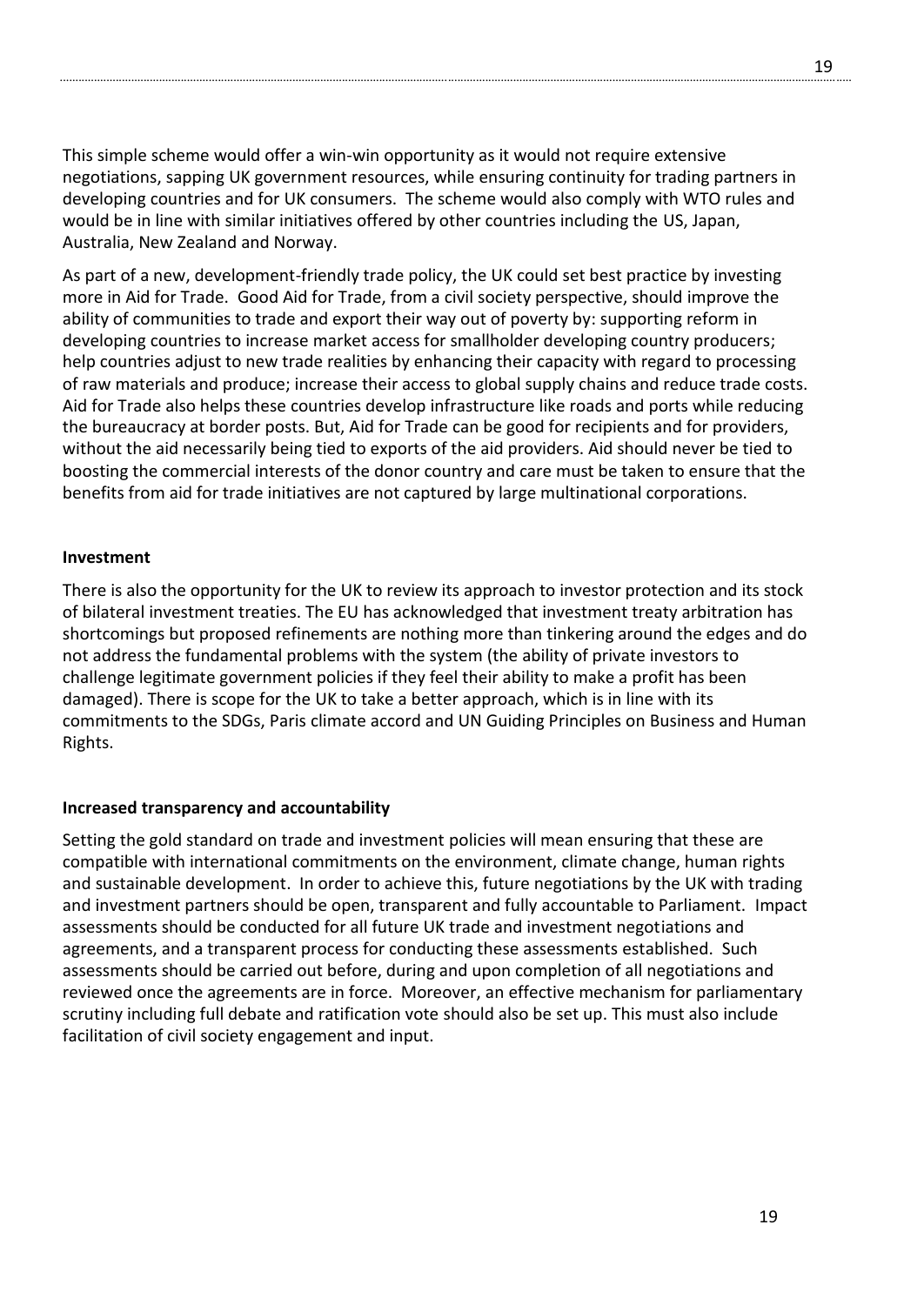This simple scheme would offer a win-win opportunity as it would not require extensive negotiations, sapping UK government resources, while ensuring continuity for trading partners in developing countries and for UK consumers. The scheme would also comply with WTO rules and would be in line with similar initiatives offered by other countries including the US, Japan, Australia, New Zealand and Norway.

As part of a new, development-friendly trade policy, the UK could set best practice by investing more in Aid for Trade. Good Aid for Trade, from a civil society perspective, should improve the ability of communities to trade and export their way out of poverty by: supporting reform in developing countries to increase market access for smallholder developing country producers; help countries adjust to new trade realities by enhancing their capacity with regard to processing of raw materials and produce; increase their access to global supply chains and reduce trade costs. Aid for Trade also helps these countries develop infrastructure like roads and ports while reducing the bureaucracy at border posts. But, Aid for Trade can be good for recipients and for providers, without the aid necessarily being tied to exports of the aid providers. Aid should never be tied to boosting the commercial interests of the donor country and care must be taken to ensure that the benefits from aid for trade initiatives are not captured by large multinational corporations.

**Investment**

There is also the opportunity for the UK to review its approach to investor protection and its stock of bilateral investment treaties. The EU has acknowledged that investment treaty arbitration has shortcomings but proposed refinements are nothing more than tinkering around the edges and do not address the fundamental problems with the system (the ability of private investors to challenge legitimate government policies if they feel their ability to make a profit has been damaged). There is scope for the UK to take a better approach, which is in line with its commitments to the SDGs, Paris climate accord and UN Guiding Principles on Business and Human Rights.

**Increased transparency and accountability**

Setting the gold standard on trade and investment policies will mean ensuring that these are compatible with international commitments on the environment, climate change, human rights and sustainable development. In order to achieve this, future negotiations by the UK with trading and investment partners should be open, transparent and fully accountable to Parliament. Impact assessments should be conducted for all future UK trade and investment negotiations and agreements, and a transparent process for conducting these assessments established. Such assessments should be carried out before, during and upon completion of all negotiations and reviewed once the agreements are in force. Moreover, an effective mechanism for parliamentary scrutiny including full debate and ratification vote should also be set up. This must also include facilitation of civil society engagement and input.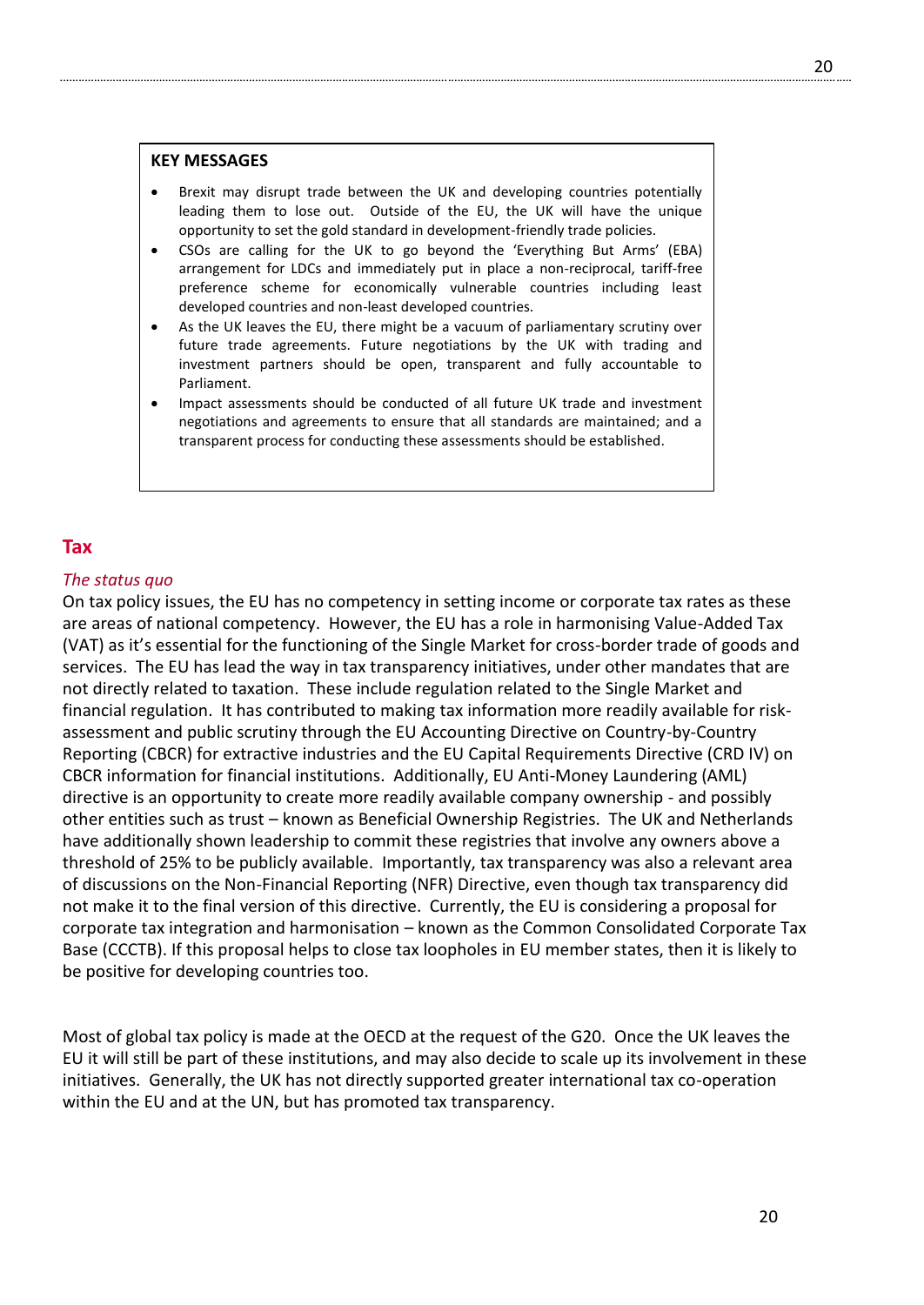**KEY MESSAGES**

- Brexit may disrupt trade between the UK and developing countries potentially leading them to lose out. Outside of the EU, the UK will have the unique opportunity to set the gold standard in development-friendly trade policies.
- CSOs are calling for the UK to go beyond the 'Everything But Arms' (EBA) arrangement for LDCs and immediately put in place a non-reciprocal, tariff-free preference scheme for economically vulnerable countries including least developed countries and non-least developed countries.
- As the UK leaves the EU, there might be a vacuum of parliamentary scrutiny over future trade agreements. Future negotiations by the UK with trading and investment partners should be open, transparent and fully accountable to Parliament.
- Impact assessments should be conducted of all future UK trade and investment negotiations and agreements to ensure that all standards are maintained; and a transparent process for conducting these assessments should be established.

## Tax

*The status quo*

On tax policy issues, the EU has no competency in setting income or corporate tax rates as these are areas of national competency. However, the EU has a role in harmonising Value-Added Tax (VAT) as it's essential for the functioning of the Single Market for cross-border trade of goods and services. The EU has lead the way in tax transparency initiatives, under other mandates that are not directly related to taxation. These include regulation related to the Single Market and financial regulation. It has contributed to making tax information more readily available for risk-assessment and public scrutiny through the EU Accounting Directive on Country-by-Country Reporting (CBCR) for extractive industries and the EU Capital Requirements Directive (CRD IV) on CBCR information for financial institutions. Additionally, EU Anti-Money Laundering (AML) directive is an opportunity to create more readily available company ownership - and possibly other entities such as trust – known as Beneficial Ownership Registries. The UK and Netherlands have additionally shown leadership to commit these registries that involve any owners above a threshold of 25% to be publicly available. Importantly, tax transparency was also a relevant area of discussions on the Non-Financial Reporting (NFR) Directive, even though tax transparency did not make it to the final version of this directive. Currently, the EU is considering a proposal for corporate tax integration and harmonisation – known as the Common Consolidated Corporate Tax Base (CCCTB). If this proposal helps to close tax loopholes in EU member states, then it is likely to be positive for developing countries too.

Most of global tax policy is made at the OECD at the request of the G20. Once the UK leaves the EU it will still be part of these institutions, and may also decide to scale up its involvement in these initiatives. Generally, the UK has not directly supported greater international tax co-operation within the EU and at the UN, but has promoted tax transparency.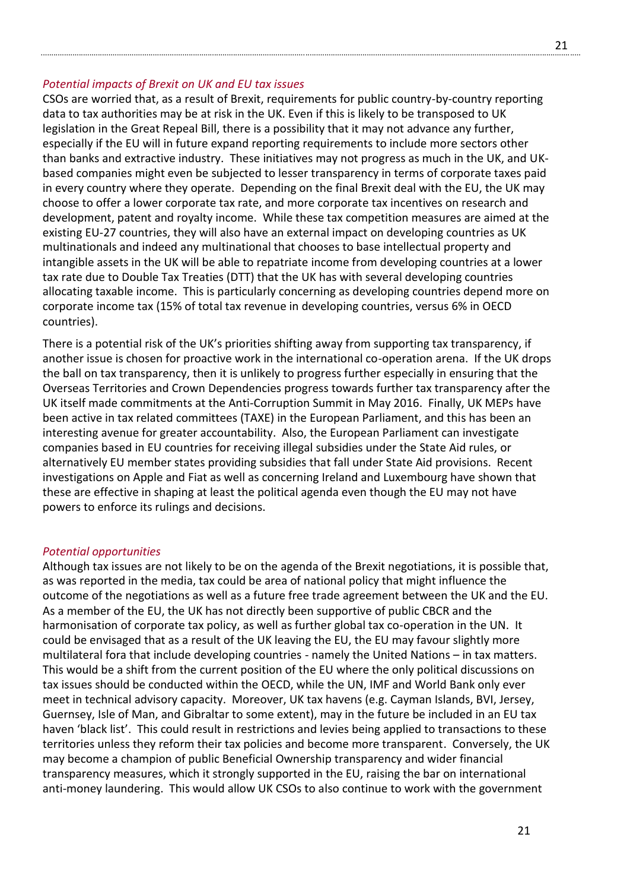*Potential impacts of Brexit on UK and EU tax issues*

CSOs are worried that, as a result of Brexit, requirements for public country-by-country reporting data to tax authorities may be at risk in the UK. Even if this is likely to be transposed to UK legislation in the Great Repeal Bill, there is a possibility that it may not advance any further, especially if the EU will in future expand reporting requirements to include more sectors other than banks and extractive industry. These initiatives may not progress as much in the UK, and UK-based companies might even be subjected to lesser transparency in terms of corporate taxes paid in every country where they operate. Depending on the final Brexit deal with the EU, the UK may choose to offer a lower corporate tax rate, and more corporate tax incentives on research and development, patent and royalty income. While these tax competition measures are aimed at the existing EU-27 countries, they will also have an external impact on developing countries as UK multinationals and indeed any multinational that chooses to base intellectual property and intangible assets in the UK will be able to repatriate income from developing countries at a lower tax rate due to Double Tax Treaties (DTT) that the UK has with several developing countries allocating taxable income. This is particularly concerning as developing countries depend more on corporate income tax (15% of total tax revenue in developing countries, versus 6% in OECD countries).

There is a potential risk of the UK's priorities shifting away from supporting tax transparency, if another issue is chosen for proactive work in the international co-operation arena. If the UK drops the ball on tax transparency, then it is unlikely to progress further especially in ensuring that the Overseas Territories and Crown Dependencies progress towards further tax transparency after the UK itself made commitments at the Anti-Corruption Summit in May 2016. Finally, UK MEPs have been active in tax related committees (TAXE) in the European Parliament, and this has been an interesting avenue for greater accountability. Also, the European Parliament can investigate companies based in EU countries for receiving illegal subsidies under the State Aid rules, or alternatively EU member states providing subsidies that fall under State Aid provisions. Recent investigations on Apple and Fiat as well as concerning Ireland and Luxembourg have shown that these are effective in shaping at least the political agenda even though the EU may not have powers to enforce its rulings and decisions.

*Potential opportunities*

Although tax issues are not likely to be on the agenda of the Brexit negotiations, it is possible that, as was reported in the media, tax could be area of national policy that might influence the outcome of the negotiations as well as a future free trade agreement between the UK and the EU. As a member of the EU, the UK has not directly been supportive of public CBCR and the harmonisation of corporate tax policy, as well as further global tax co-operation in the UN. It could be envisaged that as a result of the UK leaving the EU, the EU may favour slightly more multilateral fora that include developing countries - namely the United Nations – in tax matters. This would be a shift from the current position of the EU where the only political discussions on tax issues should be conducted within the OECD, while the UN, IMF and World Bank only ever meet in technical advisory capacity. Moreover, UK tax havens (e.g. Cayman Islands, BVI, Jersey, Guernsey, Isle of Man, and Gibraltar to some extent), may in the future be included in an EU tax haven 'black list'. This could result in restrictions and levies being applied to transactions to these territories unless they reform their tax policies and become more transparent. Conversely, the UK may become a champion of public Beneficial Ownership transparency and wider financial transparency measures, which it strongly supported in the EU, raising the bar on international anti-money laundering. This would allow UK CSOs to also continue to work with the government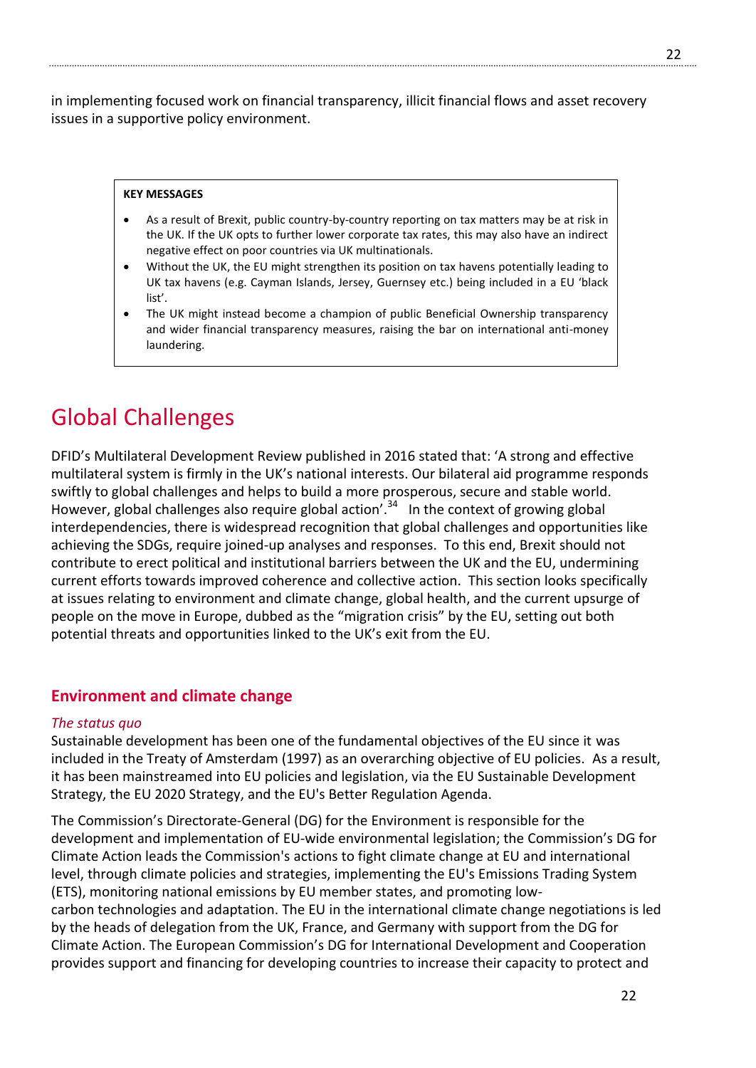in implementing focused work on financial transparency, illicit financial flows and asset recovery issues in a supportive policy environment.

> **KEY MESSAGES**
>
> - As a result of Brexit, public country-by-country reporting on tax matters may be at risk in the UK. If the UK opts to further lower corporate tax rates, this may also have an indirect negative effect on poor countries via UK multinationals.
> - Without the UK, the EU might strengthen its position on tax havens potentially leading to UK tax havens (e.g. Cayman Islands, Jersey, Guernsey etc.) being included in a EU 'black list'.
> - The UK might instead become a champion of public Beneficial Ownership transparency and wider financial transparency measures, raising the bar on international anti-money laundering.

# Global Challenges

DFID's Multilateral Development Review published in 2016 stated that: 'A strong and effective multilateral system is firmly in the UK's national interests. Our bilateral aid programme responds swiftly to global challenges and helps to build a more prosperous, secure and stable world. However, global challenges also require global action'.[34] In the context of growing global interdependencies, there is widespread recognition that global challenges and opportunities like achieving the SDGs, require joined-up analyses and responses. To this end, Brexit should not contribute to erect political and institutional barriers between the UK and the EU, undermining current efforts towards improved coherence and collective action. This section looks specifically at issues relating to environment and climate change, global health, and the current upsurge of people on the move in Europe, dubbed as the "migration crisis" by the EU, setting out both potential threats and opportunities linked to the UK's exit from the EU.

## Environment and climate change

*The status quo*

Sustainable development has been one of the fundamental objectives of the EU since it was included in the Treaty of Amsterdam (1997) as an overarching objective of EU policies. As a result, it has been mainstreamed into EU policies and legislation, via the EU Sustainable Development Strategy, the EU 2020 Strategy, and the EU's Better Regulation Agenda.

The Commission's Directorate-General (DG) for the Environment is responsible for the development and implementation of EU-wide environmental legislation; the Commission's DG for Climate Action leads the Commission's actions to fight climate change at EU and international level, through climate policies and strategies, implementing the EU's Emissions Trading System (ETS), monitoring national emissions by EU member states, and promoting low-carbon technologies and adaptation. The EU in the international climate change negotiations is led by the heads of delegation from the UK, France, and Germany with support from the DG for Climate Action. The European Commission's DG for International Development and Cooperation provides support and financing for developing countries to increase their capacity to protect and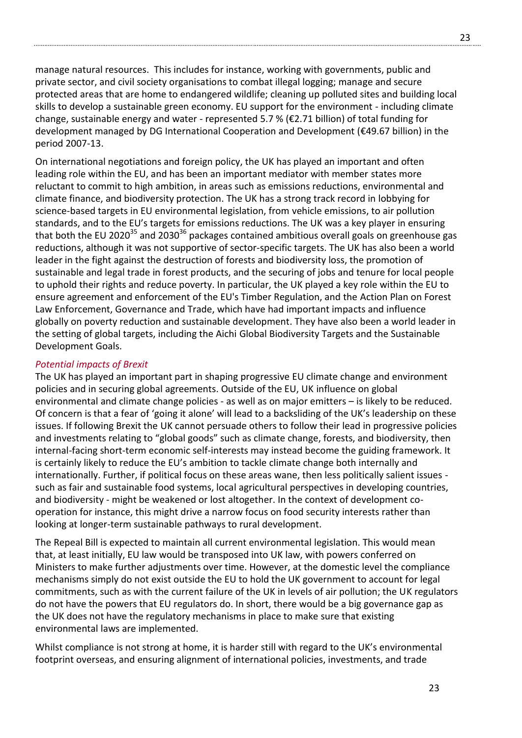manage natural resources. This includes for instance, working with governments, public and private sector, and civil society organisations to combat illegal logging; manage and secure protected areas that are home to endangered wildlife; cleaning up polluted sites and building local skills to develop a sustainable green economy. EU support for the environment - including climate change, sustainable energy and water - represented 5.7 % (€2.71 billion) of total funding for development managed by DG International Cooperation and Development (€49.67 billion) in the period 2007-13.

On international negotiations and foreign policy, the UK has played an important and often leading role within the EU, and has been an important mediator with member states more reluctant to commit to high ambition, in areas such as emissions reductions, environmental and climate finance, and biodiversity protection. The UK has a strong track record in lobbying for science-based targets in EU environmental legislation, from vehicle emissions, to air pollution standards, and to the EU's targets for emissions reductions. The UK was a key player in ensuring that both the EU 2020[35] and 2030[36] packages contained ambitious overall goals on greenhouse gas reductions, although it was not supportive of sector-specific targets. The UK has also been a world leader in the fight against the destruction of forests and biodiversity loss, the promotion of sustainable and legal trade in forest products, and the securing of jobs and tenure for local people to uphold their rights and reduce poverty. In particular, the UK played a key role within the EU to ensure agreement and enforcement of the EU's Timber Regulation, and the Action Plan on Forest Law Enforcement, Governance and Trade, which have had important impacts and influence globally on poverty reduction and sustainable development. They have also been a world leader in the setting of global targets, including the Aichi Global Biodiversity Targets and the Sustainable Development Goals.

*Potential impacts of Brexit*

The UK has played an important part in shaping progressive EU climate change and environment policies and in securing global agreements. Outside of the EU, UK influence on global environmental and climate change policies - as well as on major emitters – is likely to be reduced. Of concern is that a fear of 'going it alone' will lead to a backsliding of the UK's leadership on these issues. If following Brexit the UK cannot persuade others to follow their lead in progressive policies and investments relating to "global goods" such as climate change, forests, and biodiversity, then internal-facing short-term economic self-interests may instead become the guiding framework. It is certainly likely to reduce the EU's ambition to tackle climate change both internally and internationally. Further, if political focus on these areas wane, then less politically salient issues - such as fair and sustainable food systems, local agricultural perspectives in developing countries, and biodiversity - might be weakened or lost altogether. In the context of development co-operation for instance, this might drive a narrow focus on food security interests rather than looking at longer-term sustainable pathways to rural development.

The Repeal Bill is expected to maintain all current environmental legislation. This would mean that, at least initially, EU law would be transposed into UK law, with powers conferred on Ministers to make further adjustments over time. However, at the domestic level the compliance mechanisms simply do not exist outside the EU to hold the UK government to account for legal commitments, such as with the current failure of the UK in levels of air pollution; the UK regulators do not have the powers that EU regulators do. In short, there would be a big governance gap as the UK does not have the regulatory mechanisms in place to make sure that existing environmental laws are implemented.

Whilst compliance is not strong at home, it is harder still with regard to the UK's environmental footprint overseas, and ensuring alignment of international policies, investments, and trade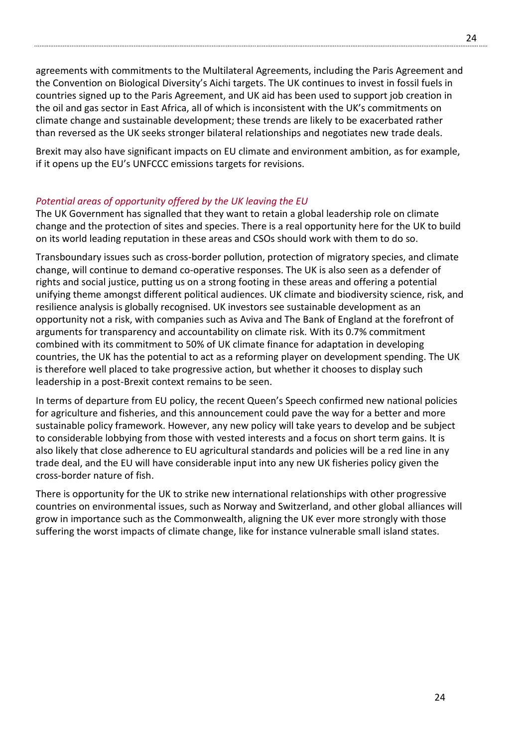agreements with commitments to the Multilateral Agreements, including the Paris Agreement and the Convention on Biological Diversity's Aichi targets. The UK continues to invest in fossil fuels in countries signed up to the Paris Agreement, and UK aid has been used to support job creation in the oil and gas sector in East Africa, all of which is inconsistent with the UK's commitments on climate change and sustainable development; these trends are likely to be exacerbated rather than reversed as the UK seeks stronger bilateral relationships and negotiates new trade deals.

Brexit may also have significant impacts on EU climate and environment ambition, as for example, if it opens up the EU's UNFCCC emissions targets for revisions.

*Potential areas of opportunity offered by the UK leaving the EU*

The UK Government has signalled that they want to retain a global leadership role on climate change and the protection of sites and species. There is a real opportunity here for the UK to build on its world leading reputation in these areas and CSOs should work with them to do so.

Transboundary issues such as cross-border pollution, protection of migratory species, and climate change, will continue to demand co-operative responses. The UK is also seen as a defender of rights and social justice, putting us on a strong footing in these areas and offering a potential unifying theme amongst different political audiences. UK climate and biodiversity science, risk, and resilience analysis is globally recognised. UK investors see sustainable development as an opportunity not a risk, with companies such as Aviva and The Bank of England at the forefront of arguments for transparency and accountability on climate risk. With its 0.7% commitment combined with its commitment to 50% of UK climate finance for adaptation in developing countries, the UK has the potential to act as a reforming player on development spending. The UK is therefore well placed to take progressive action, but whether it chooses to display such leadership in a post-Brexit context remains to be seen.

In terms of departure from EU policy, the recent Queen's Speech confirmed new national policies for agriculture and fisheries, and this announcement could pave the way for a better and more sustainable policy framework. However, any new policy will take years to develop and be subject to considerable lobbying from those with vested interests and a focus on short term gains. It is also likely that close adherence to EU agricultural standards and policies will be a red line in any trade deal, and the EU will have considerable input into any new UK fisheries policy given the cross-border nature of fish.

There is opportunity for the UK to strike new international relationships with other progressive countries on environmental issues, such as Norway and Switzerland, and other global alliances will grow in importance such as the Commonwealth, aligning the UK ever more strongly with those suffering the worst impacts of climate change, like for instance vulnerable small island states.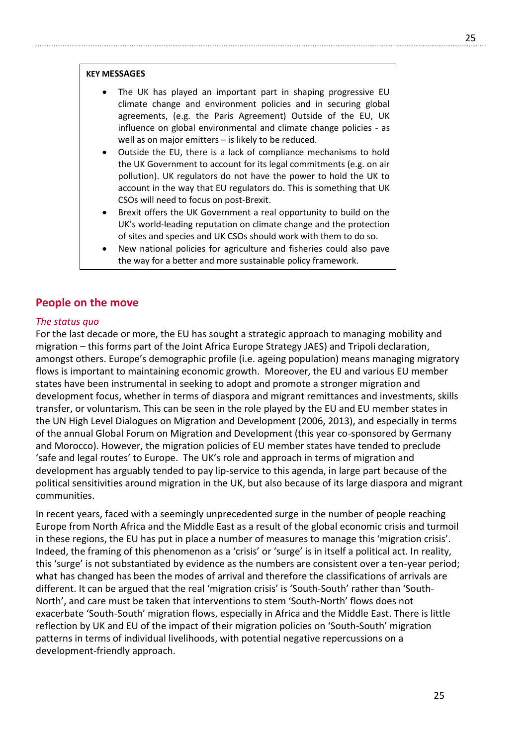**KEY MESSAGES**

- The UK has played an important part in shaping progressive EU climate change and environment policies and in securing global agreements, (e.g. the Paris Agreement) Outside of the EU, UK influence on global environmental and climate change policies - as well as on major emitters – is likely to be reduced.
- Outside the EU, there is a lack of compliance mechanisms to hold the UK Government to account for its legal commitments (e.g. on air pollution). UK regulators do not have the power to hold the UK to account in the way that EU regulators do. This is something that UK CSOs will need to focus on post-Brexit.
- Brexit offers the UK Government a real opportunity to build on the UK's world-leading reputation on climate change and the protection of sites and species and UK CSOs should work with them to do so.
- New national policies for agriculture and fisheries could also pave the way for a better and more sustainable policy framework.

## People on the move

*The status quo*

For the last decade or more, the EU has sought a strategic approach to managing mobility and migration – this forms part of the Joint Africa Europe Strategy JAES) and Tripoli declaration, amongst others. Europe's demographic profile (i.e. ageing population) means managing migratory flows is important to maintaining economic growth. Moreover, the EU and various EU member states have been instrumental in seeking to adopt and promote a stronger migration and development focus, whether in terms of diaspora and migrant remittances and investments, skills transfer, or voluntarism. This can be seen in the role played by the EU and EU member states in the UN High Level Dialogues on Migration and Development (2006, 2013), and especially in terms of the annual Global Forum on Migration and Development (this year co-sponsored by Germany and Morocco). However, the migration policies of EU member states have tended to preclude 'safe and legal routes' to Europe. The UK's role and approach in terms of migration and development has arguably tended to pay lip-service to this agenda, in large part because of the political sensitivities around migration in the UK, but also because of its large diaspora and migrant communities.

In recent years, faced with a seemingly unprecedented surge in the number of people reaching Europe from North Africa and the Middle East as a result of the global economic crisis and turmoil in these regions, the EU has put in place a number of measures to manage this 'migration crisis'. Indeed, the framing of this phenomenon as a 'crisis' or 'surge' is in itself a political act. In reality, this 'surge' is not substantiated by evidence as the numbers are consistent over a ten-year period; what has changed has been the modes of arrival and therefore the classifications of arrivals are different. It can be argued that the real 'migration crisis' is 'South-South' rather than 'South-North', and care must be taken that interventions to stem 'South-North' flows does not exacerbate 'South-South' migration flows, especially in Africa and the Middle East. There is little reflection by UK and EU of the impact of their migration policies on 'South-South' migration patterns in terms of individual livelihoods, with potential negative repercussions on a development-friendly approach.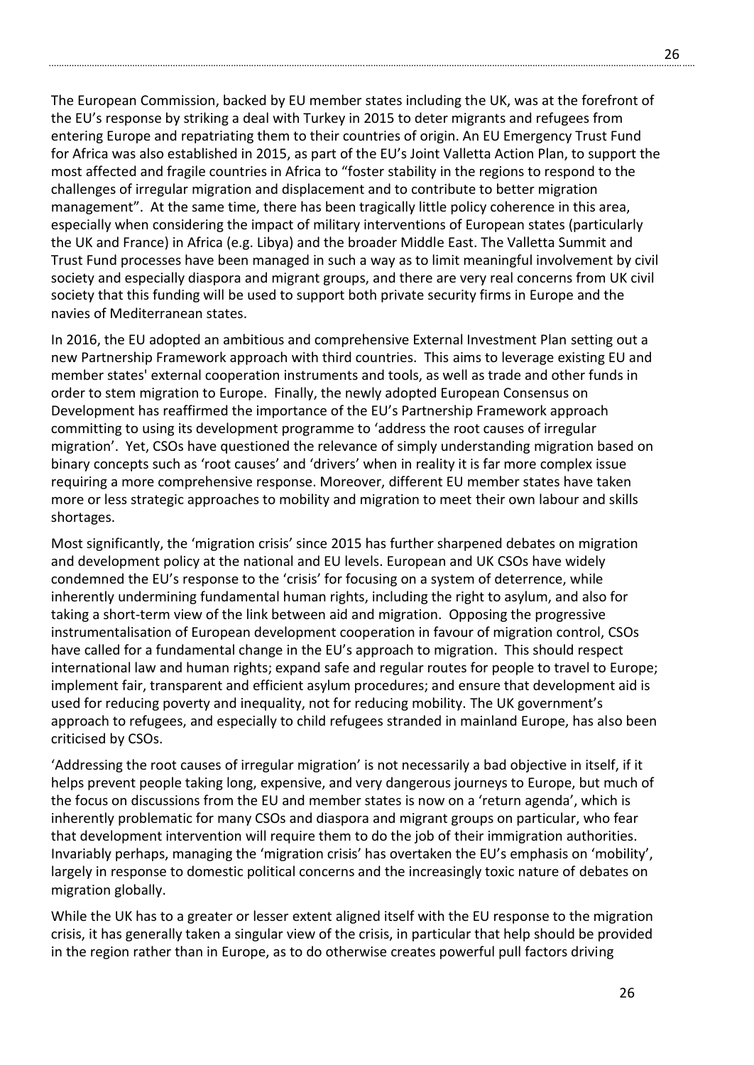The European Commission, backed by EU member states including the UK, was at the forefront of the EU's response by striking a deal with Turkey in 2015 to deter migrants and refugees from entering Europe and repatriating them to their countries of origin. An EU Emergency Trust Fund for Africa was also established in 2015, as part of the EU's Joint Valletta Action Plan, to support the most affected and fragile countries in Africa to "foster stability in the regions to respond to the challenges of irregular migration and displacement and to contribute to better migration management". At the same time, there has been tragically little policy coherence in this area, especially when considering the impact of military interventions of European states (particularly the UK and France) in Africa (e.g. Libya) and the broader Middle East. The Valletta Summit and Trust Fund processes have been managed in such a way as to limit meaningful involvement by civil society and especially diaspora and migrant groups, and there are very real concerns from UK civil society that this funding will be used to support both private security firms in Europe and the navies of Mediterranean states.

In 2016, the EU adopted an ambitious and comprehensive External Investment Plan setting out a new Partnership Framework approach with third countries. This aims to leverage existing EU and member states' external cooperation instruments and tools, as well as trade and other funds in order to stem migration to Europe. Finally, the newly adopted European Consensus on Development has reaffirmed the importance of the EU's Partnership Framework approach committing to using its development programme to 'address the root causes of irregular migration'. Yet, CSOs have questioned the relevance of simply understanding migration based on binary concepts such as 'root causes' and 'drivers' when in reality it is far more complex issue requiring a more comprehensive response. Moreover, different EU member states have taken more or less strategic approaches to mobility and migration to meet their own labour and skills shortages.

Most significantly, the 'migration crisis' since 2015 has further sharpened debates on migration and development policy at the national and EU levels. European and UK CSOs have widely condemned the EU's response to the 'crisis' for focusing on a system of deterrence, while inherently undermining fundamental human rights, including the right to asylum, and also for taking a short-term view of the link between aid and migration. Opposing the progressive instrumentalisation of European development cooperation in favour of migration control, CSOs have called for a fundamental change in the EU's approach to migration. This should respect international law and human rights; expand safe and regular routes for people to travel to Europe; implement fair, transparent and efficient asylum procedures; and ensure that development aid is used for reducing poverty and inequality, not for reducing mobility. The UK government's approach to refugees, and especially to child refugees stranded in mainland Europe, has also been criticised by CSOs.

'Addressing the root causes of irregular migration' is not necessarily a bad objective in itself, if it helps prevent people taking long, expensive, and very dangerous journeys to Europe, but much of the focus on discussions from the EU and member states is now on a 'return agenda', which is inherently problematic for many CSOs and diaspora and migrant groups on particular, who fear that development intervention will require them to do the job of their immigration authorities. Invariably perhaps, managing the 'migration crisis' has overtaken the EU's emphasis on 'mobility', largely in response to domestic political concerns and the increasingly toxic nature of debates on migration globally.

While the UK has to a greater or lesser extent aligned itself with the EU response to the migration crisis, it has generally taken a singular view of the crisis, in particular that help should be provided in the region rather than in Europe, as to do otherwise creates powerful pull factors driving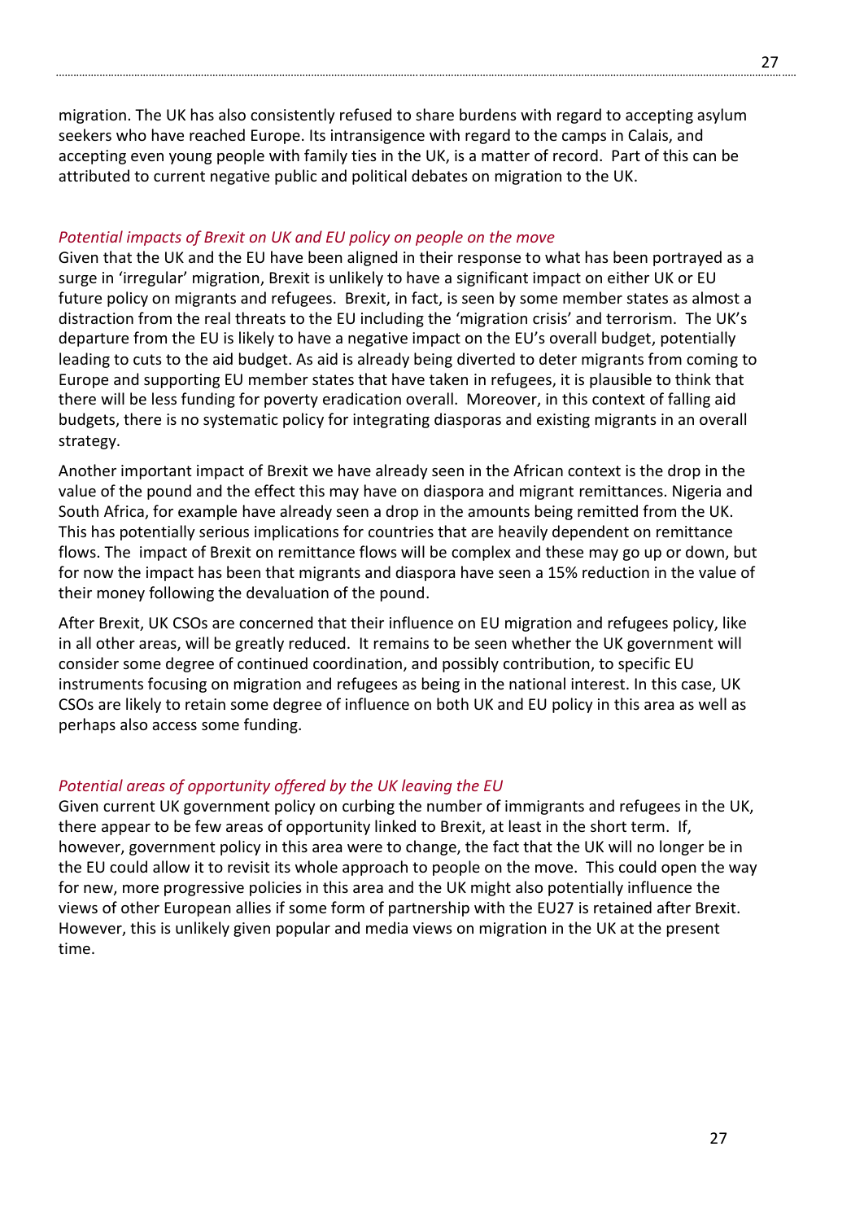migration. The UK has also consistently refused to share burdens with regard to accepting asylum seekers who have reached Europe. Its intransigence with regard to the camps in Calais, and accepting even young people with family ties in the UK, is a matter of record. Part of this can be attributed to current negative public and political debates on migration to the UK.

*Potential impacts of Brexit on UK and EU policy on people on the move*

Given that the UK and the EU have been aligned in their response to what has been portrayed as a surge in 'irregular' migration, Brexit is unlikely to have a significant impact on either UK or EU future policy on migrants and refugees. Brexit, in fact, is seen by some member states as almost a distraction from the real threats to the EU including the 'migration crisis' and terrorism. The UK's departure from the EU is likely to have a negative impact on the EU's overall budget, potentially leading to cuts to the aid budget. As aid is already being diverted to deter migrants from coming to Europe and supporting EU member states that have taken in refugees, it is plausible to think that there will be less funding for poverty eradication overall. Moreover, in this context of falling aid budgets, there is no systematic policy for integrating diasporas and existing migrants in an overall strategy.

Another important impact of Brexit we have already seen in the African context is the drop in the value of the pound and the effect this may have on diaspora and migrant remittances. Nigeria and South Africa, for example have already seen a drop in the amounts being remitted from the UK. This has potentially serious implications for countries that are heavily dependent on remittance flows. The impact of Brexit on remittance flows will be complex and these may go up or down, but for now the impact has been that migrants and diaspora have seen a 15% reduction in the value of their money following the devaluation of the pound.

After Brexit, UK CSOs are concerned that their influence on EU migration and refugees policy, like in all other areas, will be greatly reduced. It remains to be seen whether the UK government will consider some degree of continued coordination, and possibly contribution, to specific EU instruments focusing on migration and refugees as being in the national interest. In this case, UK CSOs are likely to retain some degree of influence on both UK and EU policy in this area as well as perhaps also access some funding.

*Potential areas of opportunity offered by the UK leaving the EU*

Given current UK government policy on curbing the number of immigrants and refugees in the UK, there appear to be few areas of opportunity linked to Brexit, at least in the short term. If, however, government policy in this area were to change, the fact that the UK will no longer be in the EU could allow it to revisit its whole approach to people on the move. This could open the way for new, more progressive policies in this area and the UK might also potentially influence the views of other European allies if some form of partnership with the EU27 is retained after Brexit. However, this is unlikely given popular and media views on migration in the UK at the present time.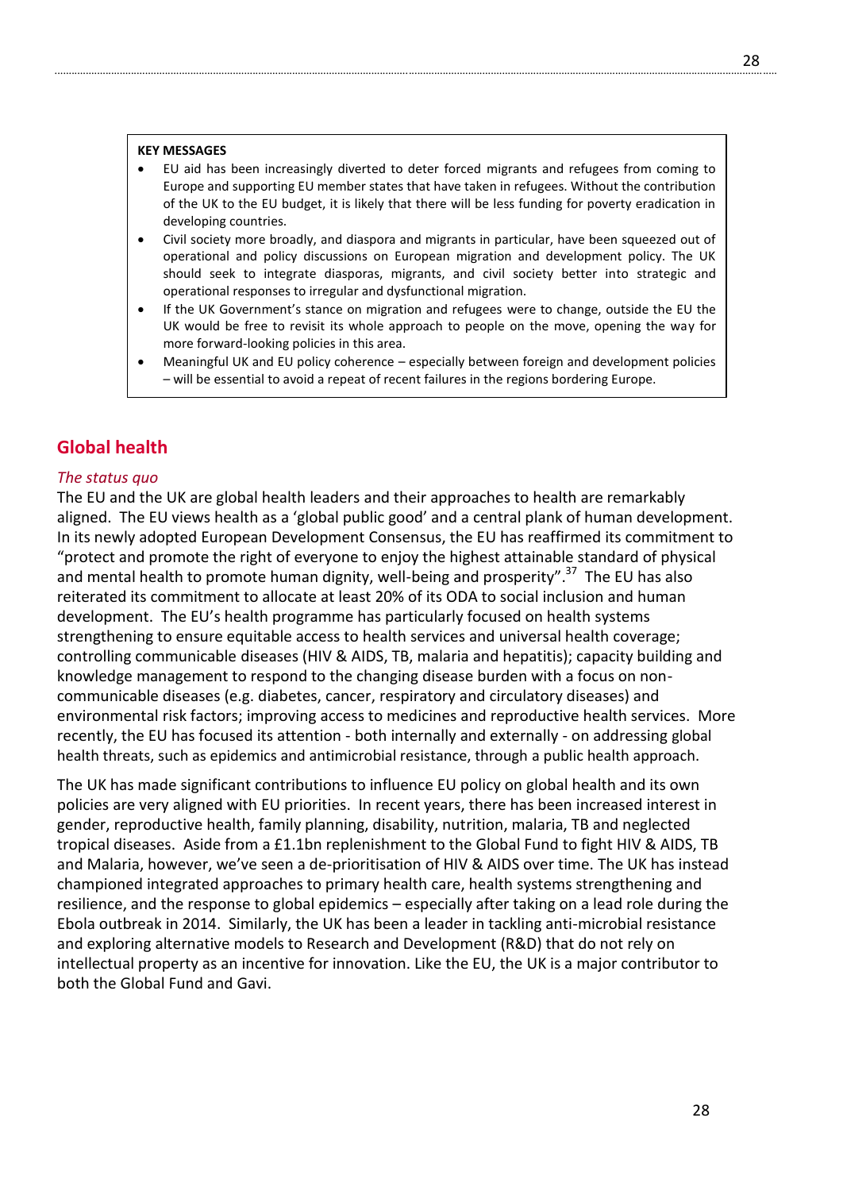**KEY MESSAGES**

- EU aid has been increasingly diverted to deter forced migrants and refugees from coming to Europe and supporting EU member states that have taken in refugees. Without the contribution of the UK to the EU budget, it is likely that there will be less funding for poverty eradication in developing countries.
- Civil society more broadly, and diaspora and migrants in particular, have been squeezed out of operational and policy discussions on European migration and development policy. The UK should seek to integrate diasporas, migrants, and civil society better into strategic and operational responses to irregular and dysfunctional migration.
- If the UK Government's stance on migration and refugees were to change, outside the EU the UK would be free to revisit its whole approach to people on the move, opening the way for more forward-looking policies in this area.
- Meaningful UK and EU policy coherence – especially between foreign and development policies – will be essential to avoid a repeat of recent failures in the regions bordering Europe.

## Global health

### *The status quo*

The EU and the UK are global health leaders and their approaches to health are remarkably aligned. The EU views health as a 'global public good' and a central plank of human development. In its newly adopted European Development Consensus, the EU has reaffirmed its commitment to "protect and promote the right of everyone to enjoy the highest attainable standard of physical and mental health to promote human dignity, well-being and prosperity".[37] The EU has also reiterated its commitment to allocate at least 20% of its ODA to social inclusion and human development. The EU's health programme has particularly focused on health systems strengthening to ensure equitable access to health services and universal health coverage; controlling communicable diseases (HIV & AIDS, TB, malaria and hepatitis); capacity building and knowledge management to respond to the changing disease burden with a focus on non-communicable diseases (e.g. diabetes, cancer, respiratory and circulatory diseases) and environmental risk factors; improving access to medicines and reproductive health services. More recently, the EU has focused its attention - both internally and externally - on addressing global health threats, such as epidemics and antimicrobial resistance, through a public health approach.

The UK has made significant contributions to influence EU policy on global health and its own policies are very aligned with EU priorities. In recent years, there has been increased interest in gender, reproductive health, family planning, disability, nutrition, malaria, TB and neglected tropical diseases. Aside from a £1.1bn replenishment to the Global Fund to fight HIV & AIDS, TB and Malaria, however, we've seen a de-prioritisation of HIV & AIDS over time. The UK has instead championed integrated approaches to primary health care, health systems strengthening and resilience, and the response to global epidemics – especially after taking on a lead role during the Ebola outbreak in 2014. Similarly, the UK has been a leader in tackling anti-microbial resistance and exploring alternative models to Research and Development (R&D) that do not rely on intellectual property as an incentive for innovation. Like the EU, the UK is a major contributor to both the Global Fund and Gavi.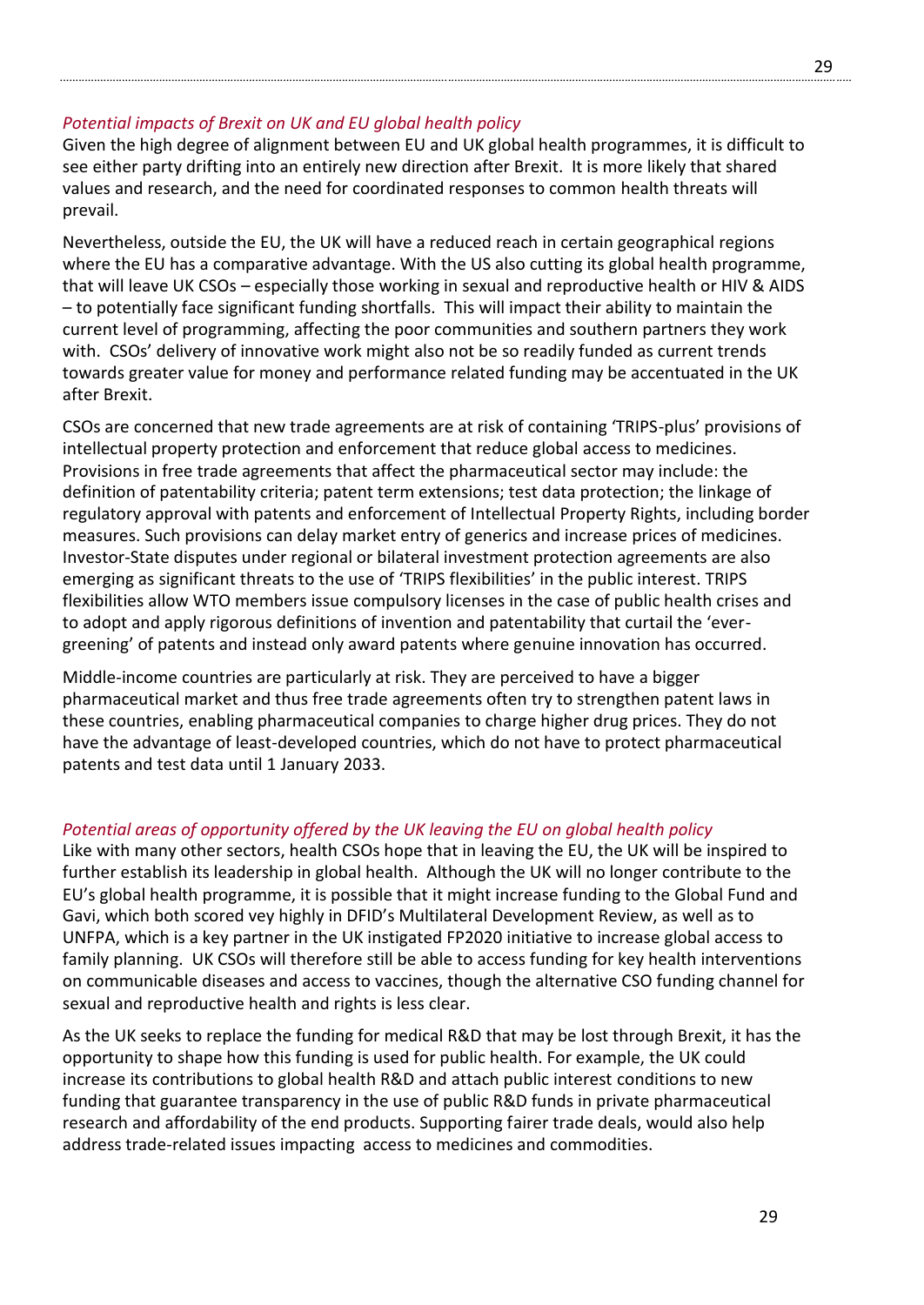*Potential impacts of Brexit on UK and EU global health policy*

Given the high degree of alignment between EU and UK global health programmes, it is difficult to see either party drifting into an entirely new direction after Brexit. It is more likely that shared values and research, and the need for coordinated responses to common health threats will prevail.

Nevertheless, outside the EU, the UK will have a reduced reach in certain geographical regions where the EU has a comparative advantage. With the US also cutting its global health programme, that will leave UK CSOs – especially those working in sexual and reproductive health or HIV & AIDS – to potentially face significant funding shortfalls. This will impact their ability to maintain the current level of programming, affecting the poor communities and southern partners they work with. CSOs' delivery of innovative work might also not be so readily funded as current trends towards greater value for money and performance related funding may be accentuated in the UK after Brexit.

CSOs are concerned that new trade agreements are at risk of containing 'TRIPS-plus' provisions of intellectual property protection and enforcement that reduce global access to medicines. Provisions in free trade agreements that affect the pharmaceutical sector may include: the definition of patentability criteria; patent term extensions; test data protection; the linkage of regulatory approval with patents and enforcement of Intellectual Property Rights, including border measures. Such provisions can delay market entry of generics and increase prices of medicines. Investor-State disputes under regional or bilateral investment protection agreements are also emerging as significant threats to the use of 'TRIPS flexibilities' in the public interest. TRIPS flexibilities allow WTO members issue compulsory licenses in the case of public health crises and to adopt and apply rigorous definitions of invention and patentability that curtail the 'ever-greening' of patents and instead only award patents where genuine innovation has occurred.

Middle-income countries are particularly at risk. They are perceived to have a bigger pharmaceutical market and thus free trade agreements often try to strengthen patent laws in these countries, enabling pharmaceutical companies to charge higher drug prices. They do not have the advantage of least-developed countries, which do not have to protect pharmaceutical patents and test data until 1 January 2033.

*Potential areas of opportunity offered by the UK leaving the EU on global health policy*

Like with many other sectors, health CSOs hope that in leaving the EU, the UK will be inspired to further establish its leadership in global health. Although the UK will no longer contribute to the EU's global health programme, it is possible that it might increase funding to the Global Fund and Gavi, which both scored vey highly in DFID's Multilateral Development Review, as well as to UNFPA, which is a key partner in the UK instigated FP2020 initiative to increase global access to family planning. UK CSOs will therefore still be able to access funding for key health interventions on communicable diseases and access to vaccines, though the alternative CSO funding channel for sexual and reproductive health and rights is less clear.

As the UK seeks to replace the funding for medical R&D that may be lost through Brexit, it has the opportunity to shape how this funding is used for public health. For example, the UK could increase its contributions to global health R&D and attach public interest conditions to new funding that guarantee transparency in the use of public R&D funds in private pharmaceutical research and affordability of the end products. Supporting fairer trade deals, would also help address trade-related issues impacting access to medicines and commodities.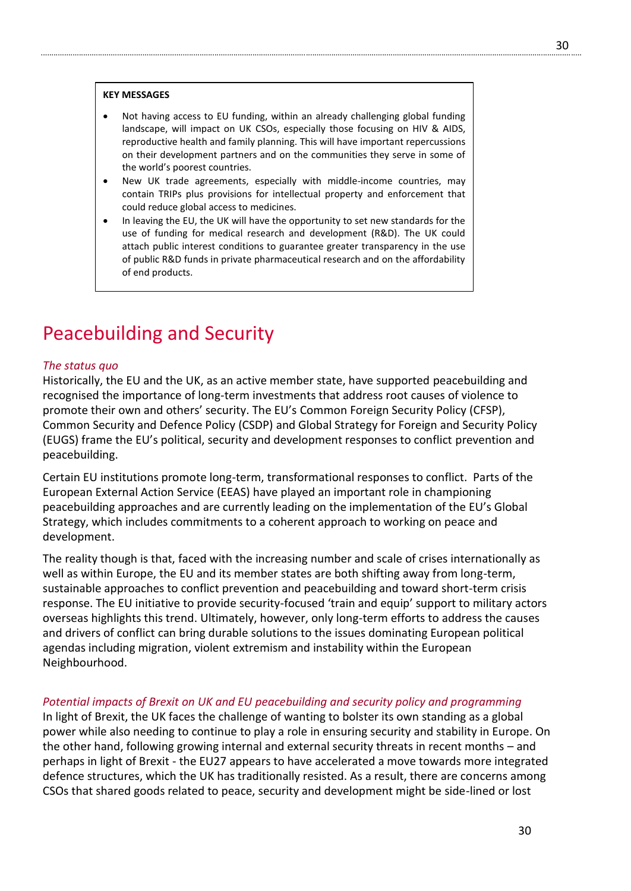**KEY MESSAGES**

- Not having access to EU funding, within an already challenging global funding landscape, will impact on UK CSOs, especially those focusing on HIV & AIDS, reproductive health and family planning. This will have important repercussions on their development partners and on the communities they serve in some of the world's poorest countries.
- New UK trade agreements, especially with middle-income countries, may contain TRIPs plus provisions for intellectual property and enforcement that could reduce global access to medicines.
- In leaving the EU, the UK will have the opportunity to set new standards for the use of funding for medical research and development (R&D). The UK could attach public interest conditions to guarantee greater transparency in the use of public R&D funds in private pharmaceutical research and on the affordability of end products.

# Peacebuilding and Security

*The status quo*

Historically, the EU and the UK, as an active member state, have supported peacebuilding and recognised the importance of long-term investments that address root causes of violence to promote their own and others' security. The EU's Common Foreign Security Policy (CFSP), Common Security and Defence Policy (CSDP) and Global Strategy for Foreign and Security Policy (EUGS) frame the EU's political, security and development responses to conflict prevention and peacebuilding.

Certain EU institutions promote long-term, transformational responses to conflict. Parts of the European External Action Service (EEAS) have played an important role in championing peacebuilding approaches and are currently leading on the implementation of the EU's Global Strategy, which includes commitments to a coherent approach to working on peace and development.

The reality though is that, faced with the increasing number and scale of crises internationally as well as within Europe, the EU and its member states are both shifting away from long-term, sustainable approaches to conflict prevention and peacebuilding and toward short-term crisis response. The EU initiative to provide security-focused 'train and equip' support to military actors overseas highlights this trend. Ultimately, however, only long-term efforts to address the causes and drivers of conflict can bring durable solutions to the issues dominating European political agendas including migration, violent extremism and instability within the European Neighbourhood.

*Potential impacts of Brexit on UK and EU peacebuilding and security policy and programming*

In light of Brexit, the UK faces the challenge of wanting to bolster its own standing as a global power while also needing to continue to play a role in ensuring security and stability in Europe. On the other hand, following growing internal and external security threats in recent months – and perhaps in light of Brexit - the EU27 appears to have accelerated a move towards more integrated defence structures, which the UK has traditionally resisted. As a result, there are concerns among CSOs that shared goods related to peace, security and development might be side-lined or lost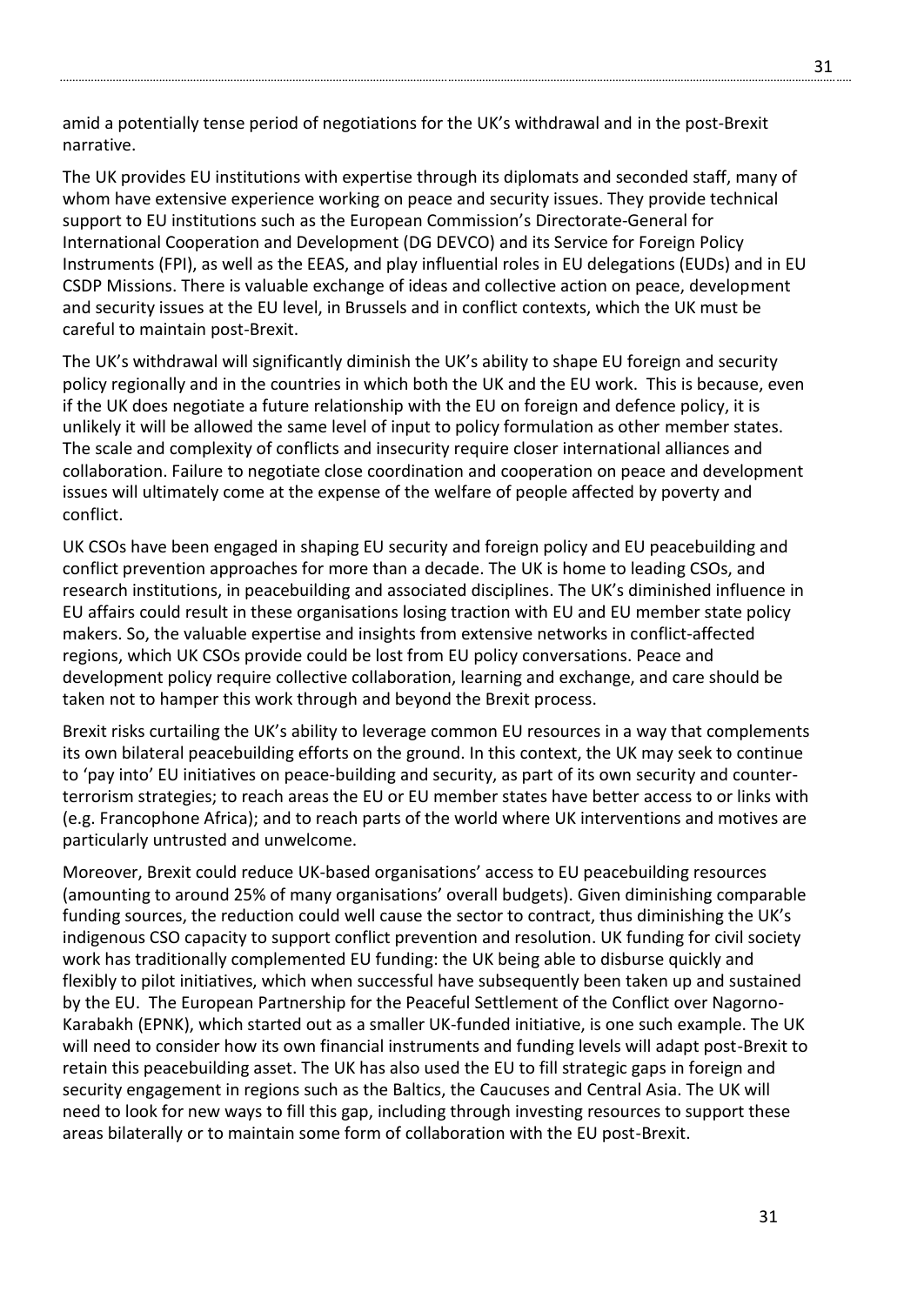amid a potentially tense period of negotiations for the UK's withdrawal and in the post-Brexit narrative.

The UK provides EU institutions with expertise through its diplomats and seconded staff, many of whom have extensive experience working on peace and security issues. They provide technical support to EU institutions such as the European Commission's Directorate-General for International Cooperation and Development (DG DEVCO) and its Service for Foreign Policy Instruments (FPI), as well as the EEAS, and play influential roles in EU delegations (EUDs) and in EU CSDP Missions. There is valuable exchange of ideas and collective action on peace, development and security issues at the EU level, in Brussels and in conflict contexts, which the UK must be careful to maintain post-Brexit.

The UK's withdrawal will significantly diminish the UK's ability to shape EU foreign and security policy regionally and in the countries in which both the UK and the EU work. This is because, even if the UK does negotiate a future relationship with the EU on foreign and defence policy, it is unlikely it will be allowed the same level of input to policy formulation as other member states. The scale and complexity of conflicts and insecurity require closer international alliances and collaboration. Failure to negotiate close coordination and cooperation on peace and development issues will ultimately come at the expense of the welfare of people affected by poverty and conflict.

UK CSOs have been engaged in shaping EU security and foreign policy and EU peacebuilding and conflict prevention approaches for more than a decade. The UK is home to leading CSOs, and research institutions, in peacebuilding and associated disciplines. The UK's diminished influence in EU affairs could result in these organisations losing traction with EU and EU member state policy makers. So, the valuable expertise and insights from extensive networks in conflict-affected regions, which UK CSOs provide could be lost from EU policy conversations. Peace and development policy require collective collaboration, learning and exchange, and care should be taken not to hamper this work through and beyond the Brexit process.

Brexit risks curtailing the UK's ability to leverage common EU resources in a way that complements its own bilateral peacebuilding efforts on the ground. In this context, the UK may seek to continue to 'pay into' EU initiatives on peace-building and security, as part of its own security and counter-terrorism strategies; to reach areas the EU or EU member states have better access to or links with (e.g. Francophone Africa); and to reach parts of the world where UK interventions and motives are particularly untrusted and unwelcome.

Moreover, Brexit could reduce UK-based organisations' access to EU peacebuilding resources (amounting to around 25% of many organisations' overall budgets). Given diminishing comparable funding sources, the reduction could well cause the sector to contract, thus diminishing the UK's indigenous CSO capacity to support conflict prevention and resolution. UK funding for civil society work has traditionally complemented EU funding: the UK being able to disburse quickly and flexibly to pilot initiatives, which when successful have subsequently been taken up and sustained by the EU. The European Partnership for the Peaceful Settlement of the Conflict over Nagorno-Karabakh (EPNK), which started out as a smaller UK-funded initiative, is one such example. The UK will need to consider how its own financial instruments and funding levels will adapt post-Brexit to retain this peacebuilding asset. The UK has also used the EU to fill strategic gaps in foreign and security engagement in regions such as the Baltics, the Caucuses and Central Asia. The UK will need to look for new ways to fill this gap, including through investing resources to support these areas bilaterally or to maintain some form of collaboration with the EU post-Brexit.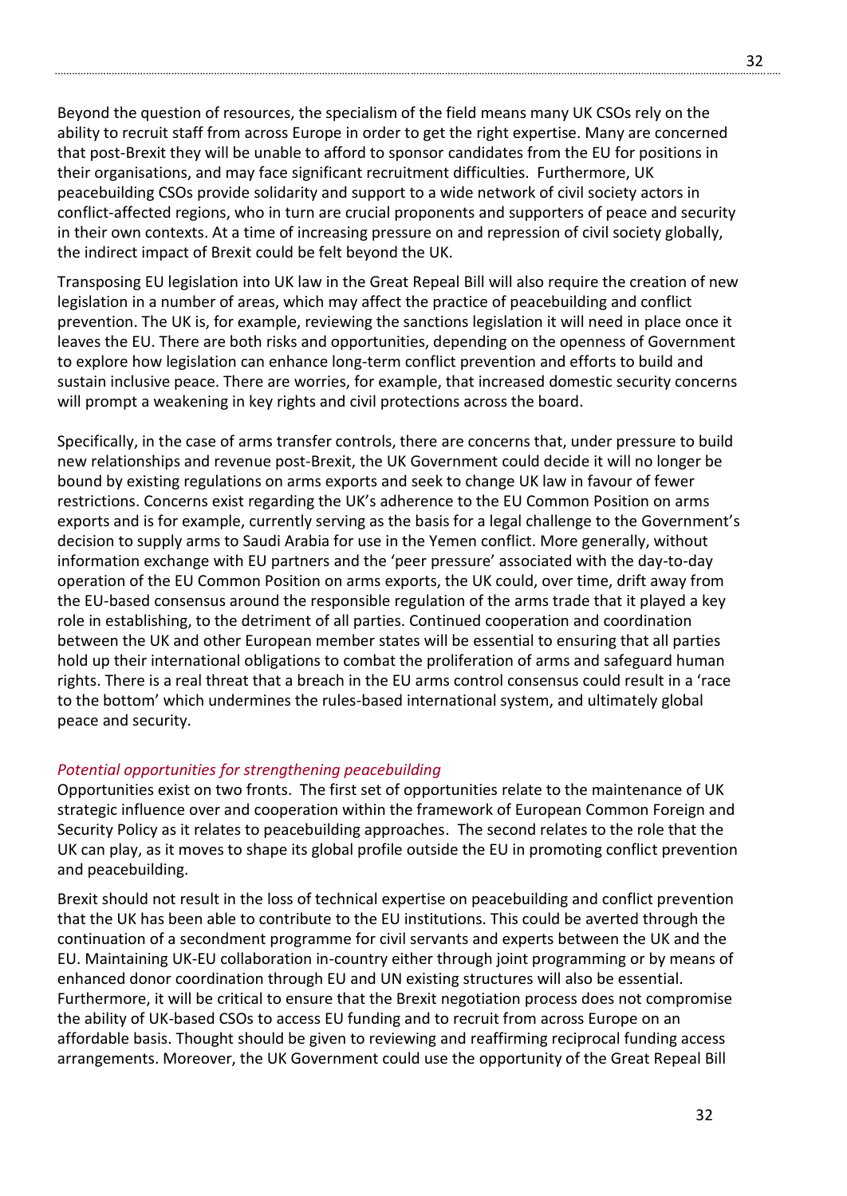Beyond the question of resources, the specialism of the field means many UK CSOs rely on the ability to recruit staff from across Europe in order to get the right expertise. Many are concerned that post-Brexit they will be unable to afford to sponsor candidates from the EU for positions in their organisations, and may face significant recruitment difficulties. Furthermore, UK peacebuilding CSOs provide solidarity and support to a wide network of civil society actors in conflict-affected regions, who in turn are crucial proponents and supporters of peace and security in their own contexts. At a time of increasing pressure on and repression of civil society globally, the indirect impact of Brexit could be felt beyond the UK.

Transposing EU legislation into UK law in the Great Repeal Bill will also require the creation of new legislation in a number of areas, which may affect the practice of peacebuilding and conflict prevention. The UK is, for example, reviewing the sanctions legislation it will need in place once it leaves the EU. There are both risks and opportunities, depending on the openness of Government to explore how legislation can enhance long-term conflict prevention and efforts to build and sustain inclusive peace. There are worries, for example, that increased domestic security concerns will prompt a weakening in key rights and civil protections across the board.

Specifically, in the case of arms transfer controls, there are concerns that, under pressure to build new relationships and revenue post-Brexit, the UK Government could decide it will no longer be bound by existing regulations on arms exports and seek to change UK law in favour of fewer restrictions. Concerns exist regarding the UK's adherence to the EU Common Position on arms exports and is for example, currently serving as the basis for a legal challenge to the Government's decision to supply arms to Saudi Arabia for use in the Yemen conflict. More generally, without information exchange with EU partners and the 'peer pressure' associated with the day-to-day operation of the EU Common Position on arms exports, the UK could, over time, drift away from the EU-based consensus around the responsible regulation of the arms trade that it played a key role in establishing, to the detriment of all parties. Continued cooperation and coordination between the UK and other European member states will be essential to ensuring that all parties hold up their international obligations to combat the proliferation of arms and safeguard human rights. There is a real threat that a breach in the EU arms control consensus could result in a 'race to the bottom' which undermines the rules-based international system, and ultimately global peace and security.

*Potential opportunities for strengthening peacebuilding*

Opportunities exist on two fronts. The first set of opportunities relate to the maintenance of UK strategic influence over and cooperation within the framework of European Common Foreign and Security Policy as it relates to peacebuilding approaches. The second relates to the role that the UK can play, as it moves to shape its global profile outside the EU in promoting conflict prevention and peacebuilding.

Brexit should not result in the loss of technical expertise on peacebuilding and conflict prevention that the UK has been able to contribute to the EU institutions. This could be averted through the continuation of a secondment programme for civil servants and experts between the UK and the EU. Maintaining UK-EU collaboration in-country either through joint programming or by means of enhanced donor coordination through EU and UN existing structures will also be essential. Furthermore, it will be critical to ensure that the Brexit negotiation process does not compromise the ability of UK-based CSOs to access EU funding and to recruit from across Europe on an affordable basis. Thought should be given to reviewing and reaffirming reciprocal funding access arrangements. Moreover, the UK Government could use the opportunity of the Great Repeal Bill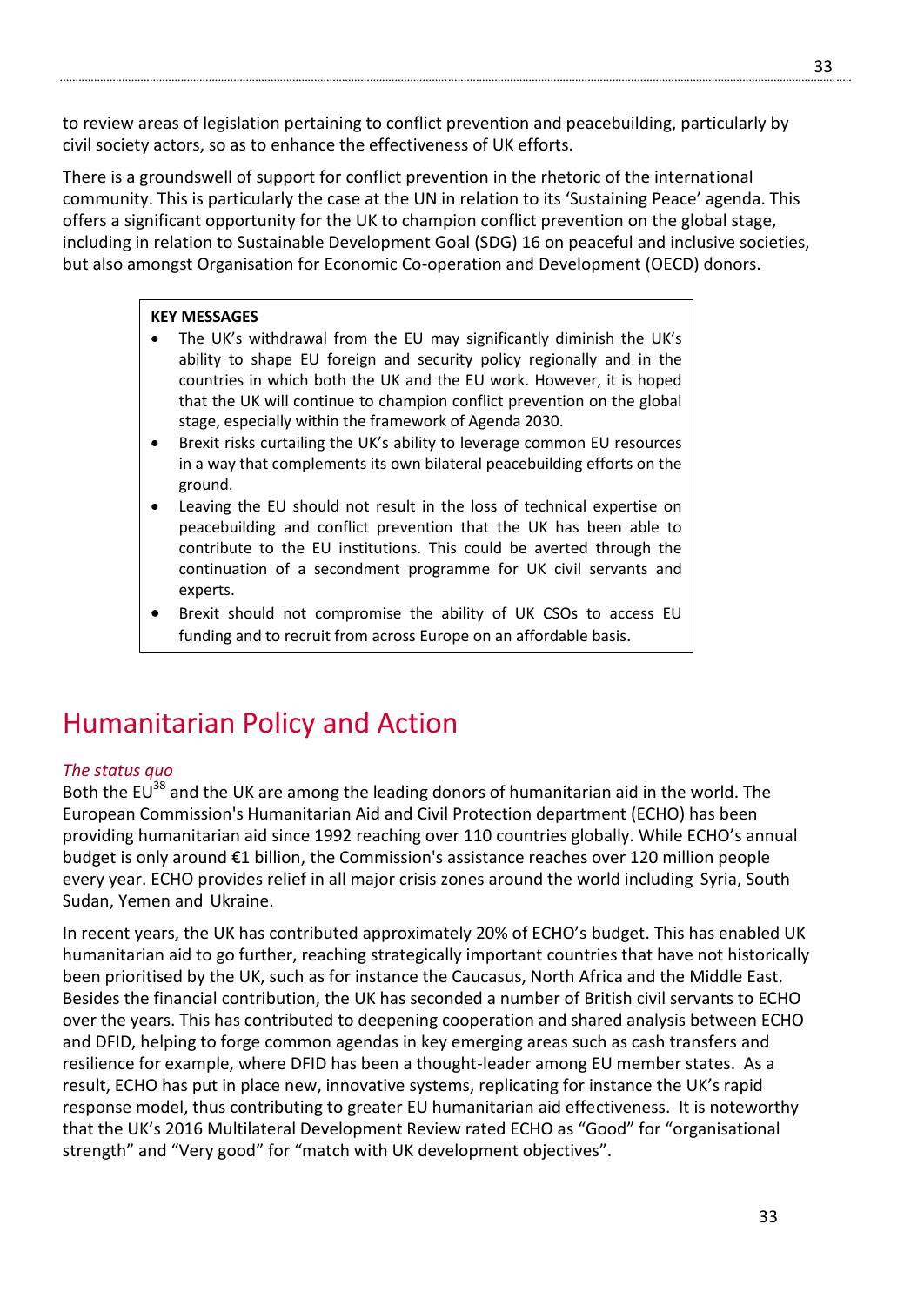to review areas of legislation pertaining to conflict prevention and peacebuilding, particularly by civil society actors, so as to enhance the effectiveness of UK efforts.

There is a groundswell of support for conflict prevention in the rhetoric of the international community. This is particularly the case at the UN in relation to its 'Sustaining Peace' agenda. This offers a significant opportunity for the UK to champion conflict prevention on the global stage, including in relation to Sustainable Development Goal (SDG) 16 on peaceful and inclusive societies, but also amongst Organisation for Economic Co-operation and Development (OECD) donors.

**KEY MESSAGES**

- The UK's withdrawal from the EU may significantly diminish the UK's ability to shape EU foreign and security policy regionally and in the countries in which both the UK and the EU work. However, it is hoped that the UK will continue to champion conflict prevention on the global stage, especially within the framework of Agenda 2030.
- Brexit risks curtailing the UK's ability to leverage common EU resources in a way that complements its own bilateral peacebuilding efforts on the ground.
- Leaving the EU should not result in the loss of technical expertise on peacebuilding and conflict prevention that the UK has been able to contribute to the EU institutions. This could be averted through the continuation of a secondment programme for UK civil servants and experts.
- Brexit should not compromise the ability of UK CSOs to access EU funding and to recruit from across Europe on an affordable basis.

# Humanitarian Policy and Action

*The status quo*

Both the EU[38] and the UK are among the leading donors of humanitarian aid in the world. The European Commission's Humanitarian Aid and Civil Protection department (ECHO) has been providing humanitarian aid since 1992 reaching over 110 countries globally. While ECHO's annual budget is only around €1 billion, the Commission's assistance reaches over 120 million people every year. ECHO provides relief in all major crisis zones around the world including Syria, South Sudan, Yemen and Ukraine.

In recent years, the UK has contributed approximately 20% of ECHO's budget. This has enabled UK humanitarian aid to go further, reaching strategically important countries that have not historically been prioritised by the UK, such as for instance the Caucasus, North Africa and the Middle East. Besides the financial contribution, the UK has seconded a number of British civil servants to ECHO over the years. This has contributed to deepening cooperation and shared analysis between ECHO and DFID, helping to forge common agendas in key emerging areas such as cash transfers and resilience for example, where DFID has been a thought-leader among EU member states. As a result, ECHO has put in place new, innovative systems, replicating for instance the UK's rapid response model, thus contributing to greater EU humanitarian aid effectiveness. It is noteworthy that the UK's 2016 Multilateral Development Review rated ECHO as "Good" for "organisational strength" and "Very good" for "match with UK development objectives".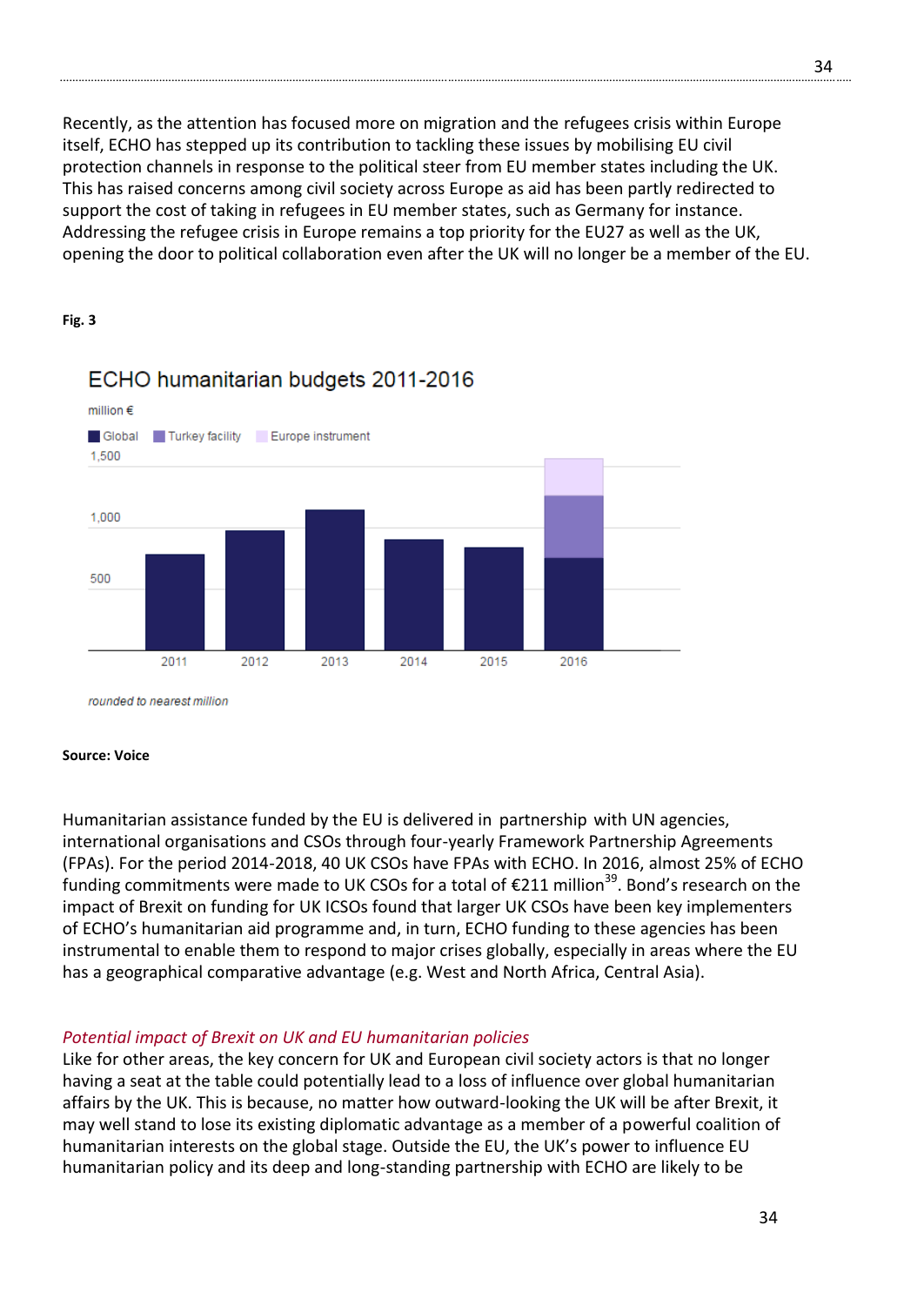Recently, as the attention has focused more on migration and the refugees crisis within Europe itself, ECHO has stepped up its contribution to tackling these issues by mobilising EU civil protection channels in response to the political steer from EU member states including the UK. This has raised concerns among civil society across Europe as aid has been partly redirected to support the cost of taking in refugees in EU member states, such as Germany for instance. Addressing the refugee crisis in Europe remains a top priority for the EU27 as well as the UK, opening the door to political collaboration even after the UK will no longer be a member of the EU.

**Fig. 3**

ECHO humanitarian budgets 2011-2016

million €

Global | Turkey facility | Europe instrument

rounded to nearest million

**Source: Voice**

Humanitarian assistance funded by the EU is delivered in partnership with UN agencies, international organisations and CSOs through four-yearly Framework Partnership Agreements (FPAs). For the period 2014-2018, 40 UK CSOs have FPAs with ECHO. In 2016, almost 25% of ECHO funding commitments were made to UK CSOs for a total of €211 million[39]. Bond's research on the impact of Brexit on funding for UK ICSOs found that larger UK CSOs have been key implementers of ECHO's humanitarian aid programme and, in turn, ECHO funding to these agencies has been instrumental to enable them to respond to major crises globally, especially in areas where the EU has a geographical comparative advantage (e.g. West and North Africa, Central Asia).

*Potential impact of Brexit on UK and EU humanitarian policies*

Like for other areas, the key concern for UK and European civil society actors is that no longer having a seat at the table could potentially lead to a loss of influence over global humanitarian affairs by the UK. This is because, no matter how outward-looking the UK will be after Brexit, it may well stand to lose its existing diplomatic advantage as a member of a powerful coalition of humanitarian interests on the global stage. Outside the EU, the UK's power to influence EU humanitarian policy and its deep and long-standing partnership with ECHO are likely to be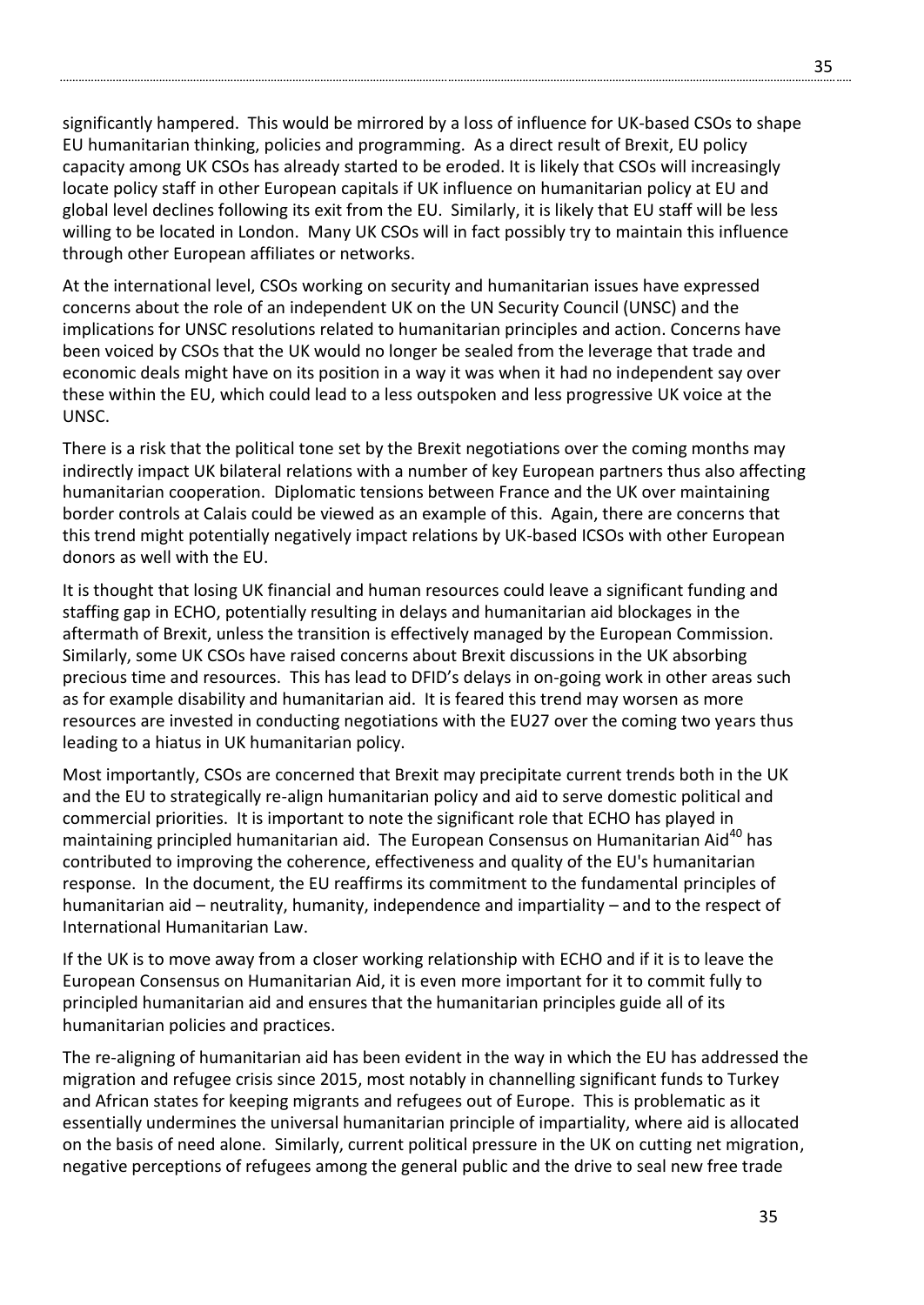significantly hampered. This would be mirrored by a loss of influence for UK-based CSOs to shape EU humanitarian thinking, policies and programming. As a direct result of Brexit, EU policy capacity among UK CSOs has already started to be eroded. It is likely that CSOs will increasingly locate policy staff in other European capitals if UK influence on humanitarian policy at EU and global level declines following its exit from the EU. Similarly, it is likely that EU staff will be less willing to be located in London. Many UK CSOs will in fact possibly try to maintain this influence through other European affiliates or networks.

At the international level, CSOs working on security and humanitarian issues have expressed concerns about the role of an independent UK on the UN Security Council (UNSC) and the implications for UNSC resolutions related to humanitarian principles and action. Concerns have been voiced by CSOs that the UK would no longer be sealed from the leverage that trade and economic deals might have on its position in a way it was when it had no independent say over these within the EU, which could lead to a less outspoken and less progressive UK voice at the UNSC.

There is a risk that the political tone set by the Brexit negotiations over the coming months may indirectly impact UK bilateral relations with a number of key European partners thus also affecting humanitarian cooperation. Diplomatic tensions between France and the UK over maintaining border controls at Calais could be viewed as an example of this. Again, there are concerns that this trend might potentially negatively impact relations by UK-based ICSOs with other European donors as well with the EU.

It is thought that losing UK financial and human resources could leave a significant funding and staffing gap in ECHO, potentially resulting in delays and humanitarian aid blockages in the aftermath of Brexit, unless the transition is effectively managed by the European Commission. Similarly, some UK CSOs have raised concerns about Brexit discussions in the UK absorbing precious time and resources. This has lead to DFID's delays in on-going work in other areas such as for example disability and humanitarian aid. It is feared this trend may worsen as more resources are invested in conducting negotiations with the EU27 over the coming two years thus leading to a hiatus in UK humanitarian policy.

Most importantly, CSOs are concerned that Brexit may precipitate current trends both in the UK and the EU to strategically re-align humanitarian policy and aid to serve domestic political and commercial priorities. It is important to note the significant role that ECHO has played in maintaining principled humanitarian aid. The European Consensus on Humanitarian Aid[40] has contributed to improving the coherence, effectiveness and quality of the EU's humanitarian response. In the document, the EU reaffirms its commitment to the fundamental principles of humanitarian aid – neutrality, humanity, independence and impartiality – and to the respect of International Humanitarian Law.

If the UK is to move away from a closer working relationship with ECHO and if it is to leave the European Consensus on Humanitarian Aid, it is even more important for it to commit fully to principled humanitarian aid and ensures that the humanitarian principles guide all of its humanitarian policies and practices.

The re-aligning of humanitarian aid has been evident in the way in which the EU has addressed the migration and refugee crisis since 2015, most notably in channelling significant funds to Turkey and African states for keeping migrants and refugees out of Europe. This is problematic as it essentially undermines the universal humanitarian principle of impartiality, where aid is allocated on the basis of need alone. Similarly, current political pressure in the UK on cutting net migration, negative perceptions of refugees among the general public and the drive to seal new free trade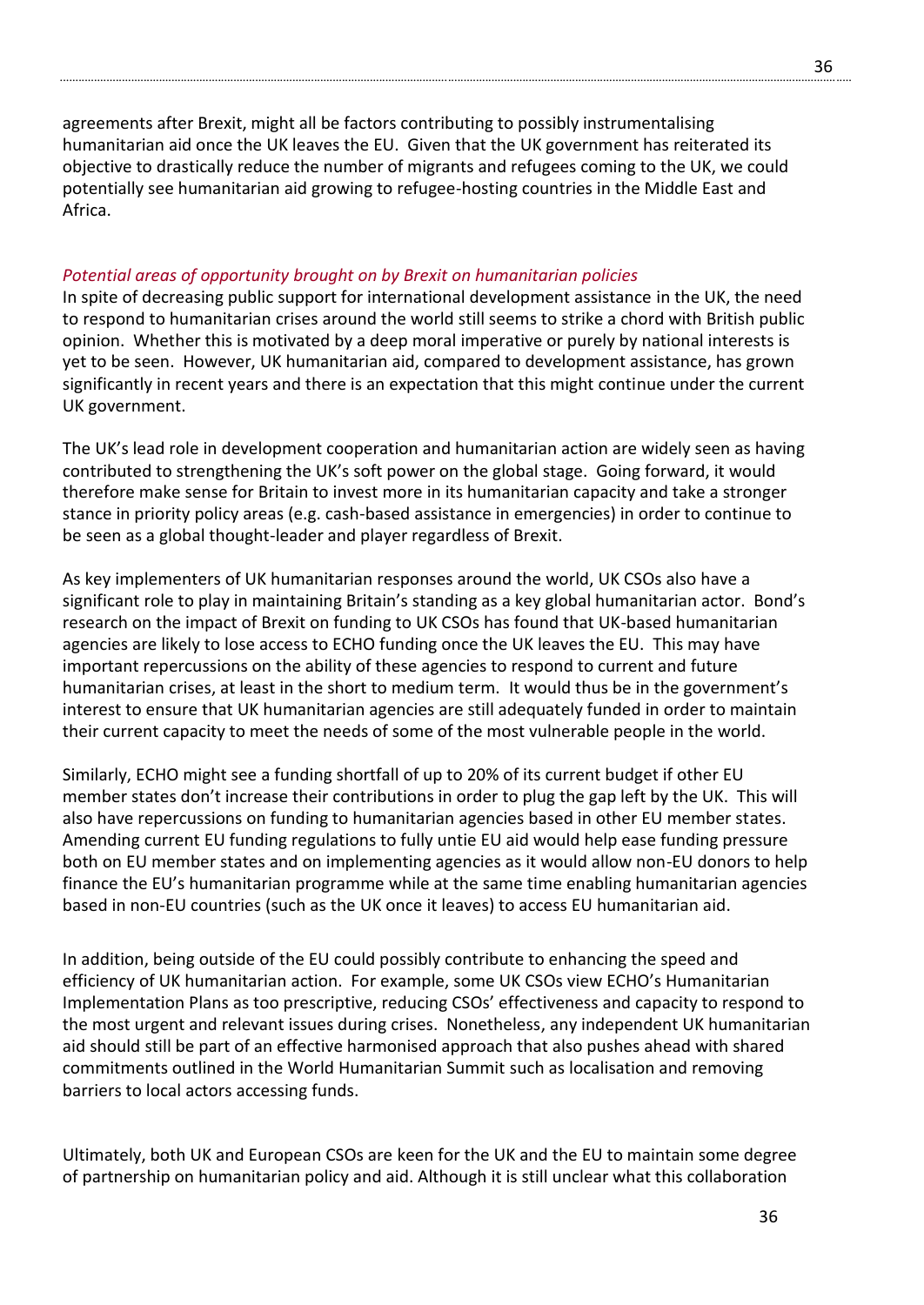agreements after Brexit, might all be factors contributing to possibly instrumentalising humanitarian aid once the UK leaves the EU. Given that the UK government has reiterated its objective to drastically reduce the number of migrants and refugees coming to the UK, we could potentially see humanitarian aid growing to refugee-hosting countries in the Middle East and Africa.

*Potential areas of opportunity brought on by Brexit on humanitarian policies*

In spite of decreasing public support for international development assistance in the UK, the need to respond to humanitarian crises around the world still seems to strike a chord with British public opinion. Whether this is motivated by a deep moral imperative or purely by national interests is yet to be seen. However, UK humanitarian aid, compared to development assistance, has grown significantly in recent years and there is an expectation that this might continue under the current UK government.

The UK's lead role in development cooperation and humanitarian action are widely seen as having contributed to strengthening the UK's soft power on the global stage. Going forward, it would therefore make sense for Britain to invest more in its humanitarian capacity and take a stronger stance in priority policy areas (e.g. cash-based assistance in emergencies) in order to continue to be seen as a global thought-leader and player regardless of Brexit.

As key implementers of UK humanitarian responses around the world, UK CSOs also have a significant role to play in maintaining Britain's standing as a key global humanitarian actor. Bond's research on the impact of Brexit on funding to UK CSOs has found that UK-based humanitarian agencies are likely to lose access to ECHO funding once the UK leaves the EU. This may have important repercussions on the ability of these agencies to respond to current and future humanitarian crises, at least in the short to medium term. It would thus be in the government's interest to ensure that UK humanitarian agencies are still adequately funded in order to maintain their current capacity to meet the needs of some of the most vulnerable people in the world.

Similarly, ECHO might see a funding shortfall of up to 20% of its current budget if other EU member states don't increase their contributions in order to plug the gap left by the UK. This will also have repercussions on funding to humanitarian agencies based in other EU member states. Amending current EU funding regulations to fully untie EU aid would help ease funding pressure both on EU member states and on implementing agencies as it would allow non-EU donors to help finance the EU's humanitarian programme while at the same time enabling humanitarian agencies based in non-EU countries (such as the UK once it leaves) to access EU humanitarian aid.

In addition, being outside of the EU could possibly contribute to enhancing the speed and efficiency of UK humanitarian action. For example, some UK CSOs view ECHO's Humanitarian Implementation Plans as too prescriptive, reducing CSOs' effectiveness and capacity to respond to the most urgent and relevant issues during crises. Nonetheless, any independent UK humanitarian aid should still be part of an effective harmonised approach that also pushes ahead with shared commitments outlined in the World Humanitarian Summit such as localisation and removing barriers to local actors accessing funds.

Ultimately, both UK and European CSOs are keen for the UK and the EU to maintain some degree of partnership on humanitarian policy and aid. Although it is still unclear what this collaboration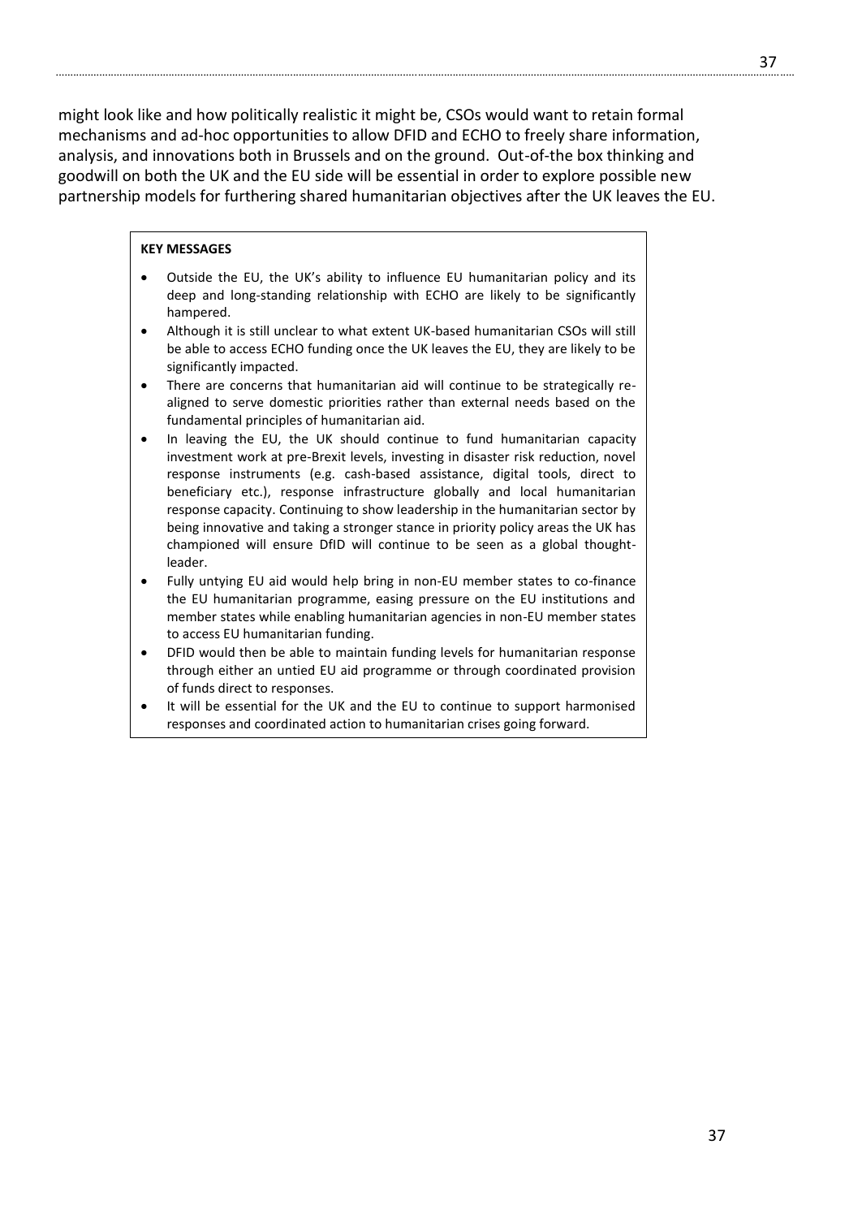might look like and how politically realistic it might be, CSOs would want to retain formal mechanisms and ad-hoc opportunities to allow DFID and ECHO to freely share information, analysis, and innovations both in Brussels and on the ground. Out-of-the box thinking and goodwill on both the UK and the EU side will be essential in order to explore possible new partnership models for furthering shared humanitarian objectives after the UK leaves the EU.

**KEY MESSAGES**

- Outside the EU, the UK's ability to influence EU humanitarian policy and its deep and long-standing relationship with ECHO are likely to be significantly hampered.
- Although it is still unclear to what extent UK-based humanitarian CSOs will still be able to access ECHO funding once the UK leaves the EU, they are likely to be significantly impacted.
- There are concerns that humanitarian aid will continue to be strategically re-aligned to serve domestic priorities rather than external needs based on the fundamental principles of humanitarian aid.
- In leaving the EU, the UK should continue to fund humanitarian capacity investment work at pre-Brexit levels, investing in disaster risk reduction, novel response instruments (e.g. cash-based assistance, digital tools, direct to beneficiary etc.), response infrastructure globally and local humanitarian response capacity. Continuing to show leadership in the humanitarian sector by being innovative and taking a stronger stance in priority policy areas the UK has championed will ensure DfID will continue to be seen as a global thought-leader.
- Fully untying EU aid would help bring in non-EU member states to co-finance the EU humanitarian programme, easing pressure on the EU institutions and member states while enabling humanitarian agencies in non-EU member states to access EU humanitarian funding.
- DFID would then be able to maintain funding levels for humanitarian response through either an untied EU aid programme or through coordinated provision of funds direct to responses.
- It will be essential for the UK and the EU to continue to support harmonised responses and coordinated action to humanitarian crises going forward.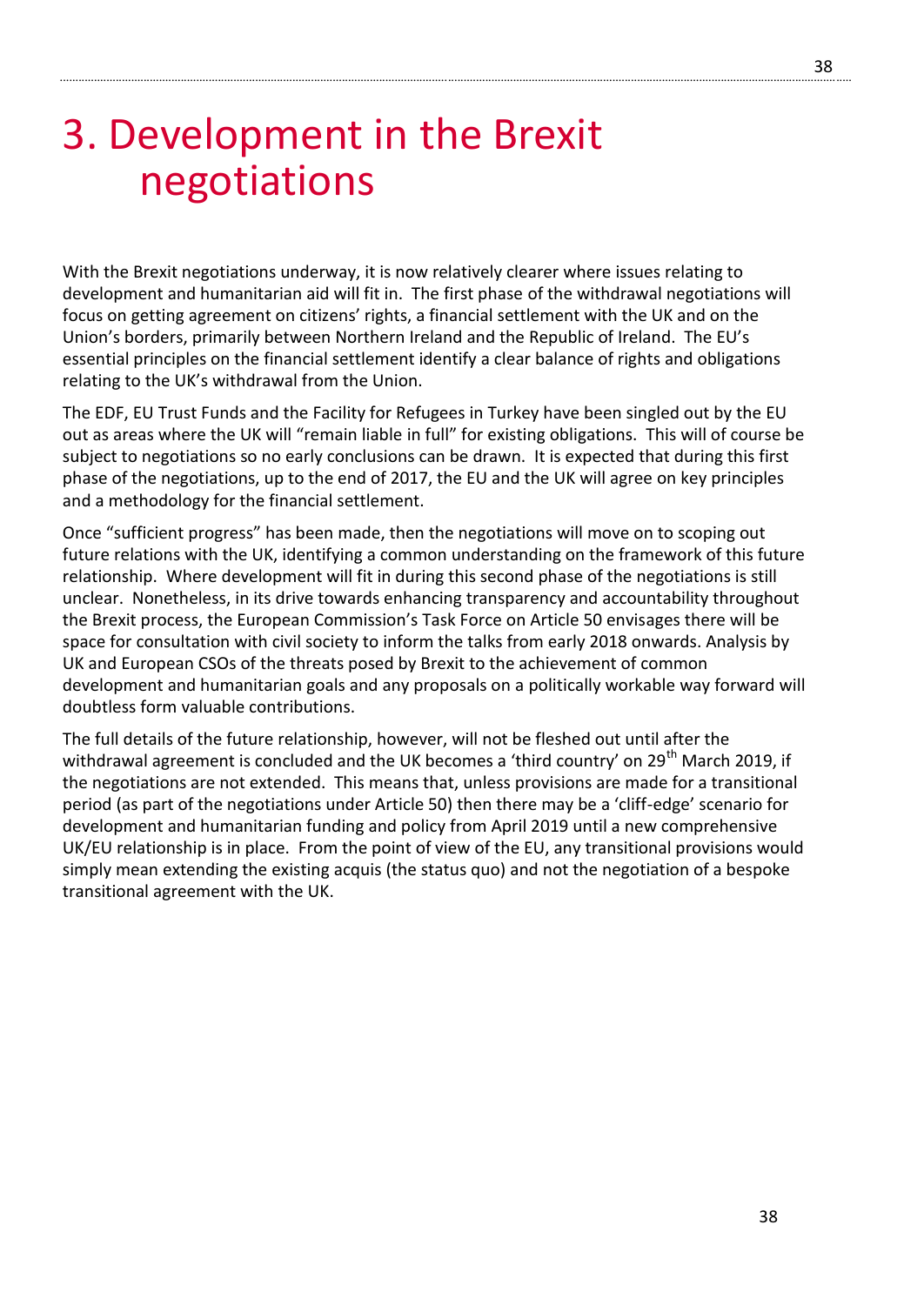# 3. Development in the Brexit negotiations

With the Brexit negotiations underway, it is now relatively clearer where issues relating to development and humanitarian aid will fit in. The first phase of the withdrawal negotiations will focus on getting agreement on citizens' rights, a financial settlement with the UK and on the Union's borders, primarily between Northern Ireland and the Republic of Ireland. The EU's essential principles on the financial settlement identify a clear balance of rights and obligations relating to the UK's withdrawal from the Union.

The EDF, EU Trust Funds and the Facility for Refugees in Turkey have been singled out by the EU out as areas where the UK will "remain liable in full" for existing obligations. This will of course be subject to negotiations so no early conclusions can be drawn. It is expected that during this first phase of the negotiations, up to the end of 2017, the EU and the UK will agree on key principles and a methodology for the financial settlement.

Once "sufficient progress" has been made, then the negotiations will move on to scoping out future relations with the UK, identifying a common understanding on the framework of this future relationship. Where development will fit in during this second phase of the negotiations is still unclear. Nonetheless, in its drive towards enhancing transparency and accountability throughout the Brexit process, the European Commission's Task Force on Article 50 envisages there will be space for consultation with civil society to inform the talks from early 2018 onwards. Analysis by UK and European CSOs of the threats posed by Brexit to the achievement of common development and humanitarian goals and any proposals on a politically workable way forward will doubtless form valuable contributions.

The full details of the future relationship, however, will not be fleshed out until after the withdrawal agreement is concluded and the UK becomes a 'third country' on 29th March 2019, if the negotiations are not extended. This means that, unless provisions are made for a transitional period (as part of the negotiations under Article 50) then there may be a 'cliff-edge' scenario for development and humanitarian funding and policy from April 2019 until a new comprehensive UK/EU relationship is in place. From the point of view of the EU, any transitional provisions would simply mean extending the existing acquis (the status quo) and not the negotiation of a bespoke transitional agreement with the UK.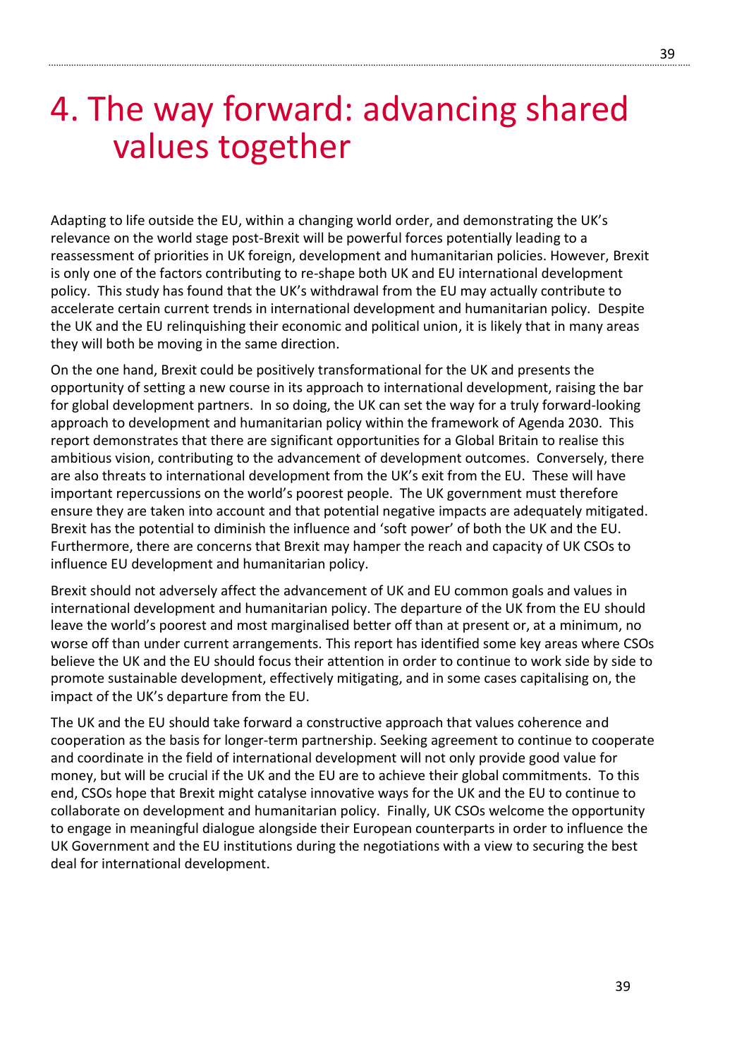# 4. The way forward: advancing shared values together

Adapting to life outside the EU, within a changing world order, and demonstrating the UK's relevance on the world stage post-Brexit will be powerful forces potentially leading to a reassessment of priorities in UK foreign, development and humanitarian policies. However, Brexit is only one of the factors contributing to re-shape both UK and EU international development policy. This study has found that the UK's withdrawal from the EU may actually contribute to accelerate certain current trends in international development and humanitarian policy. Despite the UK and the EU relinquishing their economic and political union, it is likely that in many areas they will both be moving in the same direction.

On the one hand, Brexit could be positively transformational for the UK and presents the opportunity of setting a new course in its approach to international development, raising the bar for global development partners. In so doing, the UK can set the way for a truly forward-looking approach to development and humanitarian policy within the framework of Agenda 2030. This report demonstrates that there are significant opportunities for a Global Britain to realise this ambitious vision, contributing to the advancement of development outcomes. Conversely, there are also threats to international development from the UK's exit from the EU. These will have important repercussions on the world's poorest people. The UK government must therefore ensure they are taken into account and that potential negative impacts are adequately mitigated. Brexit has the potential to diminish the influence and 'soft power' of both the UK and the EU. Furthermore, there are concerns that Brexit may hamper the reach and capacity of UK CSOs to influence EU development and humanitarian policy.

Brexit should not adversely affect the advancement of UK and EU common goals and values in international development and humanitarian policy. The departure of the UK from the EU should leave the world's poorest and most marginalised better off than at present or, at a minimum, no worse off than under current arrangements. This report has identified some key areas where CSOs believe the UK and the EU should focus their attention in order to continue to work side by side to promote sustainable development, effectively mitigating, and in some cases capitalising on, the impact of the UK's departure from the EU.

The UK and the EU should take forward a constructive approach that values coherence and cooperation as the basis for longer-term partnership. Seeking agreement to continue to cooperate and coordinate in the field of international development will not only provide good value for money, but will be crucial if the UK and the EU are to achieve their global commitments. To this end, CSOs hope that Brexit might catalyse innovative ways for the UK and the EU to continue to collaborate on development and humanitarian policy. Finally, UK CSOs welcome the opportunity to engage in meaningful dialogue alongside their European counterparts in order to influence the UK Government and the EU institutions during the negotiations with a view to securing the best deal for international development.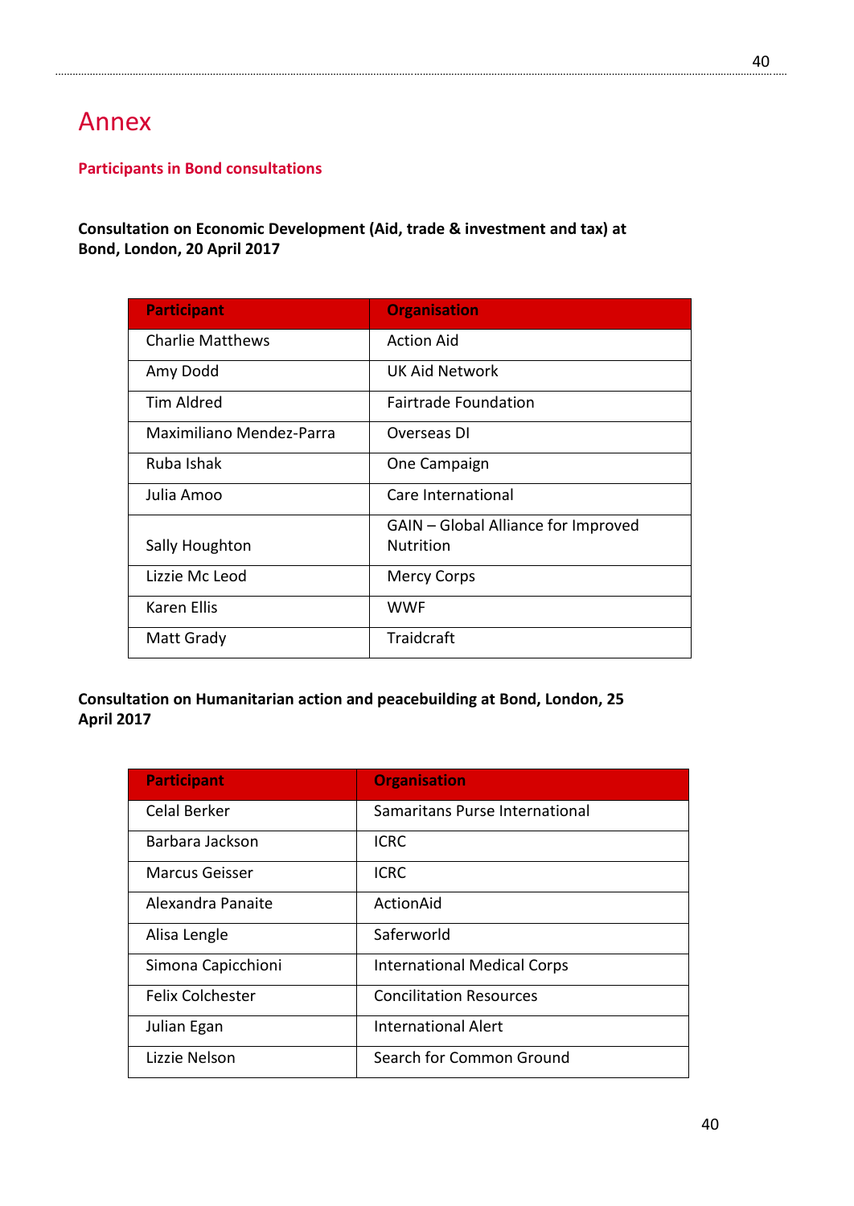# Annex

## Participants in Bond consultations

**Consultation on Economic Development (Aid, trade & investment and tax) at Bond, London, 20 April 2017**

| Participant | Organisation |
|---|---|
| Charlie Matthews | Action Aid |
| Amy Dodd | UK Aid Network |
| Tim Aldred | Fairtrade Foundation |
| Maximiliano Mendez-Parra | Overseas DI |
| Ruba Ishak | One Campaign |
| Julia Amoo | Care International |
| Sally Houghton | GAIN – Global Alliance for Improved Nutrition |
| Lizzie Mc Leod | Mercy Corps |
| Karen Ellis | WWF |
| Matt Grady | Traidcraft |

**Consultation on Humanitarian action and peacebuilding at Bond, London, 25 April 2017**

| Participant | Organisation |
|---|---|
| Celal Berker | Samaritans Purse International |
| Barbara Jackson | ICRC |
| Marcus Geisser | ICRC |
| Alexandra Panaite | ActionAid |
| Alisa Lengle | Saferworld |
| Simona Capicchioni | International Medical Corps |
| Felix Colchester | Concilitation Resources |
| Julian Egan | International Alert |
| Lizzie Nelson | Search for Common Ground |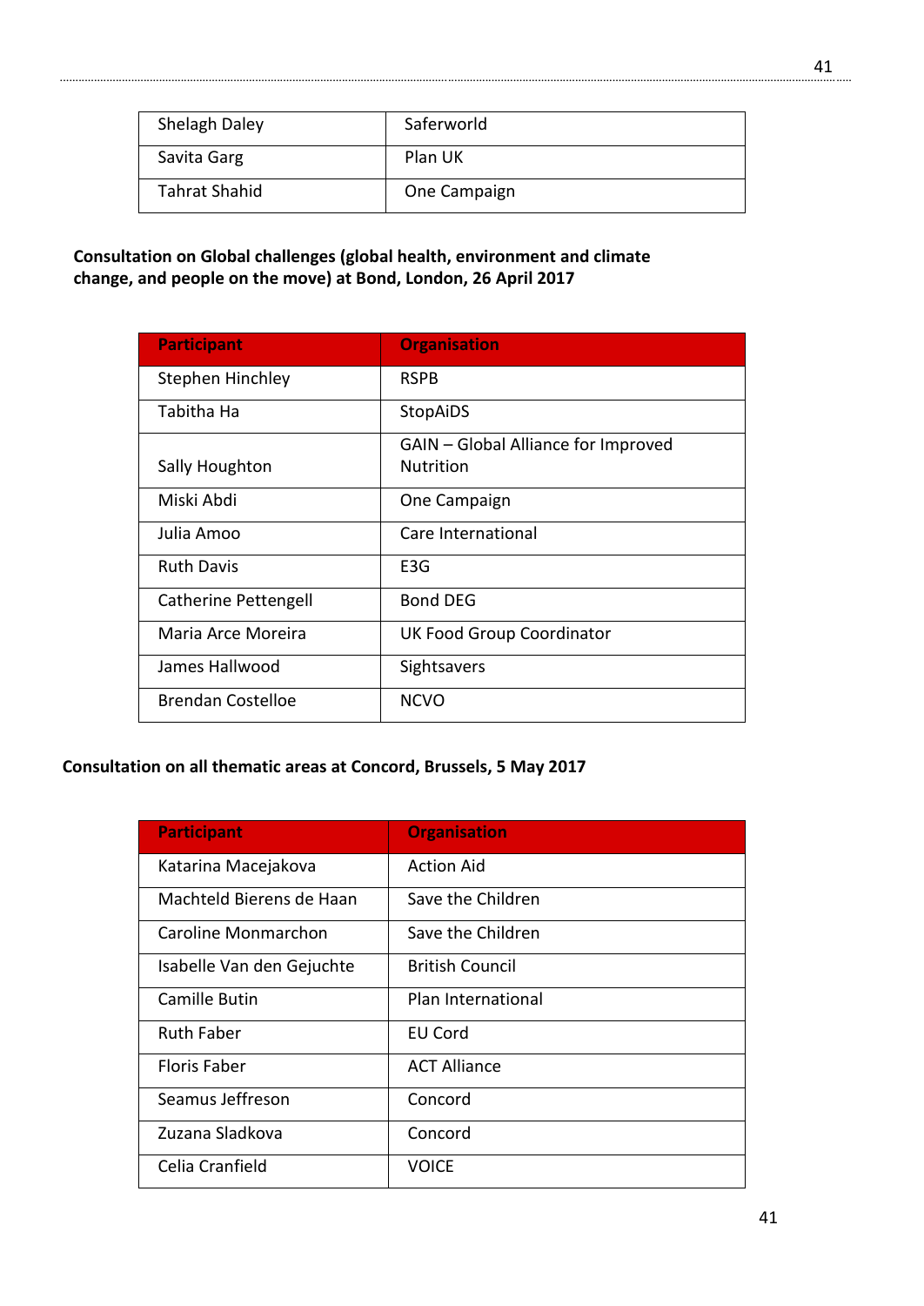| | |
|---|---|
| Shelagh Daley | Saferworld |
| Savita Garg | Plan UK |
| Tahrat Shahid | One Campaign |

**Consultation on Global challenges (global health, environment and climate change, and people on the move) at Bond, London, 26 April 2017**

| Participant | Organisation |
|---|---|
| Stephen Hinchley | RSPB |
| Tabitha Ha | StopAiDS |
| Sally Houghton | GAIN – Global Alliance for Improved Nutrition |
| Miski Abdi | One Campaign |
| Julia Amoo | Care International |
| Ruth Davis | E3G |
| Catherine Pettengell | Bond DEG |
| Maria Arce Moreira | UK Food Group Coordinator |
| James Hallwood | Sightsavers |
| Brendan Costelloe | NCVO |

**Consultation on all thematic areas at Concord, Brussels, 5 May 2017**

| Participant | Organisation |
|---|---|
| Katarina Macejakova | Action Aid |
| Machteld Bierens de Haan | Save the Children |
| Caroline Monmarchon | Save the Children |
| Isabelle Van den Gejuchte | British Council |
| Camille Butin | Plan International |
| Ruth Faber | EU Cord |
| Floris Faber | ACT Alliance |
| Seamus Jeffreson | Concord |
| Zuzana Sladkova | Concord |
| Celia Cranfield | VOICE |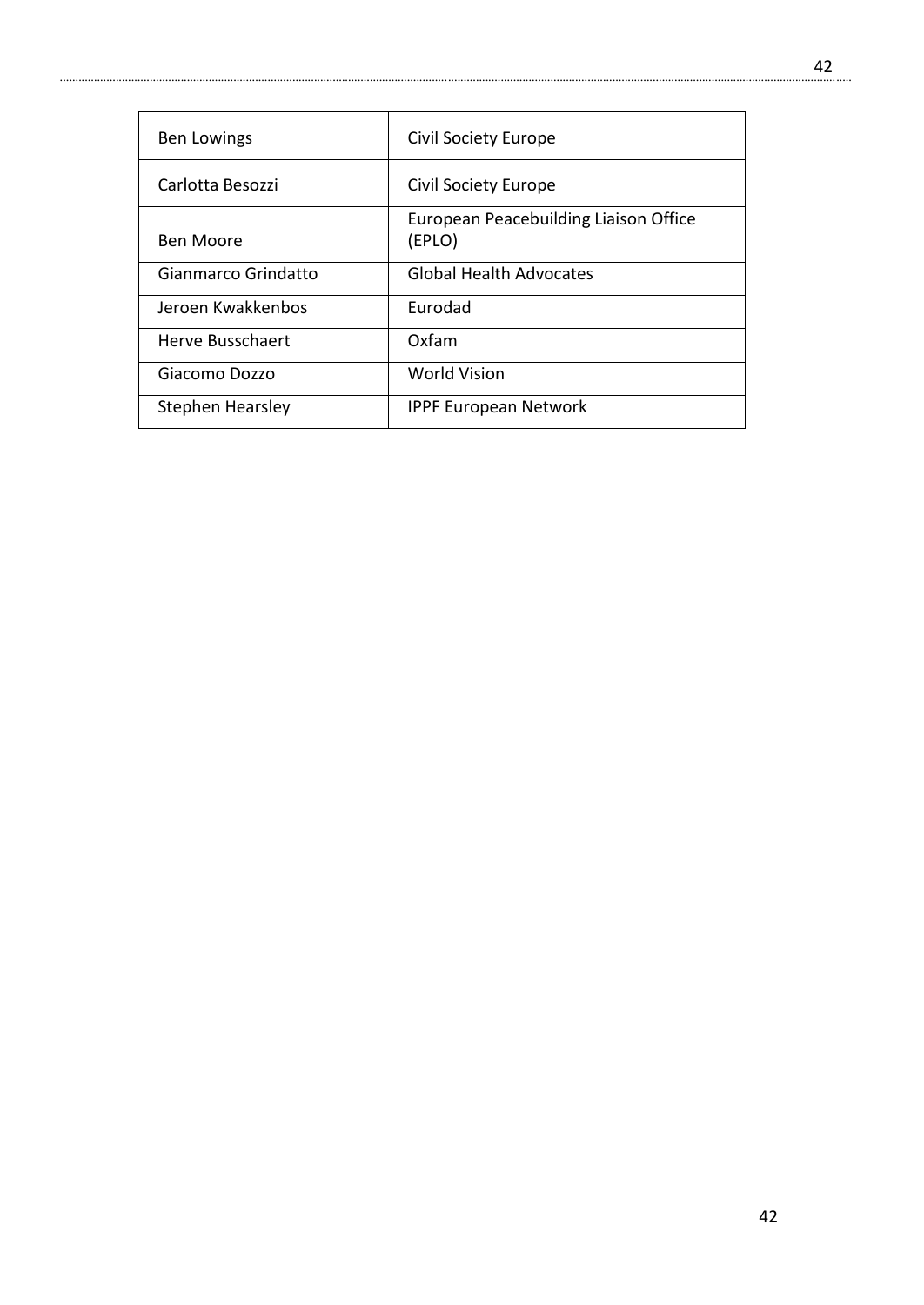| Ben Lowings | Civil Society Europe |
|---|---|
| Carlotta Besozzi | Civil Society Europe |
| Ben Moore | European Peacebuilding Liaison Office (EPLO) |
| Gianmarco Grindatto | Global Health Advocates |
| Jeroen Kwakkenbos | Eurodad |
| Herve Busschaert | Oxfam |
| Giacomo Dozzo | World Vision |
| Stephen Hearsley | IPPF European Network |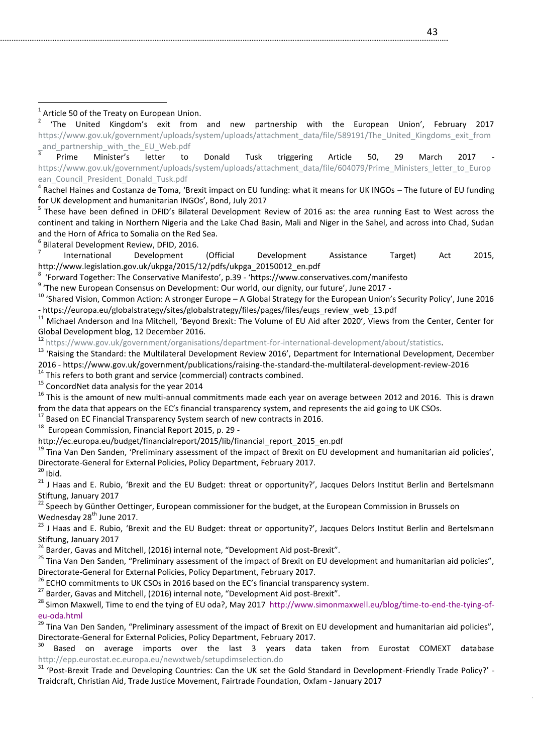[1] Article 50 of the Treaty on European Union.

[2] 'The United Kingdom's exit from and new partnership with the European Union', February 2017 https://www.gov.uk/government/uploads/system/uploads/attachment_data/file/589191/The_United_Kingdoms_exit_from_and_partnership_with_the_EU_Web.pdf

[3] Prime Minister's letter to Donald Tusk triggering Article 50, 29 March 2017 - https://www.gov.uk/government/uploads/system/uploads/attachment_data/file/604079/Prime_Ministers_letter_to_European_Council_President_Donald_Tusk.pdf

[4] Rachel Haines and Costanza de Toma, 'Brexit impact on EU funding: what it means for UK INGOs – The future of EU funding for UK development and humanitarian INGOs', Bond, July 2017

[5] These have been defined in DFID's Bilateral Development Review of 2016 as: the area running East to West across the continent and taking in Northern Nigeria and the Lake Chad Basin, Mali and Niger in the Sahel, and across into Chad, Sudan and the Horn of Africa to Somalia on the Red Sea.

[6] Bilateral Development Review, DFID, 2016.

[7] International Development (Official Development Assistance Target) Act 2015, http://www.legislation.gov.uk/ukpga/2015/12/pdfs/ukpga_20150012_en.pdf

[8] 'Forward Together: The Conservative Manifesto', p.39 - 'https://www.conservatives.com/manifesto

[9] 'The new European Consensus on Development: Our world, our dignity, our future', June 2017 -

[10] 'Shared Vision, Common Action: A stronger Europe – A Global Strategy for the European Union's Security Policy', June 2016 - https://europa.eu/globalstrategy/sites/globalstrategy/files/pages/files/eugs_review_web_13.pdf

[11] Michael Anderson and Ina Mitchell, 'Beyond Brexit: The Volume of EU Aid after 2020', Views from the Center, Center for Global Development blog, 12 December 2016.

[12] https://www.gov.uk/government/organisations/department-for-international-development/about/statistics.

[13] 'Raising the Standard: the Multilateral Development Review 2016', Department for International Development, December 2016 - https://www.gov.uk/government/publications/raising-the-standard-the-multilateral-development-review-2016

[14] This refers to both grant and service (commercial) contracts combined.

[15] ConcordNet data analysis for the year 2014

[16] This is the amount of new multi-annual commitments made each year on average between 2012 and 2016. This is drawn from the data that appears on the EC's financial transparency system, and represents the aid going to UK CSOs.

[17] Based on EC Financial Transparency System search of new contracts in 2016.

[18] European Commission, Financial Report 2015, p. 29 - http://ec.europa.eu/budget/financialreport/2015/lib/financial_report_2015_en.pdf

[19] Tina Van Den Sanden, 'Preliminary assessment of the impact of Brexit on EU development and humanitarian aid policies', Directorate-General for External Policies, Policy Department, February 2017.

[20] Ibid.

[21] J Haas and E. Rubio, 'Brexit and the EU Budget: threat or opportunity?', Jacques Delors Institut Berlin and Bertelsmann Stiftung, January 2017

[22] Speech by Günther Oettinger, European commissioner for the budget, at the European Commission in Brussels on Wednesday 28th June 2017.

[23] J Haas and E. Rubio, 'Brexit and the EU Budget: threat or opportunity?', Jacques Delors Institut Berlin and Bertelsmann Stiftung, January 2017

[24] Barder, Gavas and Mitchell, (2016) internal note, "Development Aid post-Brexit".

[25] Tina Van Den Sanden, "Preliminary assessment of the impact of Brexit on EU development and humanitarian aid policies", Directorate-General for External Policies, Policy Department, February 2017.

[26] ECHO commitments to UK CSOs in 2016 based on the EC's financial transparency system.

[27] Barder, Gavas and Mitchell, (2016) internal note, "Development Aid post-Brexit".

[28] Simon Maxwell, Time to end the tying of EU oda?, May 2017 http://www.simonmaxwell.eu/blog/time-to-end-the-tying-of-eu-oda.html

[29] Tina Van Den Sanden, "Preliminary assessment of the impact of Brexit on EU development and humanitarian aid policies", Directorate-General for External Policies, Policy Department, February 2017.

[30] Based on average imports over the last 3 years data taken from Eurostat COMEXT database http://epp.eurostat.ec.europa.eu/newxtweb/setupdimselection.do

[31] 'Post-Brexit Trade and Developing Countries: Can the UK set the Gold Standard in Development-Friendly Trade Policy?' - Traidcraft, Christian Aid, Trade Justice Movement, Fairtrade Foundation, Oxfam - January 2017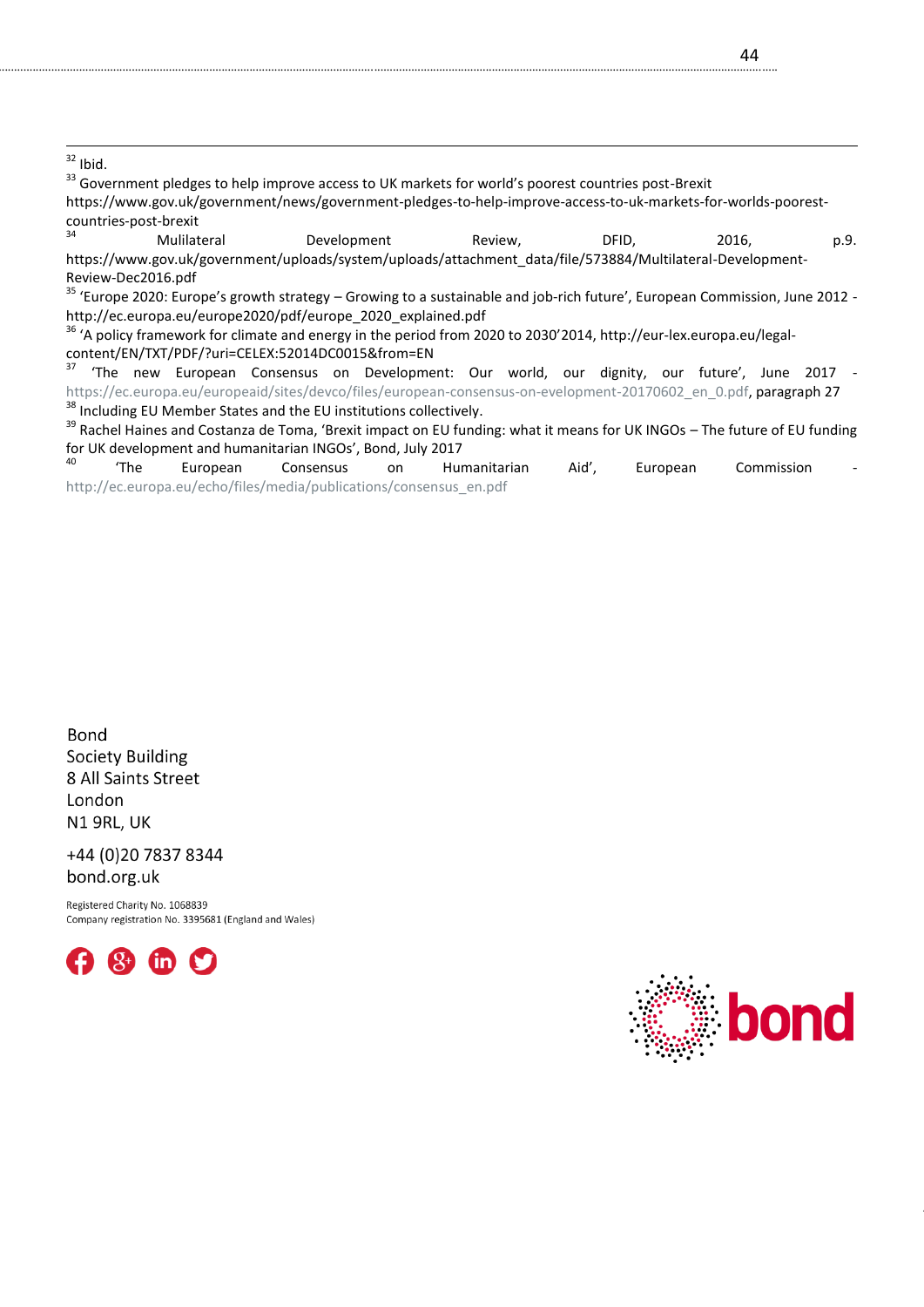[32] Ibid.

[33] Government pledges to help improve access to UK markets for world's poorest countries post-Brexit https://www.gov.uk/government/news/government-pledges-to-help-improve-access-to-uk-markets-for-worlds-poorest-countries-post-brexit

[34] Mulilateral Development Review, DFID, 2016, p.9. https://www.gov.uk/government/uploads/system/uploads/attachment_data/file/573884/Multilateral-Development-Review-Dec2016.pdf

[35] 'Europe 2020: Europe's growth strategy – Growing to a sustainable and job-rich future', European Commission, June 2012 - http://ec.europa.eu/europe2020/pdf/europe_2020_explained.pdf

[36] 'A policy framework for climate and energy in the period from 2020 to 2030'2014, http://eur-lex.europa.eu/legal-content/EN/TXT/PDF/?uri=CELEX:52014DC0015&from=EN

[37] 'The new European Consensus on Development: Our world, our dignity, our future', June 2017 - https://ec.europa.eu/europeaid/sites/devco/files/european-consensus-on-evelopment-20170602_en_0.pdf, paragraph 27

[38] Including EU Member States and the EU institutions collectively.

[39] Rachel Haines and Costanza de Toma, 'Brexit impact on EU funding: what it means for UK INGOs – The future of EU funding for UK development and humanitarian INGOs', Bond, July 2017

[40] 'The European Consensus on Humanitarian Aid', European Commission - http://ec.europa.eu/echo/files/media/publications/consensus_en.pdf

Bond
Society Building
8 All Saints Street
London
N1 9RL, UK

+44 (0)20 7837 8344
bond.org.uk

Registered Charity No. 1068839
Company registration No. 3395681 (England and Wales)

bond